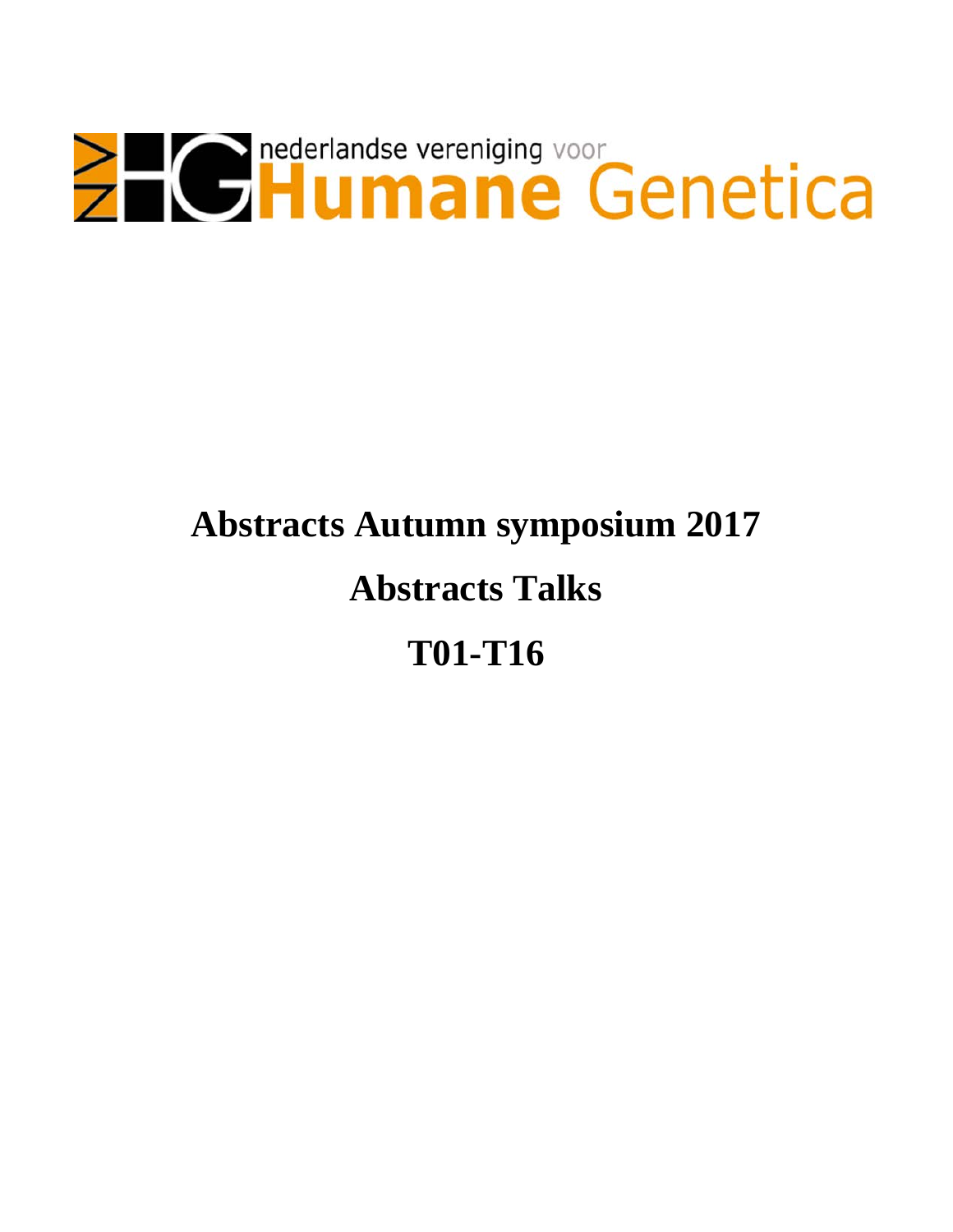nederlandse vereniging voor **Humane Genetica**

# Abstracts Autumn symposium 2017

# Abstracts Talks

# T01-T16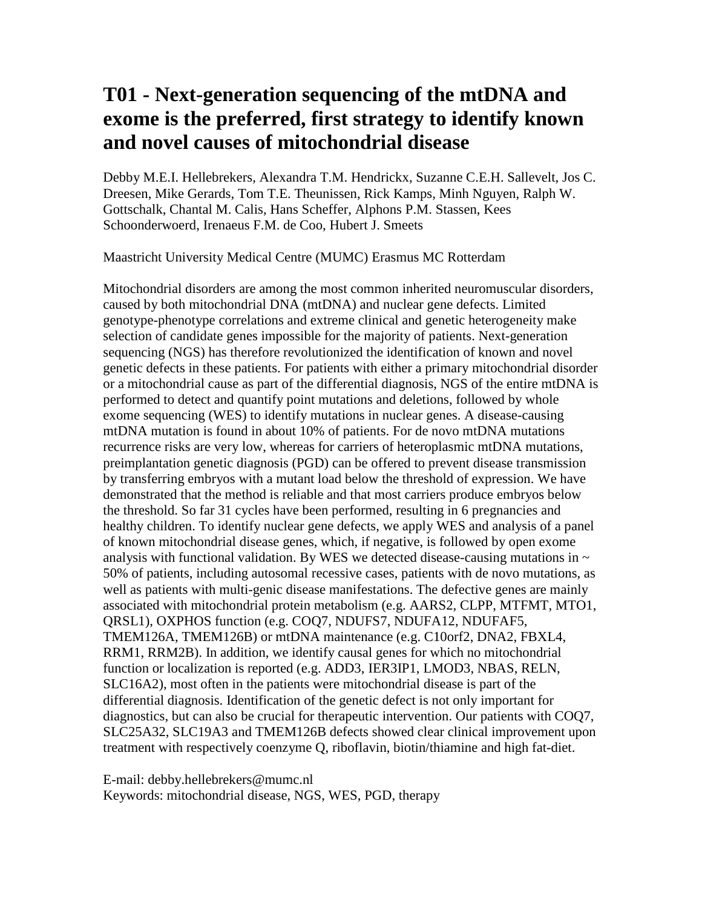# T01 - Next-generation sequencing of the mtDNA and exome is the preferred, first strategy to identify known and novel causes of mitochondrial disease

Debby M.E.I. Hellebrekers, Alexandra T.M. Hendrickx, Suzanne C.E.H. Sallevelt, Jos C. Dreesen, Mike Gerards, Tom T.E. Theunissen, Rick Kamps, Minh Nguyen, Ralph W. Gottschalk, Chantal M. Calis, Hans Scheffer, Alphons P.M. Stassen, Kees Schoonderwoerd, Irenaeus F.M. de Coo, Hubert J. Smeets

Maastricht University Medical Centre (MUMC) Erasmus MC Rotterdam

Mitochondrial disorders are among the most common inherited neuromuscular disorders, caused by both mitochondrial DNA (mtDNA) and nuclear gene defects. Limited genotype-phenotype correlations and extreme clinical and genetic heterogeneity make selection of candidate genes impossible for the majority of patients. Next-generation sequencing (NGS) has therefore revolutionized the identification of known and novel genetic defects in these patients. For patients with either a primary mitochondrial disorder or a mitochondrial cause as part of the differential diagnosis, NGS of the entire mtDNA is performed to detect and quantify point mutations and deletions, followed by whole exome sequencing (WES) to identify mutations in nuclear genes. A disease-causing mtDNA mutation is found in about 10% of patients. For de novo mtDNA mutations recurrence risks are very low, whereas for carriers of heteroplasmic mtDNA mutations, preimplantation genetic diagnosis (PGD) can be offered to prevent disease transmission by transferring embryos with a mutant load below the threshold of expression. We have demonstrated that the method is reliable and that most carriers produce embryos below the threshold. So far 31 cycles have been performed, resulting in 6 pregnancies and healthy children. To identify nuclear gene defects, we apply WES and analysis of a panel of known mitochondrial disease genes, which, if negative, is followed by open exome analysis with functional validation. By WES we detected disease-causing mutations in ~ 50% of patients, including autosomal recessive cases, patients with de novo mutations, as well as patients with multi-genic disease manifestations. The defective genes are mainly associated with mitochondrial protein metabolism (e.g. AARS2, CLPP, MTFMT, MTO1, QRSL1), OXPHOS function (e.g. COQ7, NDUFS7, NDUFA12, NDUFAF5, TMEM126A, TMEM126B) or mtDNA maintenance (e.g. C10orf2, DNA2, FBXL4, RRM1, RRM2B). In addition, we identify causal genes for which no mitochondrial function or localization is reported (e.g. ADD3, IER3IP1, LMOD3, NBAS, RELN, SLC16A2), most often in the patients were mitochondrial disease is part of the differential diagnosis. Identification of the genetic defect is not only important for diagnostics, but can also be crucial for therapeutic intervention. Our patients with COQ7, SLC25A32, SLC19A3 and TMEM126B defects showed clear clinical improvement upon treatment with respectively coenzyme Q, riboflavin, biotin/thiamine and high fat-diet.

E-mail: debby.hellebrekers@mumc.nl
Keywords: mitochondrial disease, NGS, WES, PGD, therapy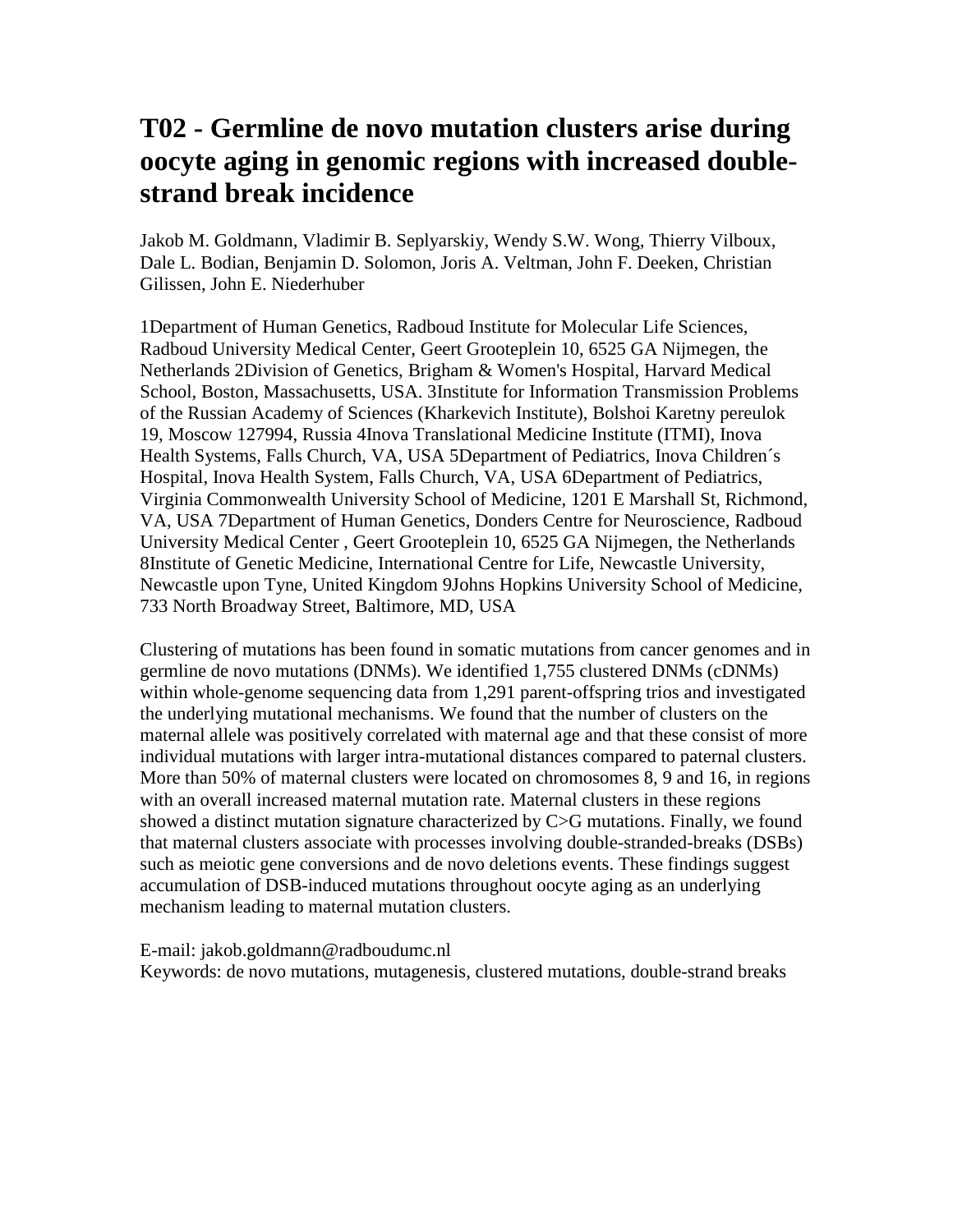# T02 - Germline de novo mutation clusters arise during oocyte aging in genomic regions with increased double-strand break incidence

Jakob M. Goldmann, Vladimir B. Seplyarskiy, Wendy S.W. Wong, Thierry Vilboux, Dale L. Bodian, Benjamin D. Solomon, Joris A. Veltman, John F. Deeken, Christian Gilissen, John E. Niederhuber

1Department of Human Genetics, Radboud Institute for Molecular Life Sciences, Radboud University Medical Center, Geert Grooteplein 10, 6525 GA Nijmegen, the Netherlands 2Division of Genetics, Brigham & Women's Hospital, Harvard Medical School, Boston, Massachusetts, USA. 3Institute for Information Transmission Problems of the Russian Academy of Sciences (Kharkevich Institute), Bolshoi Karetny pereulok 19, Moscow 127994, Russia 4Inova Translational Medicine Institute (ITMI), Inova Health Systems, Falls Church, VA, USA 5Department of Pediatrics, Inova Children´s Hospital, Inova Health System, Falls Church, VA, USA 6Department of Pediatrics, Virginia Commonwealth University School of Medicine, 1201 E Marshall St, Richmond, VA, USA 7Department of Human Genetics, Donders Centre for Neuroscience, Radboud University Medical Center , Geert Grooteplein 10, 6525 GA Nijmegen, the Netherlands 8Institute of Genetic Medicine, International Centre for Life, Newcastle University, Newcastle upon Tyne, United Kingdom 9Johns Hopkins University School of Medicine, 733 North Broadway Street, Baltimore, MD, USA

Clustering of mutations has been found in somatic mutations from cancer genomes and in germline de novo mutations (DNMs). We identified 1,755 clustered DNMs (cDNMs) within whole-genome sequencing data from 1,291 parent-offspring trios and investigated the underlying mutational mechanisms. We found that the number of clusters on the maternal allele was positively correlated with maternal age and that these consist of more individual mutations with larger intra-mutational distances compared to paternal clusters. More than 50% of maternal clusters were located on chromosomes 8, 9 and 16, in regions with an overall increased maternal mutation rate. Maternal clusters in these regions showed a distinct mutation signature characterized by C>G mutations. Finally, we found that maternal clusters associate with processes involving double-stranded-breaks (DSBs) such as meiotic gene conversions and de novo deletions events. These findings suggest accumulation of DSB-induced mutations throughout oocyte aging as an underlying mechanism leading to maternal mutation clusters.

E-mail: jakob.goldmann@radboudumc.nl
Keywords: de novo mutations, mutagenesis, clustered mutations, double-strand breaks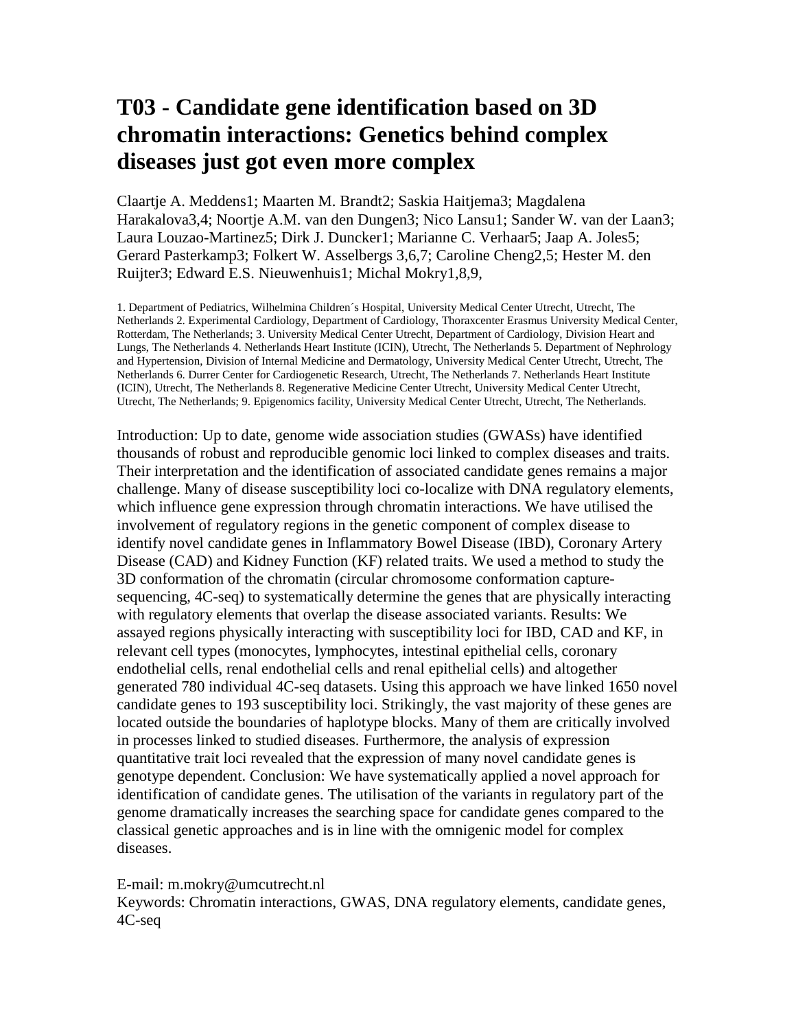# T03 - Candidate gene identification based on 3D chromatin interactions: Genetics behind complex diseases just got even more complex

Claartje A. Meddens[1]; Maarten M. Brandt[2]; Saskia Haitjema[3]; Magdalena Harakalova[3,4]; Noortje A.M. van den Dungen[3]; Nico Lansu[1]; Sander W. van der Laan[3]; Laura Louzao-Martinez[5]; Dirk J. Duncker[1]; Marianne C. Verhaar[5]; Jaap A. Joles[5]; Gerard Pasterkamp[3]; Folkert W. Asselbergs [3,6,7]; Caroline Cheng[2,5]; Hester M. den Ruijter[3]; Edward E.S. Nieuwenhuis[1]; Michal Mokry[1,8,9],

1. Department of Pediatrics, Wilhelmina Children´s Hospital, University Medical Center Utrecht, Utrecht, The Netherlands 2. Experimental Cardiology, Department of Cardiology, Thoraxcenter Erasmus University Medical Center, Rotterdam, The Netherlands; 3. University Medical Center Utrecht, Department of Cardiology, Division Heart and Lungs, The Netherlands 4. Netherlands Heart Institute (ICIN), Utrecht, The Netherlands 5. Department of Nephrology and Hypertension, Division of Internal Medicine and Dermatology, University Medical Center Utrecht, Utrecht, The Netherlands 6. Durrer Center for Cardiogenetic Research, Utrecht, The Netherlands 7. Netherlands Heart Institute (ICIN), Utrecht, The Netherlands 8. Regenerative Medicine Center Utrecht, University Medical Center Utrecht, Utrecht, The Netherlands; 9. Epigenomics facility, University Medical Center Utrecht, Utrecht, The Netherlands.

Introduction: Up to date, genome wide association studies (GWASs) have identified thousands of robust and reproducible genomic loci linked to complex diseases and traits. Their interpretation and the identification of associated candidate genes remains a major challenge. Many of disease susceptibility loci co-localize with DNA regulatory elements, which influence gene expression through chromatin interactions. We have utilised the involvement of regulatory regions in the genetic component of complex disease to identify novel candidate genes in Inflammatory Bowel Disease (IBD), Coronary Artery Disease (CAD) and Kidney Function (KF) related traits. We used a method to study the 3D conformation of the chromatin (circular chromosome conformation capture-sequencing, 4C-seq) to systematically determine the genes that are physically interacting with regulatory elements that overlap the disease associated variants. Results: We assayed regions physically interacting with susceptibility loci for IBD, CAD and KF, in relevant cell types (monocytes, lymphocytes, intestinal epithelial cells, coronary endothelial cells, renal endothelial cells and renal epithelial cells) and altogether generated 780 individual 4C-seq datasets. Using this approach we have linked 1650 novel candidate genes to 193 susceptibility loci. Strikingly, the vast majority of these genes are located outside the boundaries of haplotype blocks. Many of them are critically involved in processes linked to studied diseases. Furthermore, the analysis of expression quantitative trait loci revealed that the expression of many novel candidate genes is genotype dependent. Conclusion: We have systematically applied a novel approach for identification of candidate genes. The utilisation of the variants in regulatory part of the genome dramatically increases the searching space for candidate genes compared to the classical genetic approaches and is in line with the omnigenic model for complex diseases.

E-mail: m.mokry@umcutrecht.nl
Keywords: Chromatin interactions, GWAS, DNA regulatory elements, candidate genes, 4C-seq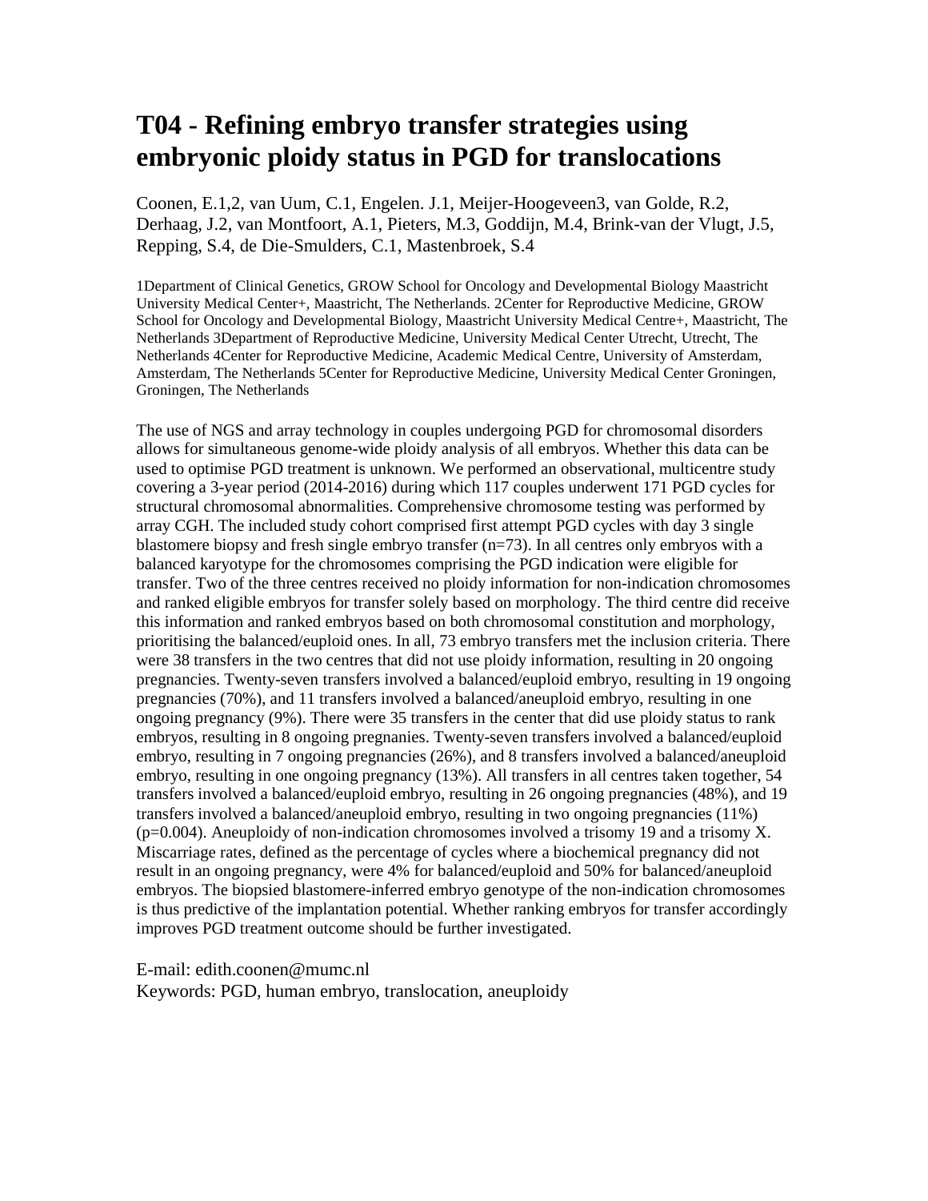# T04 - Refining embryo transfer strategies using embryonic ploidy status in PGD for translocations

Coonen, E.[1,2], van Uum, C.[1], Engelen. J.[1], Meijer-Hoogeveen[3], van Golde, R.[2], Derhaag, J.[2], van Montfoort, A.[1], Pieters, M.[3], Goddijn, M.[4], Brink-van der Vlugt, J.[5], Repping, S.[4], de Die-Smulders, C.[1], Mastenbroek, S.[4]

[1]Department of Clinical Genetics, GROW School for Oncology and Developmental Biology Maastricht University Medical Center+, Maastricht, The Netherlands. [2]Center for Reproductive Medicine, GROW School for Oncology and Developmental Biology, Maastricht University Medical Centre+, Maastricht, The Netherlands [3]Department of Reproductive Medicine, University Medical Center Utrecht, Utrecht, The Netherlands [4]Center for Reproductive Medicine, Academic Medical Centre, University of Amsterdam, Amsterdam, The Netherlands [5]Center for Reproductive Medicine, University Medical Center Groningen, Groningen, The Netherlands

The use of NGS and array technology in couples undergoing PGD for chromosomal disorders allows for simultaneous genome-wide ploidy analysis of all embryos. Whether this data can be used to optimise PGD treatment is unknown. We performed an observational, multicentre study covering a 3-year period (2014-2016) during which 117 couples underwent 171 PGD cycles for structural chromosomal abnormalities. Comprehensive chromosome testing was performed by array CGH. The included study cohort comprised first attempt PGD cycles with day 3 single blastomere biopsy and fresh single embryo transfer (n=73). In all centres only embryos with a balanced karyotype for the chromosomes comprising the PGD indication were eligible for transfer. Two of the three centres received no ploidy information for non-indication chromosomes and ranked eligible embryos for transfer solely based on morphology. The third centre did receive this information and ranked embryos based on both chromosomal constitution and morphology, prioritising the balanced/euploid ones. In all, 73 embryo transfers met the inclusion criteria. There were 38 transfers in the two centres that did not use ploidy information, resulting in 20 ongoing pregnancies. Twenty-seven transfers involved a balanced/euploid embryo, resulting in 19 ongoing pregnancies (70%), and 11 transfers involved a balanced/aneuploid embryo, resulting in one ongoing pregnancy (9%). There were 35 transfers in the center that did use ploidy status to rank embryos, resulting in 8 ongoing pregnanies. Twenty-seven transfers involved a balanced/euploid embryo, resulting in 7 ongoing pregnancies (26%), and 8 transfers involved a balanced/aneuploid embryo, resulting in one ongoing pregnancy (13%). All transfers in all centres taken together, 54 transfers involved a balanced/euploid embryo, resulting in 26 ongoing pregnancies (48%), and 19 transfers involved a balanced/aneuploid embryo, resulting in two ongoing pregnancies (11%) ($p=0.004$). Aneuploidy of non-indication chromosomes involved a trisomy 19 and a trisomy X. Miscarriage rates, defined as the percentage of cycles where a biochemical pregnancy did not result in an ongoing pregnancy, were 4% for balanced/euploid and 50% for balanced/aneuploid embryos. The biopsied blastomere-inferred embryo genotype of the non-indication chromosomes is thus predictive of the implantation potential. Whether ranking embryos for transfer accordingly improves PGD treatment outcome should be further investigated.

E-mail: edith.coonen@mumc.nl
Keywords: PGD, human embryo, translocation, aneuploidy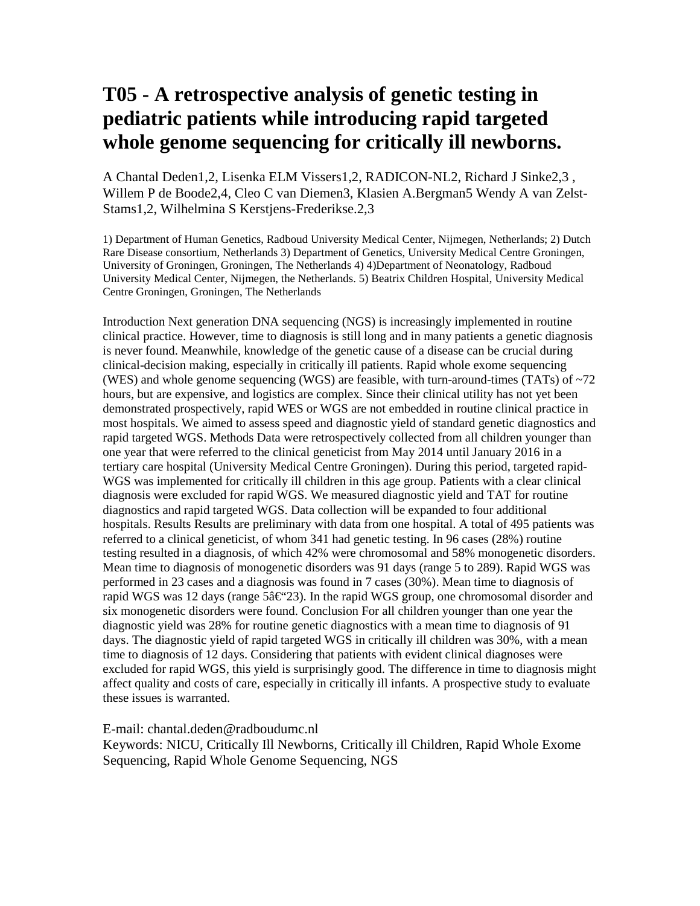# T05 - A retrospective analysis of genetic testing in pediatric patients while introducing rapid targeted whole genome sequencing for critically ill newborns.

A Chantal Deden[1,2], Lisenka ELM Vissers[1,2], RADICON-NL[2], Richard J Sinke[2,3] , Willem P de Boode[2,4], Cleo C van Diemen[3], Klasien A.Bergman[5] Wendy A van Zelst-Stams[1,2], Wilhelmina S Kerstjens-Frederikse.[2,3]

1) Department of Human Genetics, Radboud University Medical Center, Nijmegen, Netherlands; 2) Dutch Rare Disease consortium, Netherlands 3) Department of Genetics, University Medical Centre Groningen, University of Groningen, Groningen, The Netherlands 4) 4)Department of Neonatology, Radboud University Medical Center, Nijmegen, the Netherlands. 5) Beatrix Children Hospital, University Medical Centre Groningen, Groningen, The Netherlands

Introduction Next generation DNA sequencing (NGS) is increasingly implemented in routine clinical practice. However, time to diagnosis is still long and in many patients a genetic diagnosis is never found. Meanwhile, knowledge of the genetic cause of a disease can be crucial during clinical-decision making, especially in critically ill patients. Rapid whole exome sequencing (WES) and whole genome sequencing (WGS) are feasible, with turn-around-times (TATs) of ~72 hours, but are expensive, and logistics are complex. Since their clinical utility has not yet been demonstrated prospectively, rapid WES or WGS are not embedded in routine clinical practice in most hospitals. We aimed to assess speed and diagnostic yield of standard genetic diagnostics and rapid targeted WGS. Methods Data were retrospectively collected from all children younger than one year that were referred to the clinical geneticist from May 2014 until January 2016 in a tertiary care hospital (University Medical Centre Groningen). During this period, targeted rapid-WGS was implemented for critically ill children in this age group. Patients with a clear clinical diagnosis were excluded for rapid WGS. We measured diagnostic yield and TAT for routine diagnostics and rapid targeted WGS. Data collection will be expanded to four additional hospitals. Results Results are preliminary with data from one hospital. A total of 495 patients was referred to a clinical geneticist, of whom 341 had genetic testing. In 96 cases (28%) routine testing resulted in a diagnosis, of which 42% were chromosomal and 58% monogenetic disorders. Mean time to diagnosis of monogenetic disorders was 91 days (range 5 to 289). Rapid WGS was performed in 23 cases and a diagnosis was found in 7 cases (30%). Mean time to diagnosis of rapid WGS was 12 days (range 5â€"23). In the rapid WGS group, one chromosomal disorder and six monogenetic disorders were found. Conclusion For all children younger than one year the diagnostic yield was 28% for routine genetic diagnostics with a mean time to diagnosis of 91 days. The diagnostic yield of rapid targeted WGS in critically ill children was 30%, with a mean time to diagnosis of 12 days. Considering that patients with evident clinical diagnoses were excluded for rapid WGS, this yield is surprisingly good. The difference in time to diagnosis might affect quality and costs of care, especially in critically ill infants. A prospective study to evaluate these issues is warranted.

E-mail: chantal.deden@radboudumc.nl
Keywords: NICU, Critically Ill Newborns, Critically ill Children, Rapid Whole Exome Sequencing, Rapid Whole Genome Sequencing, NGS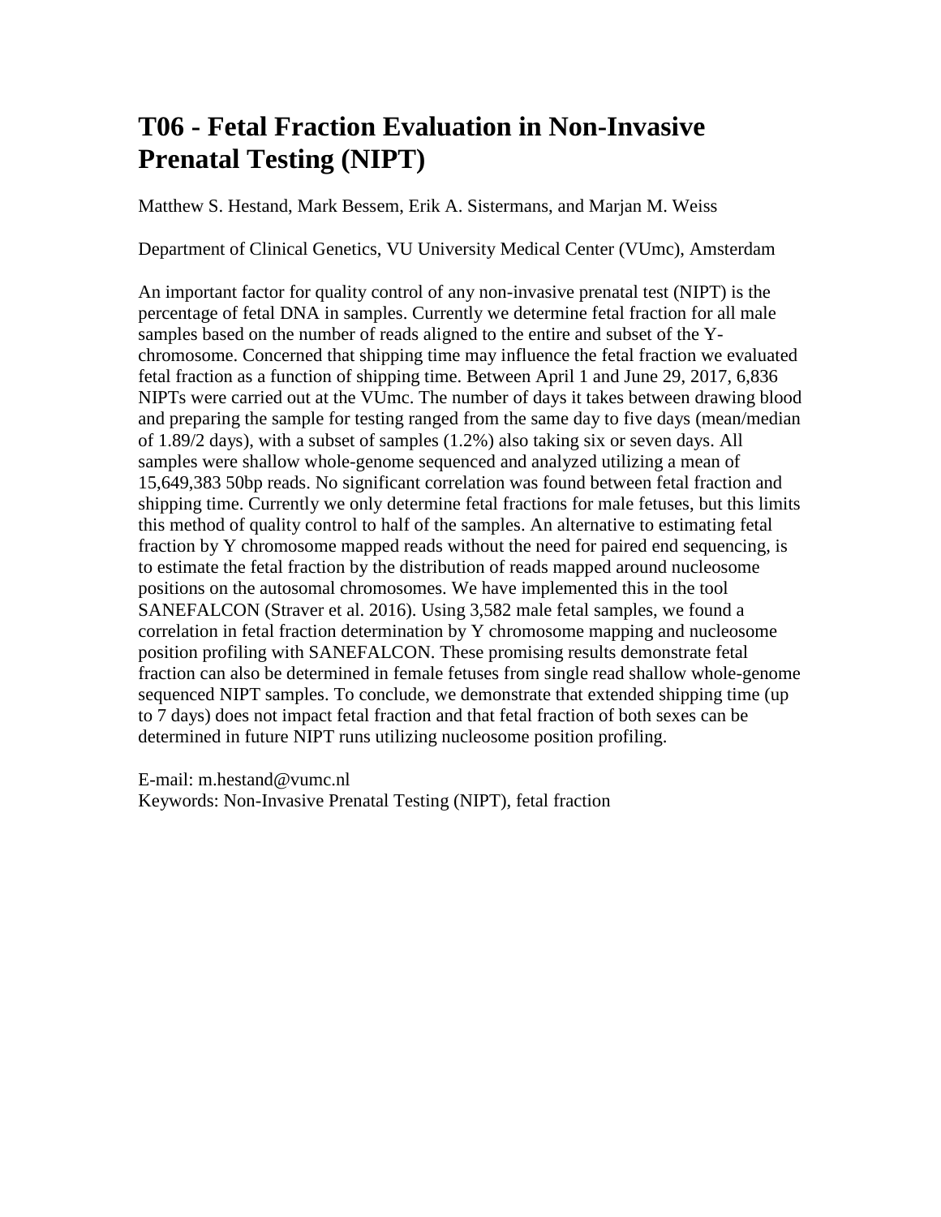# T06 - Fetal Fraction Evaluation in Non-Invasive Prenatal Testing (NIPT)

Matthew S. Hestand, Mark Bessem, Erik A. Sistermans, and Marjan M. Weiss

Department of Clinical Genetics, VU University Medical Center (VUmc), Amsterdam

An important factor for quality control of any non-invasive prenatal test (NIPT) is the percentage of fetal DNA in samples. Currently we determine fetal fraction for all male samples based on the number of reads aligned to the entire and subset of the Y-chromosome. Concerned that shipping time may influence the fetal fraction we evaluated fetal fraction as a function of shipping time. Between April 1 and June 29, 2017, 6,836 NIPTs were carried out at the VUmc. The number of days it takes between drawing blood and preparing the sample for testing ranged from the same day to five days (mean/median of 1.89/2 days), with a subset of samples (1.2%) also taking six or seven days. All samples were shallow whole-genome sequenced and analyzed utilizing a mean of 15,649,383 50bp reads. No significant correlation was found between fetal fraction and shipping time. Currently we only determine fetal fractions for male fetuses, but this limits this method of quality control to half of the samples. An alternative to estimating fetal fraction by Y chromosome mapped reads without the need for paired end sequencing, is to estimate the fetal fraction by the distribution of reads mapped around nucleosome positions on the autosomal chromosomes. We have implemented this in the tool SANEFALCON (Straver et al. 2016). Using 3,582 male fetal samples, we found a correlation in fetal fraction determination by Y chromosome mapping and nucleosome position profiling with SANEFALCON. These promising results demonstrate fetal fraction can also be determined in female fetuses from single read shallow whole-genome sequenced NIPT samples. To conclude, we demonstrate that extended shipping time (up to 7 days) does not impact fetal fraction and that fetal fraction of both sexes can be determined in future NIPT runs utilizing nucleosome position profiling.

E-mail: m.hestand@vumc.nl
Keywords: Non-Invasive Prenatal Testing (NIPT), fetal fraction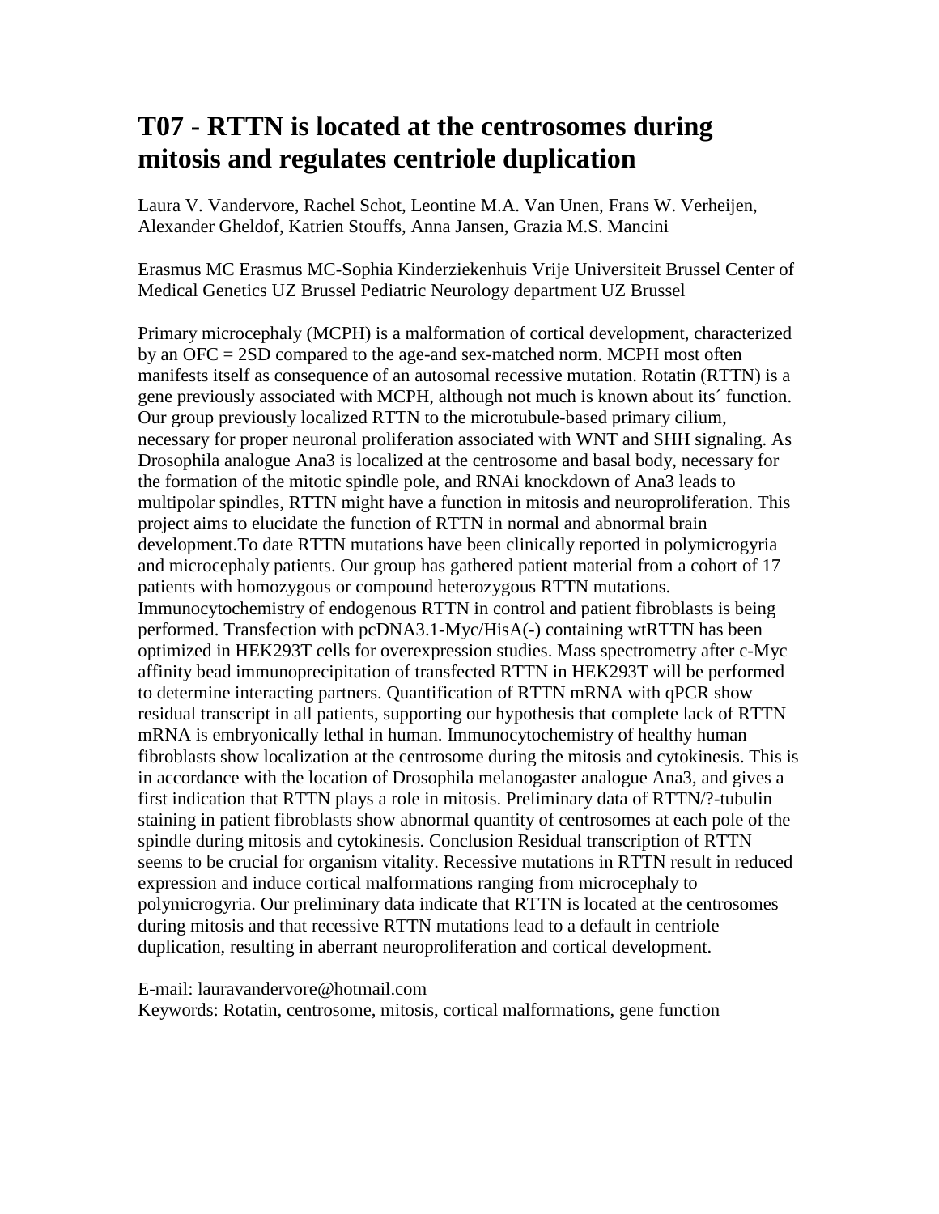# T07 - RTTN is located at the centrosomes during mitosis and regulates centriole duplication

Laura V. Vandervore, Rachel Schot, Leontine M.A. Van Unen, Frans W. Verheijen, Alexander Gheldof, Katrien Stouffs, Anna Jansen, Grazia M.S. Mancini

Erasmus MC Erasmus MC-Sophia Kinderziekenhuis Vrije Universiteit Brussel Center of Medical Genetics UZ Brussel Pediatric Neurology department UZ Brussel

Primary microcephaly (MCPH) is a malformation of cortical development, characterized by an OFC = 2SD compared to the age-and sex-matched norm. MCPH most often manifests itself as consequence of an autosomal recessive mutation. Rotatin (RTTN) is a gene previously associated with MCPH, although not much is known about its´ function. Our group previously localized RTTN to the microtubule-based primary cilium, necessary for proper neuronal proliferation associated with WNT and SHH signaling. As Drosophila analogue Ana3 is localized at the centrosome and basal body, necessary for the formation of the mitotic spindle pole, and RNAi knockdown of Ana3 leads to multipolar spindles, RTTN might have a function in mitosis and neuroproliferation. This project aims to elucidate the function of RTTN in normal and abnormal brain development.To date RTTN mutations have been clinically reported in polymicrogyria and microcephaly patients. Our group has gathered patient material from a cohort of 17 patients with homozygous or compound heterozygous RTTN mutations. Immunocytochemistry of endogenous RTTN in control and patient fibroblasts is being performed. Transfection with pcDNA3.1-Myc/HisA(-) containing wtRTTN has been optimized in HEK293T cells for overexpression studies. Mass spectrometry after c-Myc affinity bead immunoprecipitation of transfected RTTN in HEK293T will be performed to determine interacting partners. Quantification of RTTN mRNA with qPCR show residual transcript in all patients, supporting our hypothesis that complete lack of RTTN mRNA is embryonically lethal in human. Immunocytochemistry of healthy human fibroblasts show localization at the centrosome during the mitosis and cytokinesis. This is in accordance with the location of Drosophila melanogaster analogue Ana3, and gives a first indication that RTTN plays a role in mitosis. Preliminary data of RTTN/?-tubulin staining in patient fibroblasts show abnormal quantity of centrosomes at each pole of the spindle during mitosis and cytokinesis. Conclusion Residual transcription of RTTN seems to be crucial for organism vitality. Recessive mutations in RTTN result in reduced expression and induce cortical malformations ranging from microcephaly to polymicrogyria. Our preliminary data indicate that RTTN is located at the centrosomes during mitosis and that recessive RTTN mutations lead to a default in centriole duplication, resulting in aberrant neuroproliferation and cortical development.

E-mail: lauravandervore@hotmail.com
Keywords: Rotatin, centrosome, mitosis, cortical malformations, gene function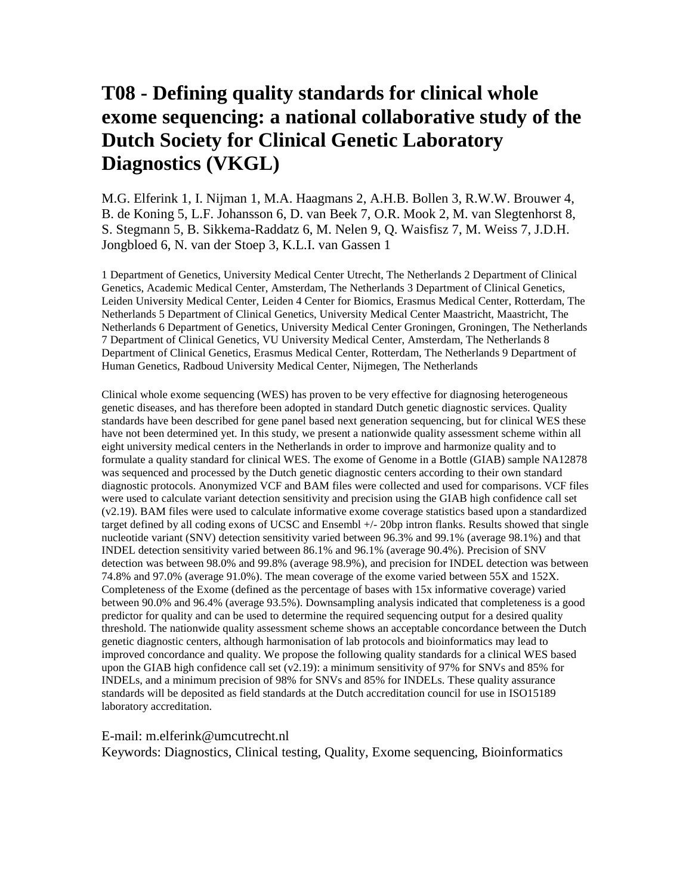# T08 - Defining quality standards for clinical whole exome sequencing: a national collaborative study of the Dutch Society for Clinical Genetic Laboratory Diagnostics (VKGL)

M.G. Elferink 1, I. Nijman 1, M.A. Haagmans 2, A.H.B. Bollen 3, R.W.W. Brouwer 4, B. de Koning 5, L.F. Johansson 6, D. van Beek 7, O.R. Mook 2, M. van Slegtenhorst 8, S. Stegmann 5, B. Sikkema-Raddatz 6, M. Nelen 9, Q. Waisfisz 7, M. Weiss 7, J.D.H. Jongbloed 6, N. van der Stoep 3, K.L.I. van Gassen 1

1 Department of Genetics, University Medical Center Utrecht, The Netherlands 2 Department of Clinical Genetics, Academic Medical Center, Amsterdam, The Netherlands 3 Department of Clinical Genetics, Leiden University Medical Center, Leiden 4 Center for Biomics, Erasmus Medical Center, Rotterdam, The Netherlands 5 Department of Clinical Genetics, University Medical Center Maastricht, Maastricht, The Netherlands 6 Department of Genetics, University Medical Center Groningen, Groningen, The Netherlands 7 Department of Clinical Genetics, VU University Medical Center, Amsterdam, The Netherlands 8 Department of Clinical Genetics, Erasmus Medical Center, Rotterdam, The Netherlands 9 Department of Human Genetics, Radboud University Medical Center, Nijmegen, The Netherlands

Clinical whole exome sequencing (WES) has proven to be very effective for diagnosing heterogeneous genetic diseases, and has therefore been adopted in standard Dutch genetic diagnostic services. Quality standards have been described for gene panel based next generation sequencing, but for clinical WES these have not been determined yet. In this study, we present a nationwide quality assessment scheme within all eight university medical centers in the Netherlands in order to improve and harmonize quality and to formulate a quality standard for clinical WES. The exome of Genome in a Bottle (GIAB) sample NA12878 was sequenced and processed by the Dutch genetic diagnostic centers according to their own standard diagnostic protocols. Anonymized VCF and BAM files were collected and used for comparisons. VCF files were used to calculate variant detection sensitivity and precision using the GIAB high confidence call set (v2.19). BAM files were used to calculate informative exome coverage statistics based upon a standardized target defined by all coding exons of UCSC and Ensembl +/- 20bp intron flanks. Results showed that single nucleotide variant (SNV) detection sensitivity varied between 96.3% and 99.1% (average 98.1%) and that INDEL detection sensitivity varied between 86.1% and 96.1% (average 90.4%). Precision of SNV detection was between 98.0% and 99.8% (average 98.9%), and precision for INDEL detection was between 74.8% and 97.0% (average 91.0%). The mean coverage of the exome varied between 55X and 152X. Completeness of the Exome (defined as the percentage of bases with 15x informative coverage) varied between 90.0% and 96.4% (average 93.5%). Downsampling analysis indicated that completeness is a good predictor for quality and can be used to determine the required sequencing output for a desired quality threshold. The nationwide quality assessment scheme shows an acceptable concordance between the Dutch genetic diagnostic centers, although harmonisation of lab protocols and bioinformatics may lead to improved concordance and quality. We propose the following quality standards for a clinical WES based upon the GIAB high confidence call set (v2.19): a minimum sensitivity of 97% for SNVs and 85% for INDELs, and a minimum precision of 98% for SNVs and 85% for INDELs. These quality assurance standards will be deposited as field standards at the Dutch accreditation council for use in ISO15189 laboratory accreditation.

E-mail: m.elferink@umcutrecht.nl
Keywords: Diagnostics, Clinical testing, Quality, Exome sequencing, Bioinformatics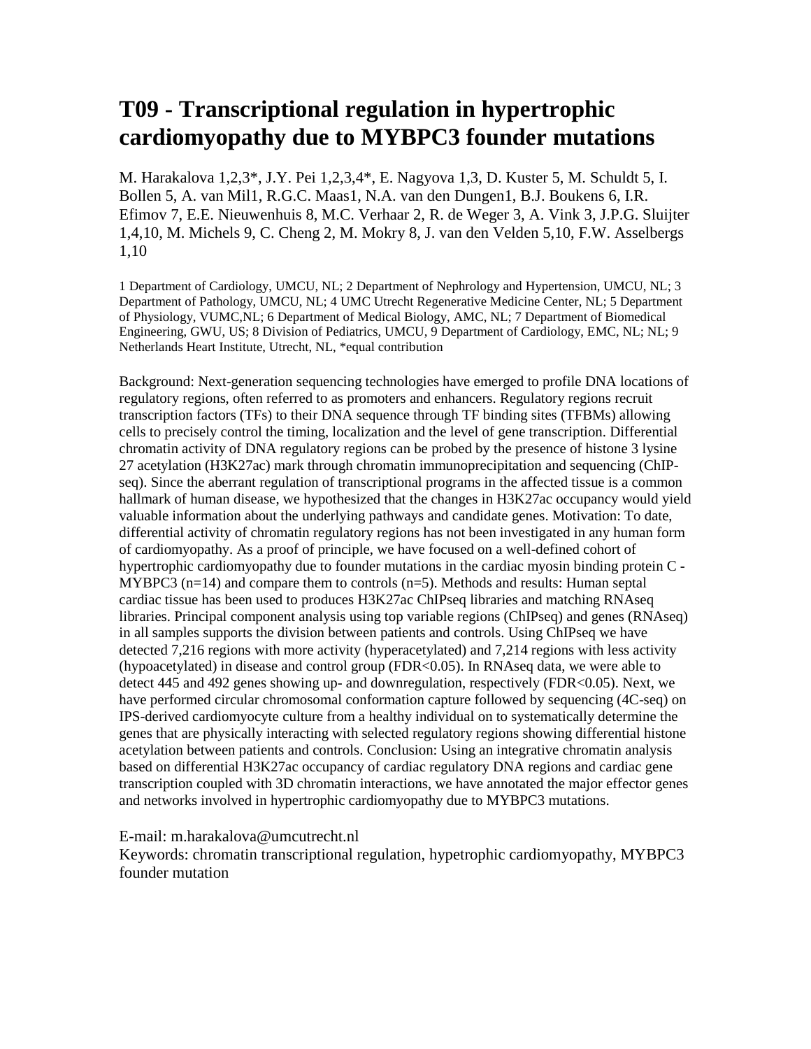# T09 - Transcriptional regulation in hypertrophic cardiomyopathy due to MYBPC3 founder mutations

M. Harakalova 1,2,3*, J.Y. Pei 1,2,3,4*, E. Nagyova 1,3, D. Kuster 5, M. Schuldt 5, I. Bollen 5, A. van Mil1, R.G.C. Maas1, N.A. van den Dungen1, B.J. Boukens 6, I.R. Efimov 7, E.E. Nieuwenhuis 8, M.C. Verhaar 2, R. de Weger 3, A. Vink 3, J.P.G. Sluijter 1,4,10, M. Michels 9, C. Cheng 2, M. Mokry 8, J. van den Velden 5,10, F.W. Asselbergs 1,10

1 Department of Cardiology, UMCU, NL; 2 Department of Nephrology and Hypertension, UMCU, NL; 3 Department of Pathology, UMCU, NL; 4 UMC Utrecht Regenerative Medicine Center, NL; 5 Department of Physiology, VUMC,NL; 6 Department of Medical Biology, AMC, NL; 7 Department of Biomedical Engineering, GWU, US; 8 Division of Pediatrics, UMCU, 9 Department of Cardiology, EMC, NL; NL; 9 Netherlands Heart Institute, Utrecht, NL, *equal contribution

Background: Next-generation sequencing technologies have emerged to profile DNA locations of regulatory regions, often referred to as promoters and enhancers. Regulatory regions recruit transcription factors (TFs) to their DNA sequence through TF binding sites (TFBMs) allowing cells to precisely control the timing, localization and the level of gene transcription. Differential chromatin activity of DNA regulatory regions can be probed by the presence of histone 3 lysine 27 acetylation (H3K27ac) mark through chromatin immunoprecipitation and sequencing (ChIP-seq). Since the aberrant regulation of transcriptional programs in the affected tissue is a common hallmark of human disease, we hypothesized that the changes in H3K27ac occupancy would yield valuable information about the underlying pathways and candidate genes. Motivation: To date, differential activity of chromatin regulatory regions has not been investigated in any human form of cardiomyopathy. As a proof of principle, we have focused on a well-defined cohort of hypertrophic cardiomyopathy due to founder mutations in the cardiac myosin binding protein C - MYBPC3 (n=14) and compare them to controls (n=5). Methods and results: Human septal cardiac tissue has been used to produces H3K27ac ChIPseq libraries and matching RNAseq libraries. Principal component analysis using top variable regions (ChIPseq) and genes (RNAseq) in all samples supports the division between patients and controls. Using ChIPseq we have detected 7,216 regions with more activity (hyperacetylated) and 7,214 regions with less activity (hypoacetylated) in disease and control group (FDR<0.05). In RNAseq data, we were able to detect 445 and 492 genes showing up- and downregulation, respectively (FDR<0.05). Next, we have performed circular chromosomal conformation capture followed by sequencing (4C-seq) on IPS-derived cardiomyocyte culture from a healthy individual on to systematically determine the genes that are physically interacting with selected regulatory regions showing differential histone acetylation between patients and controls. Conclusion: Using an integrative chromatin analysis based on differential H3K27ac occupancy of cardiac regulatory DNA regions and cardiac gene transcription coupled with 3D chromatin interactions, we have annotated the major effector genes and networks involved in hypertrophic cardiomyopathy due to MYBPC3 mutations.

E-mail: m.harakalova@umcutrecht.nl
Keywords: chromatin transcriptional regulation, hypetrophic cardiomyopathy, MYBPC3 founder mutation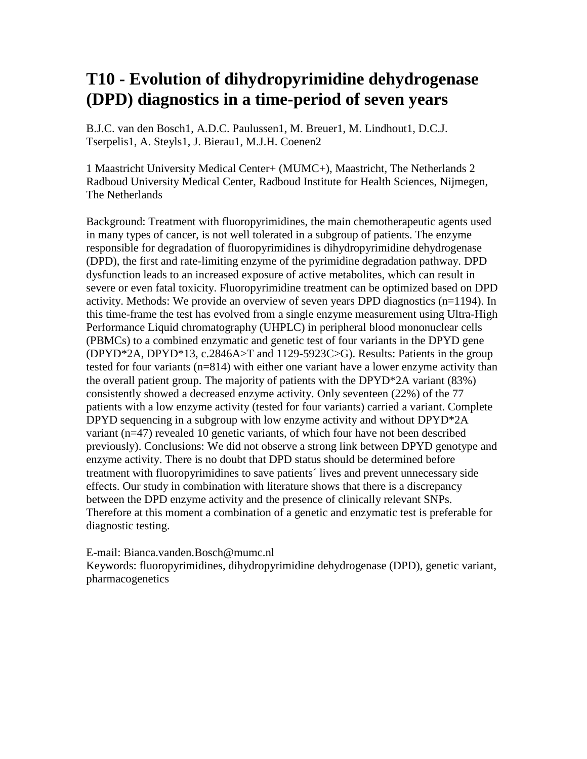# T10 - Evolution of dihydropyrimidine dehydrogenase (DPD) diagnostics in a time-period of seven years

B.J.C. van den Bosch[1], A.D.C. Paulussen[1], M. Breuer[1], M. Lindhout[1], D.C.J. Tserpelis[1], A. Steyls[1], J. Bierau[1], M.J.H. Coenen[2]

[1] Maastricht University Medical Center+ (MUMC+), Maastricht, The Netherlands [2] Radboud University Medical Center, Radboud Institute for Health Sciences, Nijmegen, The Netherlands

Background: Treatment with fluoropyrimidines, the main chemotherapeutic agents used in many types of cancer, is not well tolerated in a subgroup of patients. The enzyme responsible for degradation of fluoropyrimidines is dihydropyrimidine dehydrogenase (DPD), the first and rate-limiting enzyme of the pyrimidine degradation pathway. DPD dysfunction leads to an increased exposure of active metabolites, which can result in severe or even fatal toxicity. Fluoropyrimidine treatment can be optimized based on DPD activity. Methods: We provide an overview of seven years DPD diagnostics (n=1194). In this time-frame the test has evolved from a single enzyme measurement using Ultra-High Performance Liquid chromatography (UHPLC) in peripheral blood mononuclear cells (PBMCs) to a combined enzymatic and genetic test of four variants in the DPYD gene (DPYD*2A, DPYD*13, c.2846A>T and 1129-5923C>G). Results: Patients in the group tested for four variants (n=814) with either one variant have a lower enzyme activity than the overall patient group. The majority of patients with the DPYD*2A variant (83%) consistently showed a decreased enzyme activity. Only seventeen (22%) of the 77 patients with a low enzyme activity (tested for four variants) carried a variant. Complete DPYD sequencing in a subgroup with low enzyme activity and without DPYD*2A variant (n=47) revealed 10 genetic variants, of which four have not been described previously). Conclusions: We did not observe a strong link between DPYD genotype and enzyme activity. There is no doubt that DPD status should be determined before treatment with fluoropyrimidines to save patients´ lives and prevent unnecessary side effects. Our study in combination with literature shows that there is a discrepancy between the DPD enzyme activity and the presence of clinically relevant SNPs. Therefore at this moment a combination of a genetic and enzymatic test is preferable for diagnostic testing.

E-mail: Bianca.vanden.Bosch@mumc.nl

Keywords: fluoropyrimidines, dihydropyrimidine dehydrogenase (DPD), genetic variant, pharmacogenetics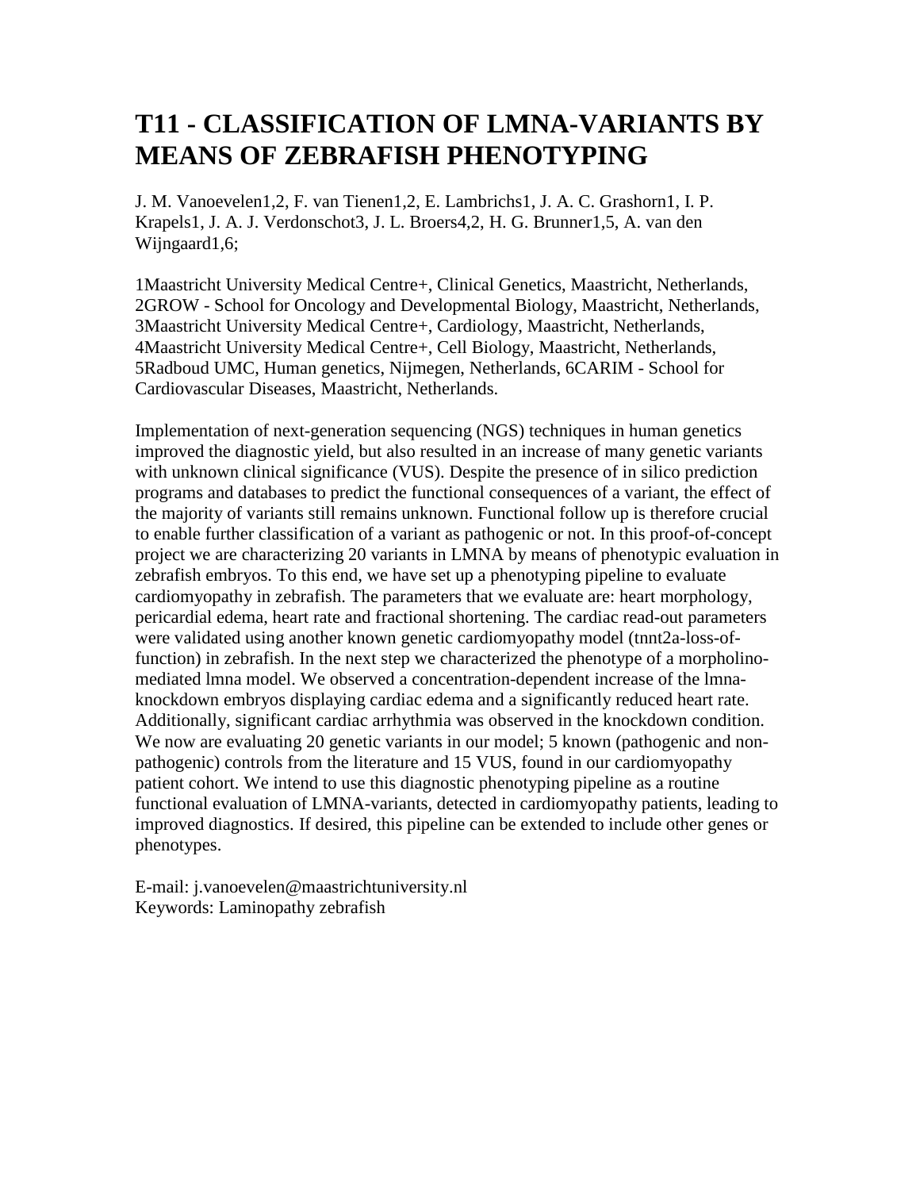# T11 - CLASSIFICATION OF LMNA-VARIANTS BY MEANS OF ZEBRAFISH PHENOTYPING

J. M. Vanoevelen[1,2], F. van Tienen[1,2], E. Lambrichs[1], J. A. C. Grashorn[1], I. P. Krapels[1], J. A. J. Verdonschot[3], J. L. Broers[4,2], H. G. Brunner[1,5], A. van den Wijngaard[1,6];

[1]Maastricht University Medical Centre+, Clinical Genetics, Maastricht, Netherlands, [2]GROW - School for Oncology and Developmental Biology, Maastricht, Netherlands, [3]Maastricht University Medical Centre+, Cardiology, Maastricht, Netherlands, [4]Maastricht University Medical Centre+, Cell Biology, Maastricht, Netherlands, [5]Radboud UMC, Human genetics, Nijmegen, Netherlands, [6]CARIM - School for Cardiovascular Diseases, Maastricht, Netherlands.

Implementation of next-generation sequencing (NGS) techniques in human genetics improved the diagnostic yield, but also resulted in an increase of many genetic variants with unknown clinical significance (VUS). Despite the presence of in silico prediction programs and databases to predict the functional consequences of a variant, the effect of the majority of variants still remains unknown. Functional follow up is therefore crucial to enable further classification of a variant as pathogenic or not. In this proof-of-concept project we are characterizing 20 variants in LMNA by means of phenotypic evaluation in zebrafish embryos. To this end, we have set up a phenotyping pipeline to evaluate cardiomyopathy in zebrafish. The parameters that we evaluate are: heart morphology, pericardial edema, heart rate and fractional shortening. The cardiac read-out parameters were validated using another known genetic cardiomyopathy model (tnnt2a-loss-of-function) in zebrafish. In the next step we characterized the phenotype of a morpholino-mediated lmna model. We observed a concentration-dependent increase of the lmna-knockdown embryos displaying cardiac edema and a significantly reduced heart rate. Additionally, significant cardiac arrhythmia was observed in the knockdown condition. We now are evaluating 20 genetic variants in our model; 5 known (pathogenic and non-pathogenic) controls from the literature and 15 VUS, found in our cardiomyopathy patient cohort. We intend to use this diagnostic phenotyping pipeline as a routine functional evaluation of LMNA-variants, detected in cardiomyopathy patients, leading to improved diagnostics. If desired, this pipeline can be extended to include other genes or phenotypes.

E-mail: j.vanoevelen@maastrichtuniversity.nl
Keywords: Laminopathy zebrafish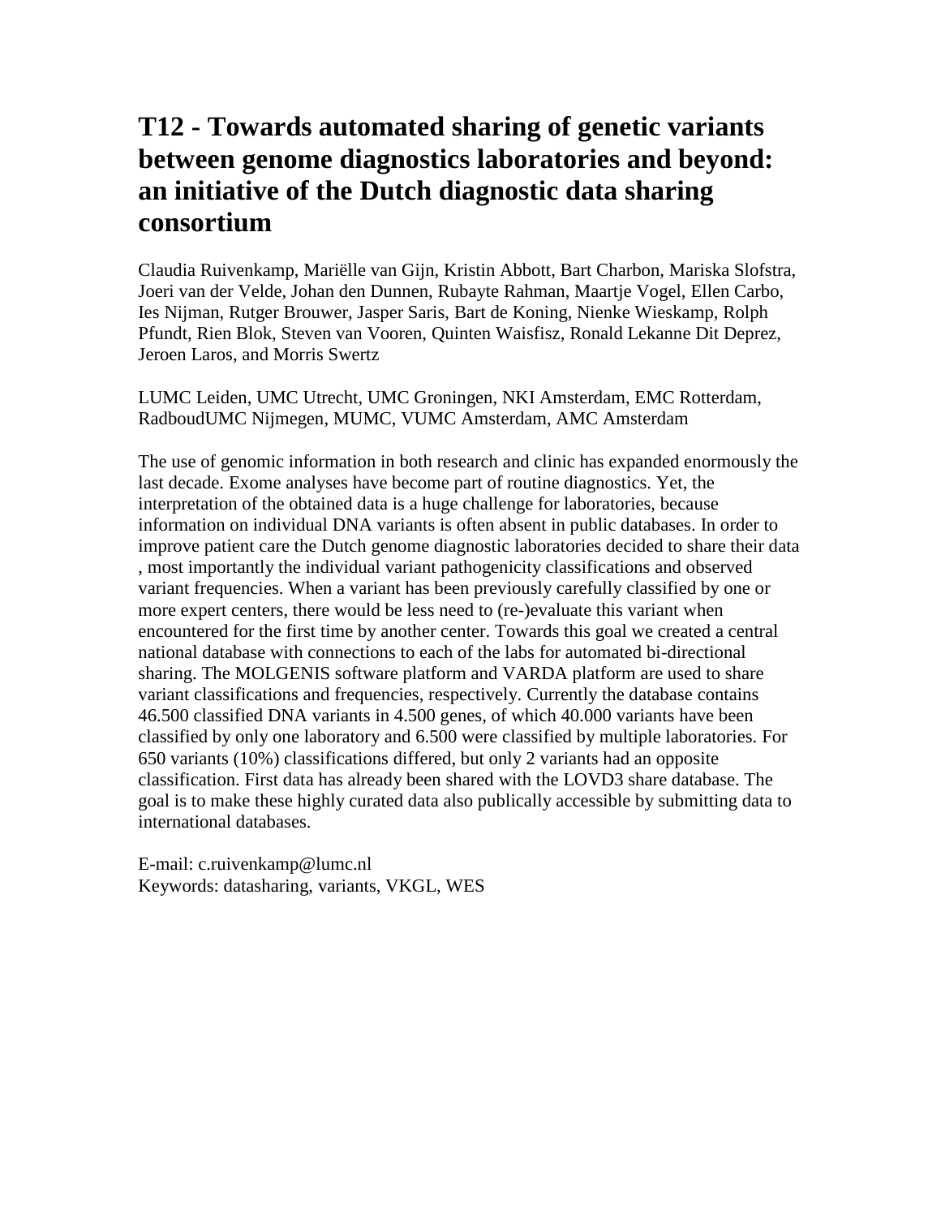# T12 - Towards automated sharing of genetic variants between genome diagnostics laboratories and beyond: an initiative of the Dutch diagnostic data sharing consortium

Claudia Ruivenkamp, Mariëlle van Gijn, Kristin Abbott, Bart Charbon, Mariska Slofstra, Joeri van der Velde, Johan den Dunnen, Rubayte Rahman, Maartje Vogel, Ellen Carbo, Ies Nijman, Rutger Brouwer, Jasper Saris, Bart de Koning, Nienke Wieskamp, Rolph Pfundt, Rien Blok, Steven van Vooren, Quinten Waisfisz, Ronald Lekanne Dit Deprez, Jeroen Laros, and Morris Swertz

LUMC Leiden, UMC Utrecht, UMC Groningen, NKI Amsterdam, EMC Rotterdam, RadboudUMC Nijmegen, MUMC, VUMC Amsterdam, AMC Amsterdam

The use of genomic information in both research and clinic has expanded enormously the last decade. Exome analyses have become part of routine diagnostics. Yet, the interpretation of the obtained data is a huge challenge for laboratories, because information on individual DNA variants is often absent in public databases. In order to improve patient care the Dutch genome diagnostic laboratories decided to share their data , most importantly the individual variant pathogenicity classifications and observed variant frequencies. When a variant has been previously carefully classified by one or more expert centers, there would be less need to (re-)evaluate this variant when encountered for the first time by another center. Towards this goal we created a central national database with connections to each of the labs for automated bi-directional sharing. The MOLGENIS software platform and VARDA platform are used to share variant classifications and frequencies, respectively. Currently the database contains 46.500 classified DNA variants in 4.500 genes, of which 40.000 variants have been classified by only one laboratory and 6.500 were classified by multiple laboratories. For 650 variants (10%) classifications differed, but only 2 variants had an opposite classification. First data has already been shared with the LOVD3 share database. The goal is to make these highly curated data also publically accessible by submitting data to international databases.

E-mail: c.ruivenkamp@lumc.nl
Keywords: datasharing, variants, VKGL, WES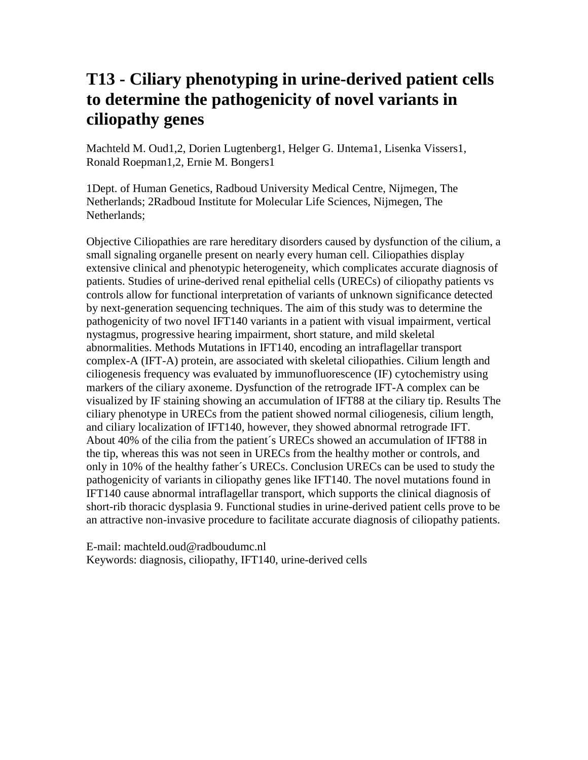# T13 - Ciliary phenotyping in urine-derived patient cells to determine the pathogenicity of novel variants in ciliopathy genes

Machteld M. Oud[1,2], Dorien Lugtenberg[1], Helger G. IJntema[1], Lisenka Vissers[1], Ronald Roepman[1,2], Ernie M. Bongers[1]

[1]Dept. of Human Genetics, Radboud University Medical Centre, Nijmegen, The Netherlands; [2]Radboud Institute for Molecular Life Sciences, Nijmegen, The Netherlands;

Objective Ciliopathies are rare hereditary disorders caused by dysfunction of the cilium, a small signaling organelle present on nearly every human cell. Ciliopathies display extensive clinical and phenotypic heterogeneity, which complicates accurate diagnosis of patients. Studies of urine-derived renal epithelial cells (URECs) of ciliopathy patients vs controls allow for functional interpretation of variants of unknown significance detected by next-generation sequencing techniques. The aim of this study was to determine the pathogenicity of two novel IFT140 variants in a patient with visual impairment, vertical nystagmus, progressive hearing impairment, short stature, and mild skeletal abnormalities. Methods Mutations in IFT140, encoding an intraflagellar transport complex-A (IFT-A) protein, are associated with skeletal ciliopathies. Cilium length and ciliogenesis frequency was evaluated by immunofluorescence (IF) cytochemistry using markers of the ciliary axoneme. Dysfunction of the retrograde IFT-A complex can be visualized by IF staining showing an accumulation of IFT88 at the ciliary tip. Results The ciliary phenotype in URECs from the patient showed normal ciliogenesis, cilium length, and ciliary localization of IFT140, however, they showed abnormal retrograde IFT. About 40% of the cilia from the patient´s URECs showed an accumulation of IFT88 in the tip, whereas this was not seen in URECs from the healthy mother or controls, and only in 10% of the healthy father´s URECs. Conclusion URECs can be used to study the pathogenicity of variants in ciliopathy genes like IFT140. The novel mutations found in IFT140 cause abnormal intraflagellar transport, which supports the clinical diagnosis of short-rib thoracic dysplasia 9. Functional studies in urine-derived patient cells prove to be an attractive non-invasive procedure to facilitate accurate diagnosis of ciliopathy patients.

E-mail: machteld.oud@radboudumc.nl
Keywords: diagnosis, ciliopathy, IFT140, urine-derived cells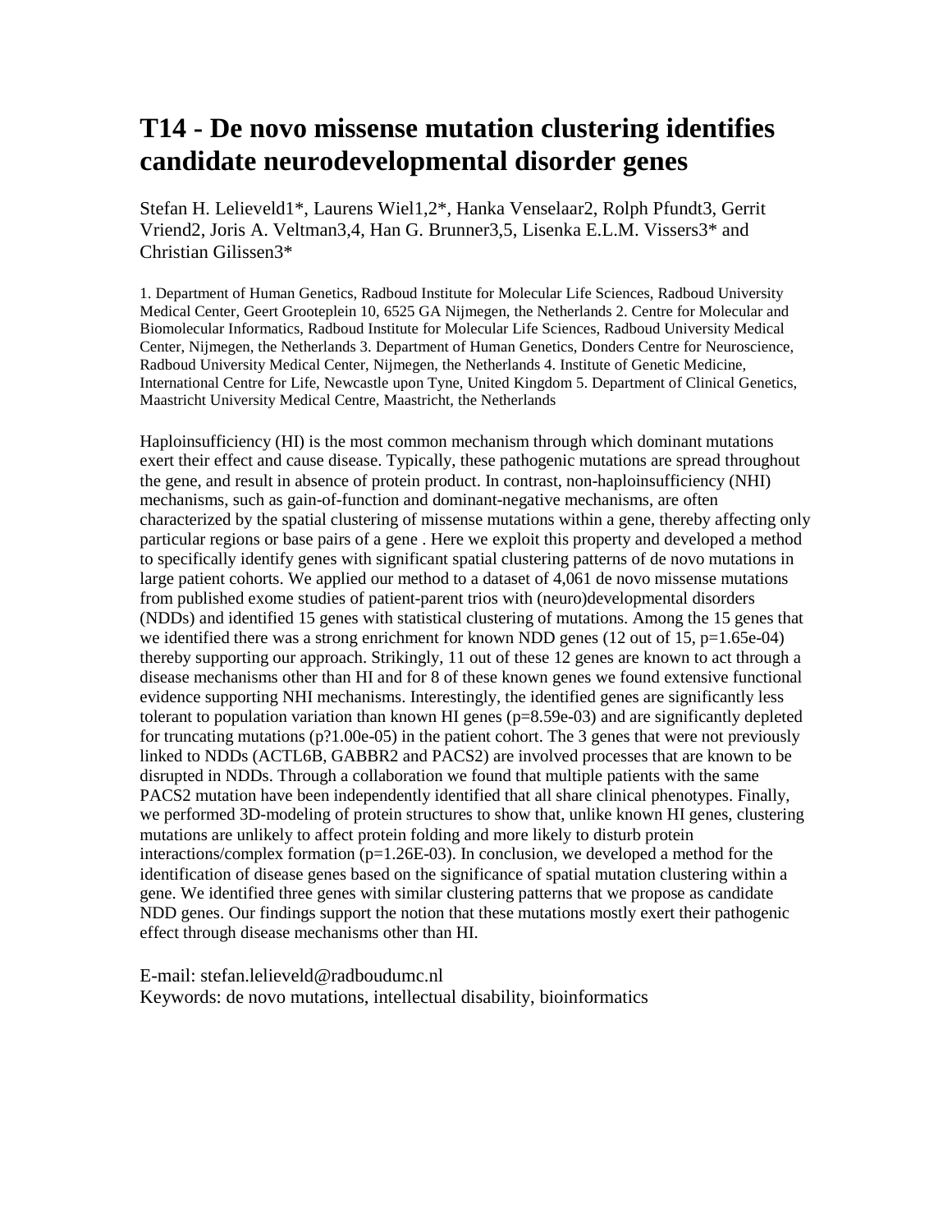# T14 - De novo missense mutation clustering identifies candidate neurodevelopmental disorder genes

Stefan H. Lelieveld[1]*, Laurens Wiel[1,2]*, Hanka Venselaar[2], Rolph Pfundt[3], Gerrit Vriend[2], Joris A. Veltman[3,4], Han G. Brunner[3,5], Lisenka E.L.M. Vissers[3]* and Christian Gilissen[3]*

1. Department of Human Genetics, Radboud Institute for Molecular Life Sciences, Radboud University Medical Center, Geert Grooteplein 10, 6525 GA Nijmegen, the Netherlands 2. Centre for Molecular and Biomolecular Informatics, Radboud Institute for Molecular Life Sciences, Radboud University Medical Center, Nijmegen, the Netherlands 3. Department of Human Genetics, Donders Centre for Neuroscience, Radboud University Medical Center, Nijmegen, the Netherlands 4. Institute of Genetic Medicine, International Centre for Life, Newcastle upon Tyne, United Kingdom 5. Department of Clinical Genetics, Maastricht University Medical Centre, Maastricht, the Netherlands

Haploinsufficiency (HI) is the most common mechanism through which dominant mutations exert their effect and cause disease. Typically, these pathogenic mutations are spread throughout the gene, and result in absence of protein product. In contrast, non-haploinsufficiency (NHI) mechanisms, such as gain-of-function and dominant-negative mechanisms, are often characterized by the spatial clustering of missense mutations within a gene, thereby affecting only particular regions or base pairs of a gene . Here we exploit this property and developed a method to specifically identify genes with significant spatial clustering patterns of de novo mutations in large patient cohorts. We applied our method to a dataset of 4,061 de novo missense mutations from published exome studies of patient-parent trios with (neuro)developmental disorders (NDDs) and identified 15 genes with statistical clustering of mutations. Among the 15 genes that we identified there was a strong enrichment for known NDD genes (12 out of 15, p=1.65e-04) thereby supporting our approach. Strikingly, 11 out of these 12 genes are known to act through a disease mechanisms other than HI and for 8 of these known genes we found extensive functional evidence supporting NHI mechanisms. Interestingly, the identified genes are significantly less tolerant to population variation than known HI genes (p=8.59e-03) and are significantly depleted for truncating mutations (p?1.00e-05) in the patient cohort. The 3 genes that were not previously linked to NDDs (ACTL6B, GABBR2 and PACS2) are involved processes that are known to be disrupted in NDDs. Through a collaboration we found that multiple patients with the same PACS2 mutation have been independently identified that all share clinical phenotypes. Finally, we performed 3D-modeling of protein structures to show that, unlike known HI genes, clustering mutations are unlikely to affect protein folding and more likely to disturb protein interactions/complex formation (p=1.26E-03). In conclusion, we developed a method for the identification of disease genes based on the significance of spatial mutation clustering within a gene. We identified three genes with similar clustering patterns that we propose as candidate NDD genes. Our findings support the notion that these mutations mostly exert their pathogenic effect through disease mechanisms other than HI.

E-mail: stefan.lelieveld@radboudumc.nl
Keywords: de novo mutations, intellectual disability, bioinformatics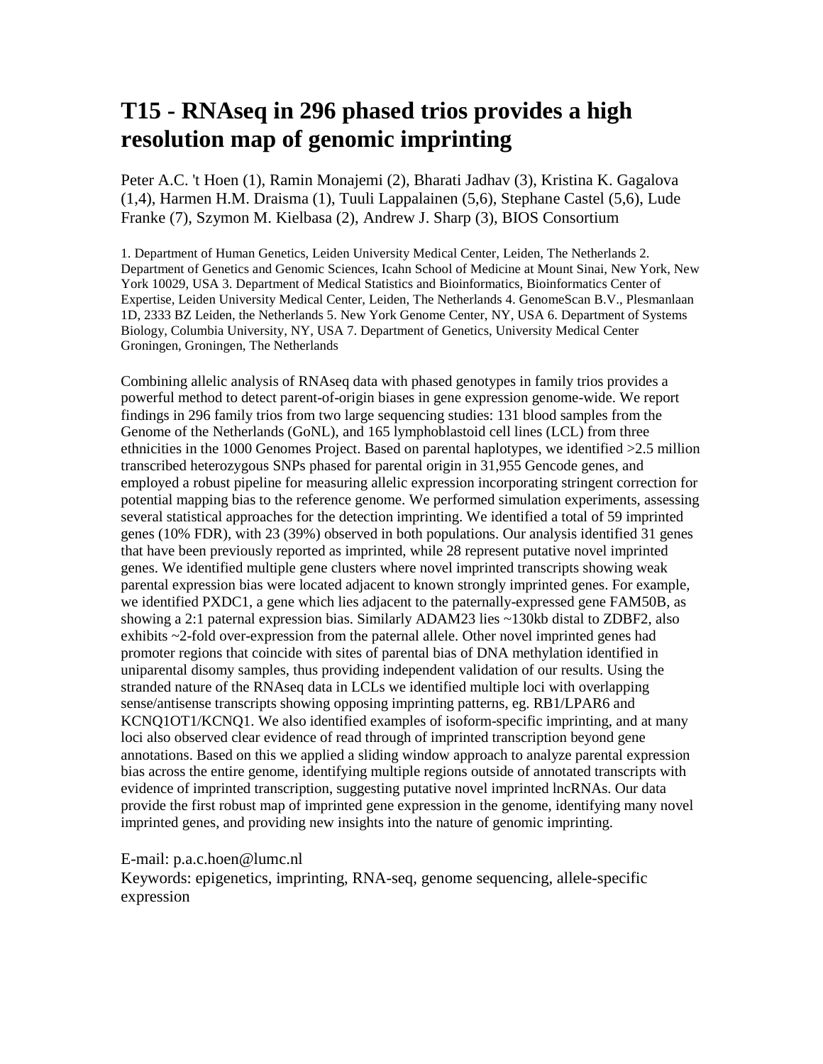# T15 - RNAseq in 296 phased trios provides a high resolution map of genomic imprinting

Peter A.C. 't Hoen (1), Ramin Monajemi (2), Bharati Jadhav (3), Kristina K. Gagalova (1,4), Harmen H.M. Draisma (1), Tuuli Lappalainen (5,6), Stephane Castel (5,6), Lude Franke (7), Szymon M. Kielbasa (2), Andrew J. Sharp (3), BIOS Consortium

1. Department of Human Genetics, Leiden University Medical Center, Leiden, The Netherlands 2. Department of Genetics and Genomic Sciences, Icahn School of Medicine at Mount Sinai, New York, New York 10029, USA 3. Department of Medical Statistics and Bioinformatics, Bioinformatics Center of Expertise, Leiden University Medical Center, Leiden, The Netherlands 4. GenomeScan B.V., Plesmanlaan 1D, 2333 BZ Leiden, the Netherlands 5. New York Genome Center, NY, USA 6. Department of Systems Biology, Columbia University, NY, USA 7. Department of Genetics, University Medical Center Groningen, Groningen, The Netherlands

Combining allelic analysis of RNAseq data with phased genotypes in family trios provides a powerful method to detect parent-of-origin biases in gene expression genome-wide. We report findings in 296 family trios from two large sequencing studies: 131 blood samples from the Genome of the Netherlands (GoNL), and 165 lymphoblastoid cell lines (LCL) from three ethnicities in the 1000 Genomes Project. Based on parental haplotypes, we identified >2.5 million transcribed heterozygous SNPs phased for parental origin in 31,955 Gencode genes, and employed a robust pipeline for measuring allelic expression incorporating stringent correction for potential mapping bias to the reference genome. We performed simulation experiments, assessing several statistical approaches for the detection imprinting. We identified a total of 59 imprinted genes (10% FDR), with 23 (39%) observed in both populations. Our analysis identified 31 genes that have been previously reported as imprinted, while 28 represent putative novel imprinted genes. We identified multiple gene clusters where novel imprinted transcripts showing weak parental expression bias were located adjacent to known strongly imprinted genes. For example, we identified PXDC1, a gene which lies adjacent to the paternally-expressed gene FAM50B, as showing a 2:1 paternal expression bias. Similarly ADAM23 lies ~130kb distal to ZDBF2, also exhibits ~2-fold over-expression from the paternal allele. Other novel imprinted genes had promoter regions that coincide with sites of parental bias of DNA methylation identified in uniparental disomy samples, thus providing independent validation of our results. Using the stranded nature of the RNAseq data in LCLs we identified multiple loci with overlapping sense/antisense transcripts showing opposing imprinting patterns, eg. RB1/LPAR6 and KCNQ1OT1/KCNQ1. We also identified examples of isoform-specific imprinting, and at many loci also observed clear evidence of read through of imprinted transcription beyond gene annotations. Based on this we applied a sliding window approach to analyze parental expression bias across the entire genome, identifying multiple regions outside of annotated transcripts with evidence of imprinted transcription, suggesting putative novel imprinted lncRNAs. Our data provide the first robust map of imprinted gene expression in the genome, identifying many novel imprinted genes, and providing new insights into the nature of genomic imprinting.

E-mail: p.a.c.hoen@lumc.nl

Keywords: epigenetics, imprinting, RNA-seq, genome sequencing, allele-specific expression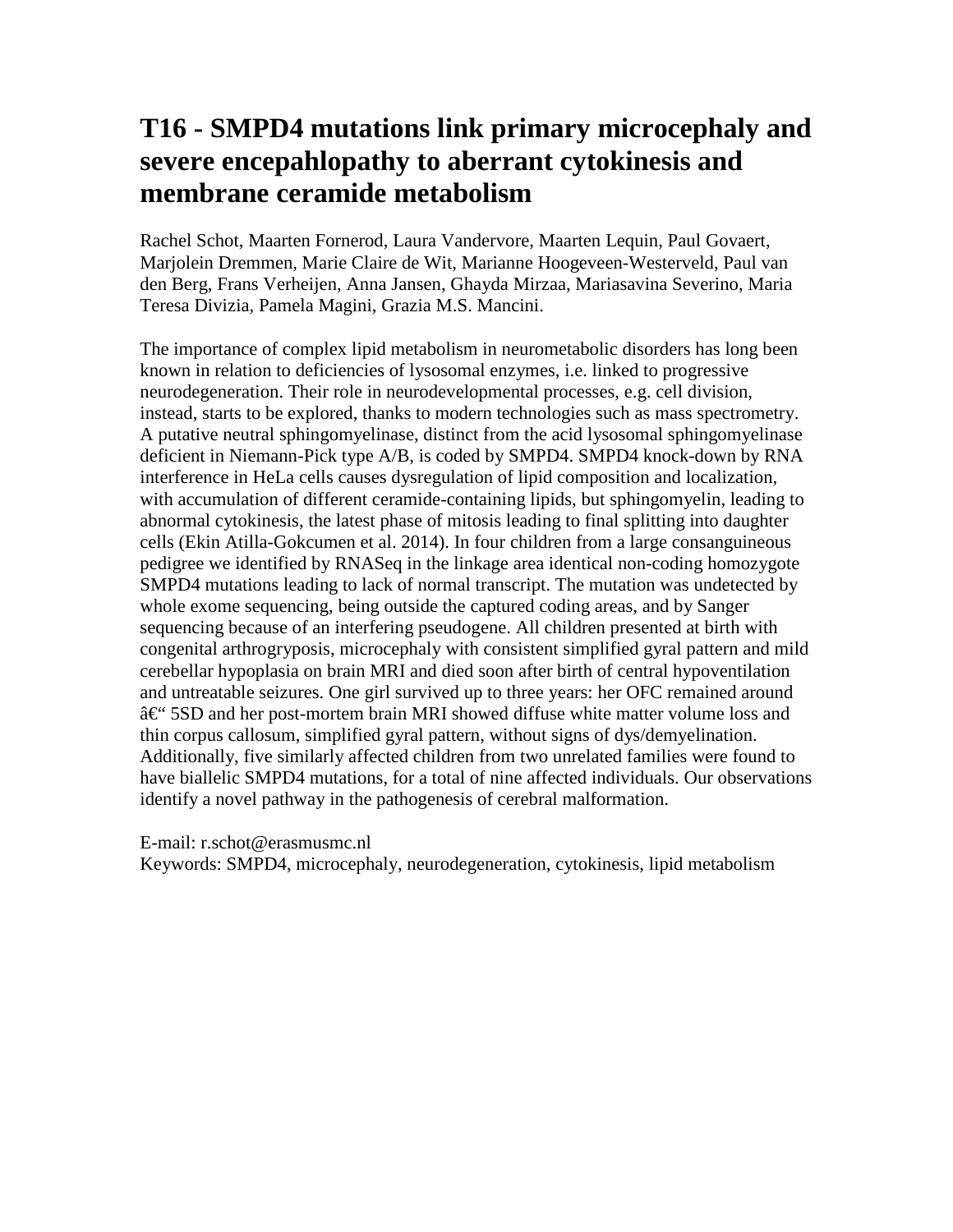# T16 - SMPD4 mutations link primary microcephaly and severe encepahlopathy to aberrant cytokinesis and membrane ceramide metabolism

Rachel Schot, Maarten Fornerod, Laura Vandervore, Maarten Lequin, Paul Govaert, Marjolein Dremmen, Marie Claire de Wit, Marianne Hoogeveen-Westerveld, Paul van den Berg, Frans Verheijen, Anna Jansen, Ghayda Mirzaa, Mariasavina Severino, Maria Teresa Divizia, Pamela Magini, Grazia M.S. Mancini.

The importance of complex lipid metabolism in neurometabolic disorders has long been known in relation to deficiencies of lysosomal enzymes, i.e. linked to progressive neurodegeneration. Their role in neurodevelopmental processes, e.g. cell division, instead, starts to be explored, thanks to modern technologies such as mass spectrometry. A putative neutral sphingomyelinase, distinct from the acid lysosomal sphingomyelinase deficient in Niemann-Pick type A/B, is coded by SMPD4. SMPD4 knock-down by RNA interference in HeLa cells causes dysregulation of lipid composition and localization, with accumulation of different ceramide-containing lipids, but sphingomyelin, leading to abnormal cytokinesis, the latest phase of mitosis leading to final splitting into daughter cells (Ekin Atilla-Gokcumen et al. 2014). In four children from a large consanguineous pedigree we identified by RNASeq in the linkage area identical non-coding homozygote SMPD4 mutations leading to lack of normal transcript. The mutation was undetected by whole exome sequencing, being outside the captured coding areas, and by Sanger sequencing because of an interfering pseudogene. All children presented at birth with congenital arthrogryposis, microcephaly with consistent simplified gyral pattern and mild cerebellar hypoplasia on brain MRI and died soon after birth of central hypoventilation and untreatable seizures. One girl survived up to three years: her OFC remained around â€“ 5SD and her post-mortem brain MRI showed diffuse white matter volume loss and thin corpus callosum, simplified gyral pattern, without signs of dys/demyelination. Additionally, five similarly affected children from two unrelated families were found to have biallelic SMPD4 mutations, for a total of nine affected individuals. Our observations identify a novel pathway in the pathogenesis of cerebral malformation.

E-mail: r.schot@erasmusmc.nl
Keywords: SMPD4, microcephaly, neurodegeneration, cytokinesis, lipid metabolism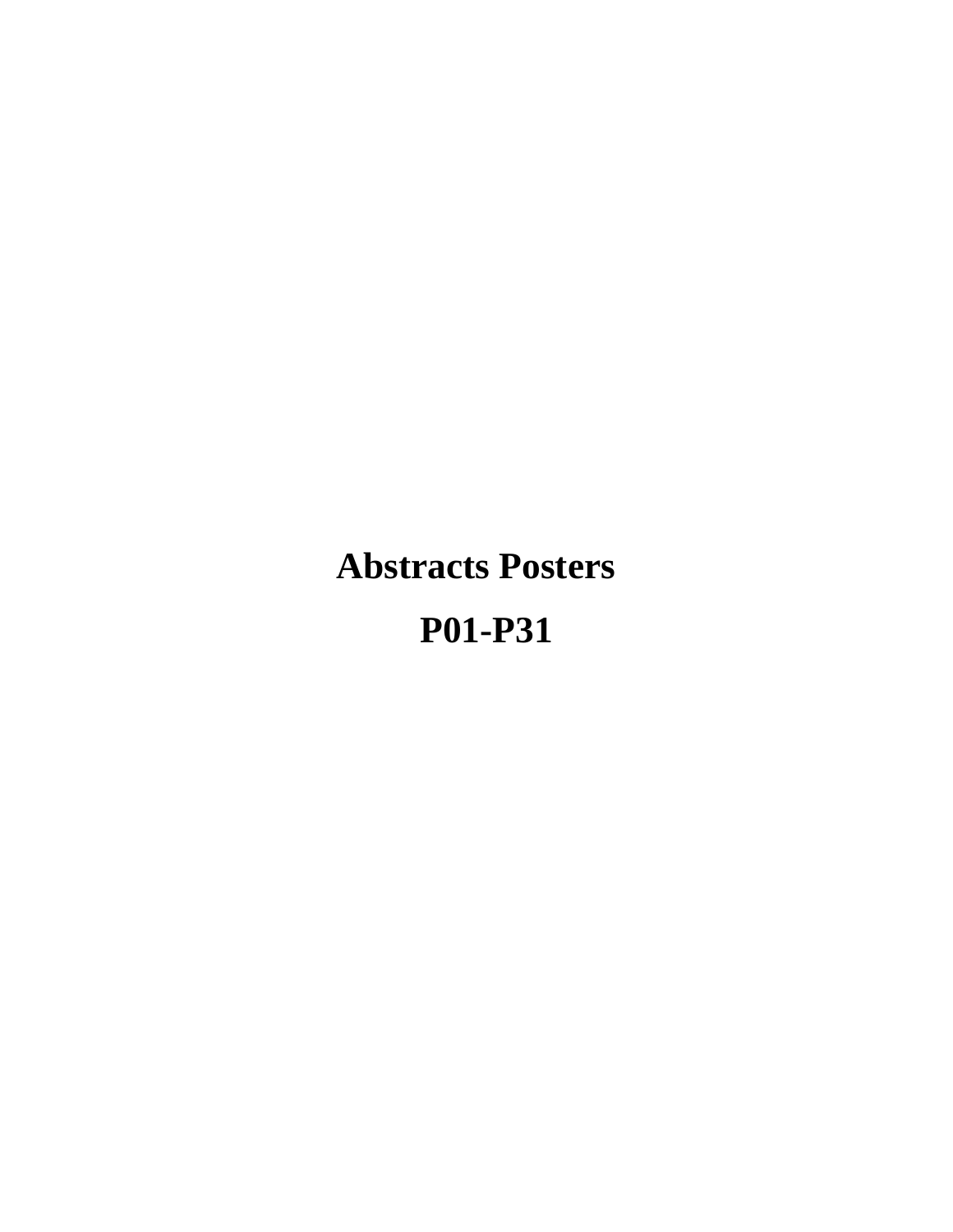# Abstracts Posters

# P01-P31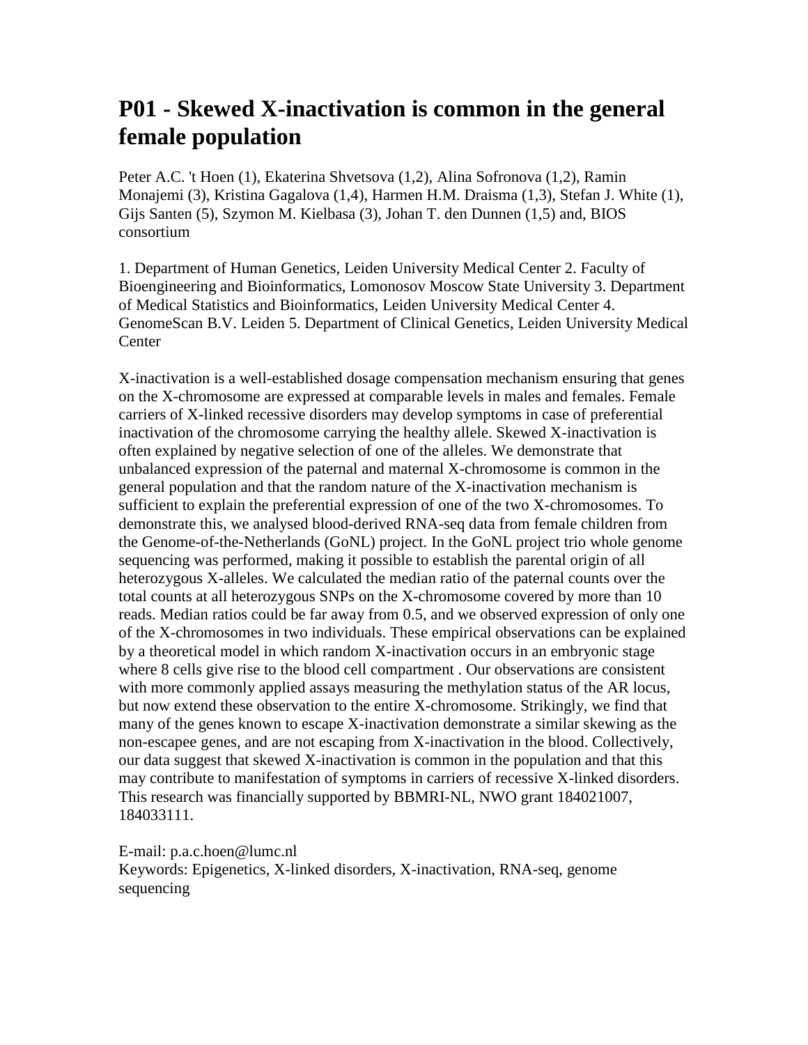# P01 - Skewed X-inactivation is common in the general female population

Peter A.C. 't Hoen (1), Ekaterina Shvetsova (1,2), Alina Sofronova (1,2), Ramin Monajemi (3), Kristina Gagalova (1,4), Harmen H.M. Draisma (1,3), Stefan J. White (1), Gijs Santen (5), Szymon M. Kielbasa (3), Johan T. den Dunnen (1,5) and, BIOS consortium

1. Department of Human Genetics, Leiden University Medical Center 2. Faculty of Bioengineering and Bioinformatics, Lomonosov Moscow State University 3. Department of Medical Statistics and Bioinformatics, Leiden University Medical Center 4. GenomeScan B.V. Leiden 5. Department of Clinical Genetics, Leiden University Medical Center

X-inactivation is a well-established dosage compensation mechanism ensuring that genes on the X-chromosome are expressed at comparable levels in males and females. Female carriers of X-linked recessive disorders may develop symptoms in case of preferential inactivation of the chromosome carrying the healthy allele. Skewed X-inactivation is often explained by negative selection of one of the alleles. We demonstrate that unbalanced expression of the paternal and maternal X-chromosome is common in the general population and that the random nature of the X-inactivation mechanism is sufficient to explain the preferential expression of one of the two X-chromosomes. To demonstrate this, we analysed blood-derived RNA-seq data from female children from the Genome-of-the-Netherlands (GoNL) project. In the GoNL project trio whole genome sequencing was performed, making it possible to establish the parental origin of all heterozygous X-alleles. We calculated the median ratio of the paternal counts over the total counts at all heterozygous SNPs on the X-chromosome covered by more than 10 reads. Median ratios could be far away from 0.5, and we observed expression of only one of the X-chromosomes in two individuals. These empirical observations can be explained by a theoretical model in which random X-inactivation occurs in an embryonic stage where 8 cells give rise to the blood cell compartment . Our observations are consistent with more commonly applied assays measuring the methylation status of the AR locus, but now extend these observation to the entire X-chromosome. Strikingly, we find that many of the genes known to escape X-inactivation demonstrate a similar skewing as the non-escapee genes, and are not escaping from X-inactivation in the blood. Collectively, our data suggest that skewed X-inactivation is common in the population and that this may contribute to manifestation of symptoms in carriers of recessive X-linked disorders. This research was financially supported by BBMRI-NL, NWO grant 184021007, 184033111.

E-mail: p.a.c.hoen@lumc.nl
Keywords: Epigenetics, X-linked disorders, X-inactivation, RNA-seq, genome sequencing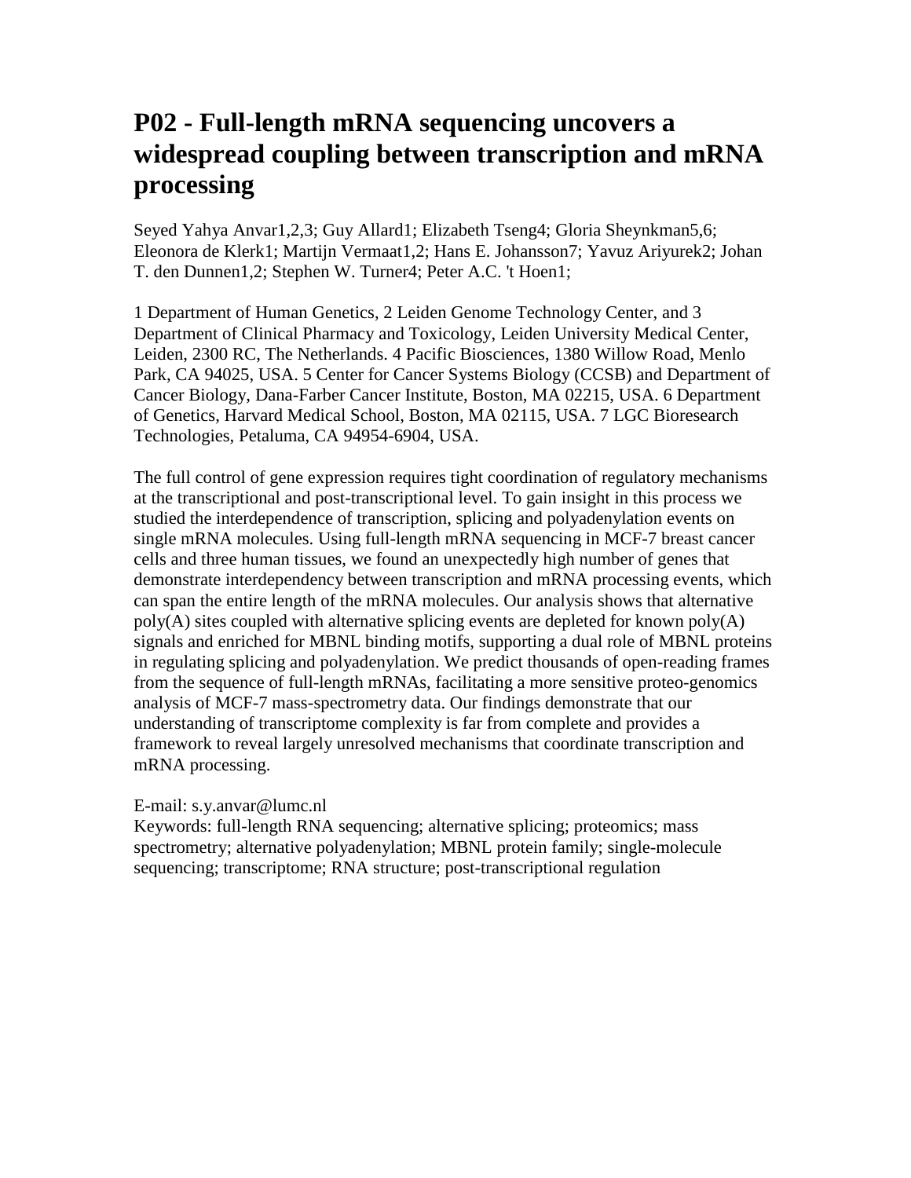# P02 - Full-length mRNA sequencing uncovers a widespread coupling between transcription and mRNA processing

Seyed Yahya Anvar[1,2,3]; Guy Allard[1]; Elizabeth Tseng[4]; Gloria Sheynkman[5,6]; Eleonora de Klerk[1]; Martijn Vermaat[1,2]; Hans E. Johansson[7]; Yavuz Ariyurek[2]; Johan T. den Dunnen[1,2]; Stephen W. Turner[4]; Peter A.C. 't Hoen[1];

1 Department of Human Genetics, 2 Leiden Genome Technology Center, and 3 Department of Clinical Pharmacy and Toxicology, Leiden University Medical Center, Leiden, 2300 RC, The Netherlands. 4 Pacific Biosciences, 1380 Willow Road, Menlo Park, CA 94025, USA. 5 Center for Cancer Systems Biology (CCSB) and Department of Cancer Biology, Dana-Farber Cancer Institute, Boston, MA 02215, USA. 6 Department of Genetics, Harvard Medical School, Boston, MA 02115, USA. 7 LGC Bioresearch Technologies, Petaluma, CA 94954-6904, USA.

The full control of gene expression requires tight coordination of regulatory mechanisms at the transcriptional and post-transcriptional level. To gain insight in this process we studied the interdependence of transcription, splicing and polyadenylation events on single mRNA molecules. Using full-length mRNA sequencing in MCF-7 breast cancer cells and three human tissues, we found an unexpectedly high number of genes that demonstrate interdependency between transcription and mRNA processing events, which can span the entire length of the mRNA molecules. Our analysis shows that alternative poly(A) sites coupled with alternative splicing events are depleted for known poly(A) signals and enriched for MBNL binding motifs, supporting a dual role of MBNL proteins in regulating splicing and polyadenylation. We predict thousands of open-reading frames from the sequence of full-length mRNAs, facilitating a more sensitive proteo-genomics analysis of MCF-7 mass-spectrometry data. Our findings demonstrate that our understanding of transcriptome complexity is far from complete and provides a framework to reveal largely unresolved mechanisms that coordinate transcription and mRNA processing.

E-mail: s.y.anvar@lumc.nl
Keywords: full-length RNA sequencing; alternative splicing; proteomics; mass spectrometry; alternative polyadenylation; MBNL protein family; single-molecule sequencing; transcriptome; RNA structure; post-transcriptional regulation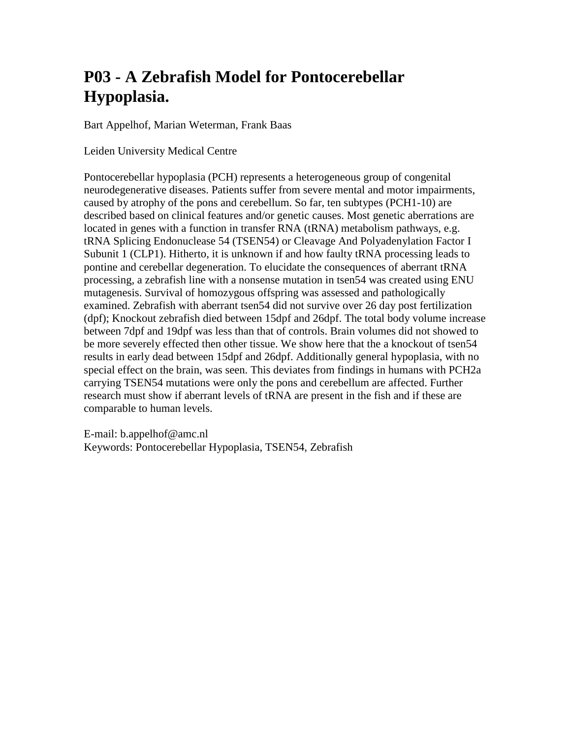# P03 - A Zebrafish Model for Pontocerebellar Hypoplasia.

Bart Appelhof, Marian Weterman, Frank Baas

Leiden University Medical Centre

Pontocerebellar hypoplasia (PCH) represents a heterogeneous group of congenital neurodegenerative diseases. Patients suffer from severe mental and motor impairments, caused by atrophy of the pons and cerebellum. So far, ten subtypes (PCH1-10) are described based on clinical features and/or genetic causes. Most genetic aberrations are located in genes with a function in transfer RNA (tRNA) metabolism pathways, e.g. tRNA Splicing Endonuclease 54 (TSEN54) or Cleavage And Polyadenylation Factor I Subunit 1 (CLP1). Hitherto, it is unknown if and how faulty tRNA processing leads to pontine and cerebellar degeneration. To elucidate the consequences of aberrant tRNA processing, a zebrafish line with a nonsense mutation in tsen54 was created using ENU mutagenesis. Survival of homozygous offspring was assessed and pathologically examined. Zebrafish with aberrant tsen54 did not survive over 26 day post fertilization (dpf); Knockout zebrafish died between 15dpf and 26dpf. The total body volume increase between 7dpf and 19dpf was less than that of controls. Brain volumes did not showed to be more severely effected then other tissue. We show here that the a knockout of tsen54 results in early dead between 15dpf and 26dpf. Additionally general hypoplasia, with no special effect on the brain, was seen. This deviates from findings in humans with PCH2a carrying TSEN54 mutations were only the pons and cerebellum are affected. Further research must show if aberrant levels of tRNA are present in the fish and if these are comparable to human levels.

E-mail: b.appelhof@amc.nl
Keywords: Pontocerebellar Hypoplasia, TSEN54, Zebrafish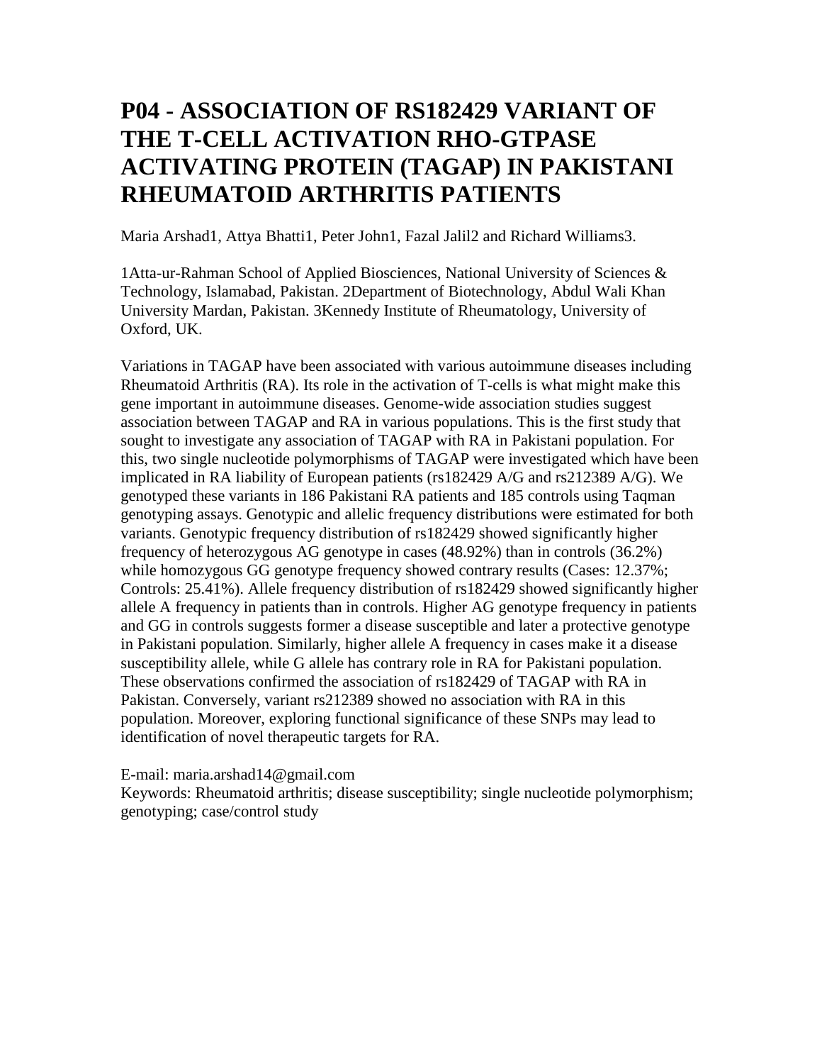# P04 - ASSOCIATION OF RS182429 VARIANT OF THE T-CELL ACTIVATION RHO-GTPASE ACTIVATING PROTEIN (TAGAP) IN PAKISTANI RHEUMATOID ARTHRITIS PATIENTS

Maria Arshad[1], Attya Bhatti[1], Peter John[1], Fazal Jalil[2] and Richard Williams[3].

[1]Atta-ur-Rahman School of Applied Biosciences, National University of Sciences & Technology, Islamabad, Pakistan. [2]Department of Biotechnology, Abdul Wali Khan University Mardan, Pakistan. [3]Kennedy Institute of Rheumatology, University of Oxford, UK.

Variations in TAGAP have been associated with various autoimmune diseases including Rheumatoid Arthritis (RA). Its role in the activation of T-cells is what might make this gene important in autoimmune diseases. Genome-wide association studies suggest association between TAGAP and RA in various populations. This is the first study that sought to investigate any association of TAGAP with RA in Pakistani population. For this, two single nucleotide polymorphisms of TAGAP were investigated which have been implicated in RA liability of European patients (rs182429 A/G and rs212389 A/G). We genotyped these variants in 186 Pakistani RA patients and 185 controls using Taqman genotyping assays. Genotypic and allelic frequency distributions were estimated for both variants. Genotypic frequency distribution of rs182429 showed significantly higher frequency of heterozygous AG genotype in cases (48.92%) than in controls (36.2%) while homozygous GG genotype frequency showed contrary results (Cases: 12.37%; Controls: 25.41%). Allele frequency distribution of rs182429 showed significantly higher allele A frequency in patients than in controls. Higher AG genotype frequency in patients and GG in controls suggests former a disease susceptible and later a protective genotype in Pakistani population. Similarly, higher allele A frequency in cases make it a disease susceptibility allele, while G allele has contrary role in RA for Pakistani population. These observations confirmed the association of rs182429 of TAGAP with RA in Pakistan. Conversely, variant rs212389 showed no association with RA in this population. Moreover, exploring functional significance of these SNPs may lead to identification of novel therapeutic targets for RA.

E-mail: maria.arshad14@gmail.com
Keywords: Rheumatoid arthritis; disease susceptibility; single nucleotide polymorphism; genotyping; case/control study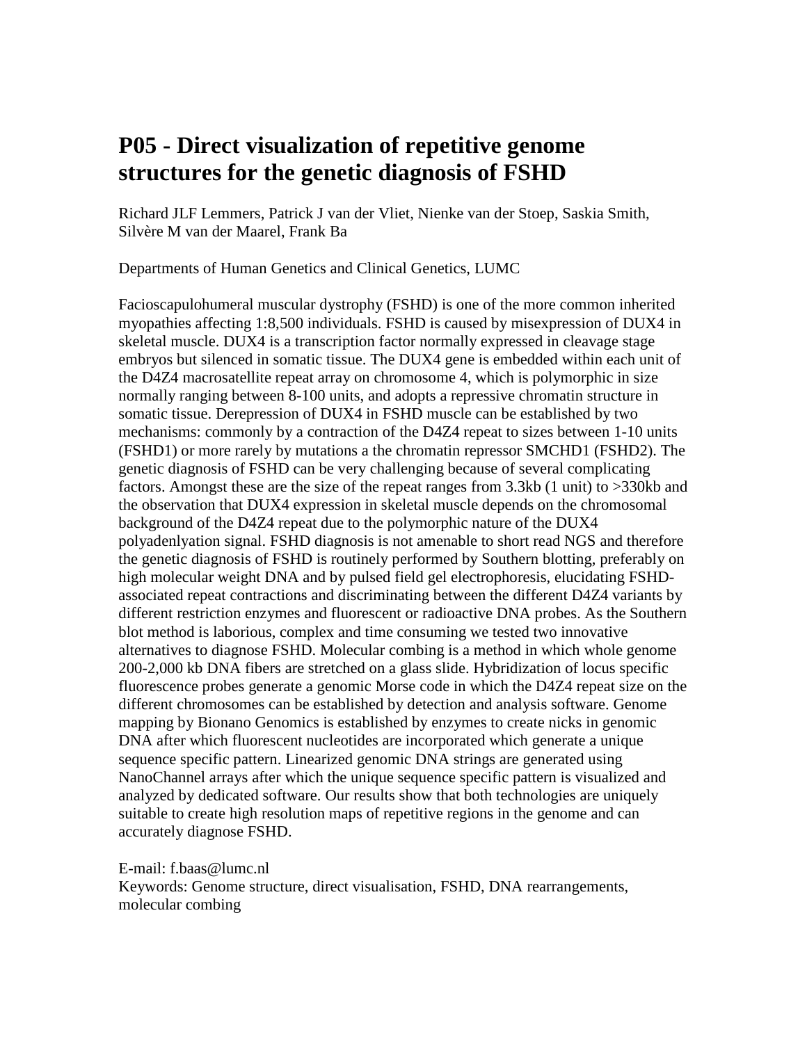# P05 - Direct visualization of repetitive genome structures for the genetic diagnosis of FSHD

Richard JLF Lemmers, Patrick J van der Vliet, Nienke van der Stoep, Saskia Smith, Silvère M van der Maarel, Frank Ba

Departments of Human Genetics and Clinical Genetics, LUMC

Facioscapulohumeral muscular dystrophy (FSHD) is one of the more common inherited myopathies affecting 1:8,500 individuals. FSHD is caused by misexpression of DUX4 in skeletal muscle. DUX4 is a transcription factor normally expressed in cleavage stage embryos but silenced in somatic tissue. The DUX4 gene is embedded within each unit of the D4Z4 macrosatellite repeat array on chromosome 4, which is polymorphic in size normally ranging between 8-100 units, and adopts a repressive chromatin structure in somatic tissue. Derepression of DUX4 in FSHD muscle can be established by two mechanisms: commonly by a contraction of the D4Z4 repeat to sizes between 1-10 units (FSHD1) or more rarely by mutations a the chromatin repressor SMCHD1 (FSHD2). The genetic diagnosis of FSHD can be very challenging because of several complicating factors. Amongst these are the size of the repeat ranges from 3.3kb (1 unit) to >330kb and the observation that DUX4 expression in skeletal muscle depends on the chromosomal background of the D4Z4 repeat due to the polymorphic nature of the DUX4 polyadenlyation signal. FSHD diagnosis is not amenable to short read NGS and therefore the genetic diagnosis of FSHD is routinely performed by Southern blotting, preferably on high molecular weight DNA and by pulsed field gel electrophoresis, elucidating FSHD-associated repeat contractions and discriminating between the different D4Z4 variants by different restriction enzymes and fluorescent or radioactive DNA probes. As the Southern blot method is laborious, complex and time consuming we tested two innovative alternatives to diagnose FSHD. Molecular combing is a method in which whole genome 200-2,000 kb DNA fibers are stretched on a glass slide. Hybridization of locus specific fluorescence probes generate a genomic Morse code in which the D4Z4 repeat size on the different chromosomes can be established by detection and analysis software. Genome mapping by Bionano Genomics is established by enzymes to create nicks in genomic DNA after which fluorescent nucleotides are incorporated which generate a unique sequence specific pattern. Linearized genomic DNA strings are generated using NanoChannel arrays after which the unique sequence specific pattern is visualized and analyzed by dedicated software. Our results show that both technologies are uniquely suitable to create high resolution maps of repetitive regions in the genome and can accurately diagnose FSHD.

E-mail: f.baas@lumc.nl
Keywords: Genome structure, direct visualisation, FSHD, DNA rearrangements, molecular combing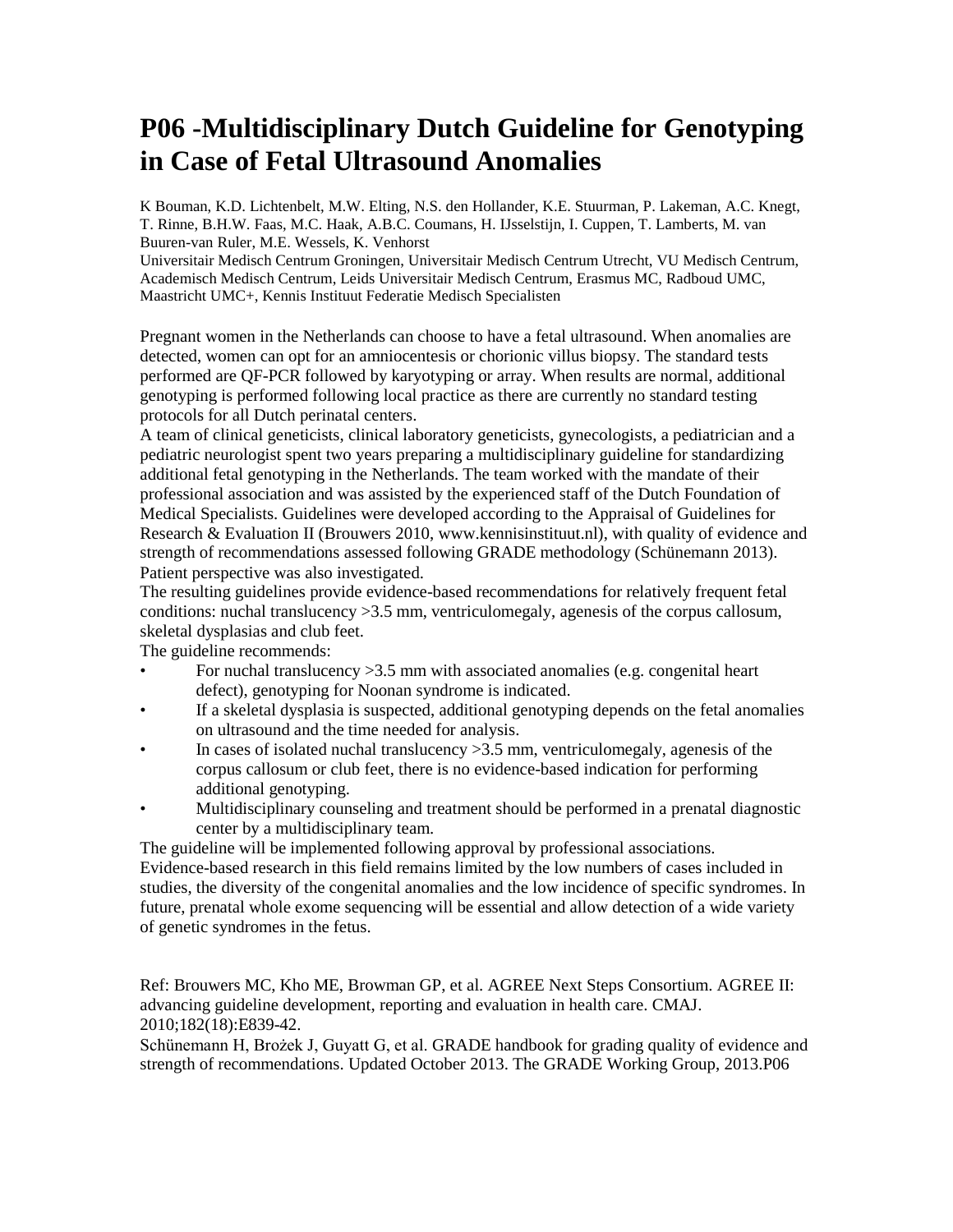# P06 -Multidisciplinary Dutch Guideline for Genotyping in Case of Fetal Ultrasound Anomalies

K Bouman, K.D. Lichtenbelt, M.W. Elting, N.S. den Hollander, K.E. Stuurman, P. Lakeman, A.C. Knegt, T. Rinne, B.H.W. Faas, M.C. Haak, A.B.C. Coumans, H. IJsselstijn, I. Cuppen, T. Lamberts, M. van Buuren-van Ruler, M.E. Wessels, K. Venhorst
Universitair Medisch Centrum Groningen, Universitair Medisch Centrum Utrecht, VU Medisch Centrum, Academisch Medisch Centrum, Leids Universitair Medisch Centrum, Erasmus MC, Radboud UMC, Maastricht UMC+, Kennis Instituut Federatie Medisch Specialisten

Pregnant women in the Netherlands can choose to have a fetal ultrasound. When anomalies are detected, women can opt for an amniocentesis or chorionic villus biopsy. The standard tests performed are QF-PCR followed by karyotyping or array. When results are normal, additional genotyping is performed following local practice as there are currently no standard testing protocols for all Dutch perinatal centers.
A team of clinical geneticists, clinical laboratory geneticists, gynecologists, a pediatrician and a pediatric neurologist spent two years preparing a multidisciplinary guideline for standardizing additional fetal genotyping in the Netherlands. The team worked with the mandate of their professional association and was assisted by the experienced staff of the Dutch Foundation of Medical Specialists. Guidelines were developed according to the Appraisal of Guidelines for Research & Evaluation II (Brouwers 2010, www.kennisinstituut.nl), with quality of evidence and strength of recommendations assessed following GRADE methodology (Schünemann 2013). Patient perspective was also investigated.
The resulting guidelines provide evidence-based recommendations for relatively frequent fetal conditions: nuchal translucency >3.5 mm, ventriculomegaly, agenesis of the corpus callosum, skeletal dysplasias and club feet.
The guideline recommends:

- For nuchal translucency >3.5 mm with associated anomalies (e.g. congenital heart defect), genotyping for Noonan syndrome is indicated.
- If a skeletal dysplasia is suspected, additional genotyping depends on the fetal anomalies on ultrasound and the time needed for analysis.
- In cases of isolated nuchal translucency >3.5 mm, ventriculomegaly, agenesis of the corpus callosum or club feet, there is no evidence-based indication for performing additional genotyping.
- Multidisciplinary counseling and treatment should be performed in a prenatal diagnostic center by a multidisciplinary team.

The guideline will be implemented following approval by professional associations.
Evidence-based research in this field remains limited by the low numbers of cases included in studies, the diversity of the congenital anomalies and the low incidence of specific syndromes. In future, prenatal whole exome sequencing will be essential and allow detection of a wide variety of genetic syndromes in the fetus.

Ref: Brouwers MC, Kho ME, Browman GP, et al. AGREE Next Steps Consortium. AGREE II: advancing guideline development, reporting and evaluation in health care. CMAJ. 2010;182(18):E839-42.
Schünemann H, Brożek J, Guyatt G, et al. GRADE handbook for grading quality of evidence and strength of recommendations. Updated October 2013. The GRADE Working Group, 2013.P06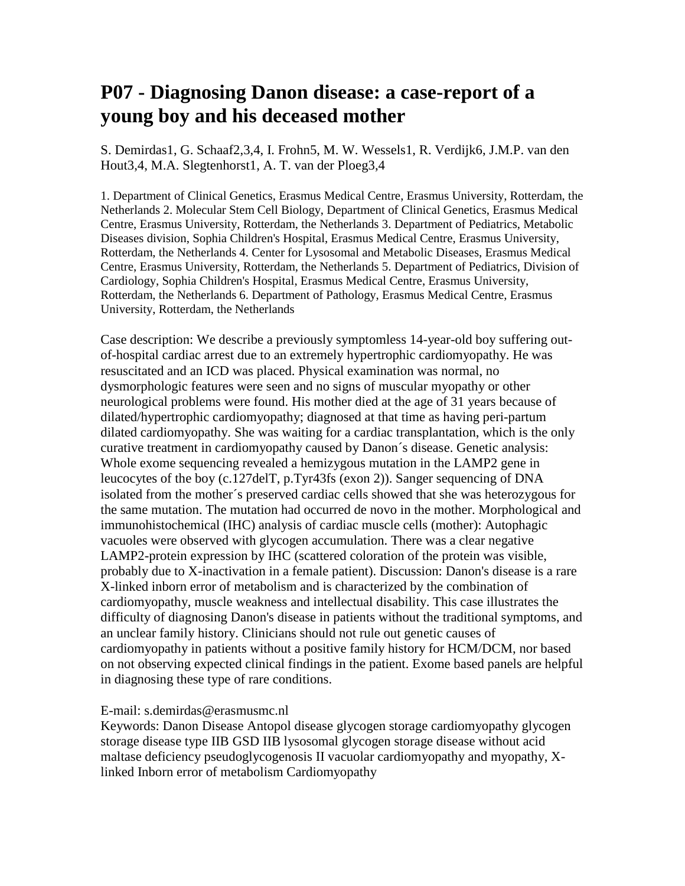# P07 - Diagnosing Danon disease: a case-report of a young boy and his deceased mother

S. Demirdas1, G. Schaaf2,3,4, I. Frohn5, M. W. Wessels1, R. Verdijk6, J.M.P. van den Hout3,4, M.A. Slegtenhorst1, A. T. van der Ploeg3,4

1. Department of Clinical Genetics, Erasmus Medical Centre, Erasmus University, Rotterdam, the Netherlands 2. Molecular Stem Cell Biology, Department of Clinical Genetics, Erasmus Medical Centre, Erasmus University, Rotterdam, the Netherlands 3. Department of Pediatrics, Metabolic Diseases division, Sophia Children's Hospital, Erasmus Medical Centre, Erasmus University, Rotterdam, the Netherlands 4. Center for Lysosomal and Metabolic Diseases, Erasmus Medical Centre, Erasmus University, Rotterdam, the Netherlands 5. Department of Pediatrics, Division of Cardiology, Sophia Children's Hospital, Erasmus Medical Centre, Erasmus University, Rotterdam, the Netherlands 6. Department of Pathology, Erasmus Medical Centre, Erasmus University, Rotterdam, the Netherlands

Case description: We describe a previously symptomless 14-year-old boy suffering out-of-hospital cardiac arrest due to an extremely hypertrophic cardiomyopathy. He was resuscitated and an ICD was placed. Physical examination was normal, no dysmorphologic features were seen and no signs of muscular myopathy or other neurological problems were found. His mother died at the age of 31 years because of dilated/hypertrophic cardiomyopathy; diagnosed at that time as having peri-partum dilated cardiomyopathy. She was waiting for a cardiac transplantation, which is the only curative treatment in cardiomyopathy caused by Danon´s disease. Genetic analysis: Whole exome sequencing revealed a hemizygous mutation in the LAMP2 gene in leucocytes of the boy (c.127delT, p.Tyr43fs (exon 2)). Sanger sequencing of DNA isolated from the mother´s preserved cardiac cells showed that she was heterozygous for the same mutation. The mutation had occurred de novo in the mother. Morphological and immunohistochemical (IHC) analysis of cardiac muscle cells (mother): Autophagic vacuoles were observed with glycogen accumulation. There was a clear negative LAMP2-protein expression by IHC (scattered coloration of the protein was visible, probably due to X-inactivation in a female patient). Discussion: Danon's disease is a rare X-linked inborn error of metabolism and is characterized by the combination of cardiomyopathy, muscle weakness and intellectual disability. This case illustrates the difficulty of diagnosing Danon's disease in patients without the traditional symptoms, and an unclear family history. Clinicians should not rule out genetic causes of cardiomyopathy in patients without a positive family history for HCM/DCM, nor based on not observing expected clinical findings in the patient. Exome based panels are helpful in diagnosing these type of rare conditions.

E-mail: s.demirdas@erasmusmc.nl

Keywords: Danon Disease Antopol disease glycogen storage cardiomyopathy glycogen storage disease type IIB GSD IIB lysosomal glycogen storage disease without acid maltase deficiency pseudoglycogenosis II vacuolar cardiomyopathy and myopathy, X-linked Inborn error of metabolism Cardiomyopathy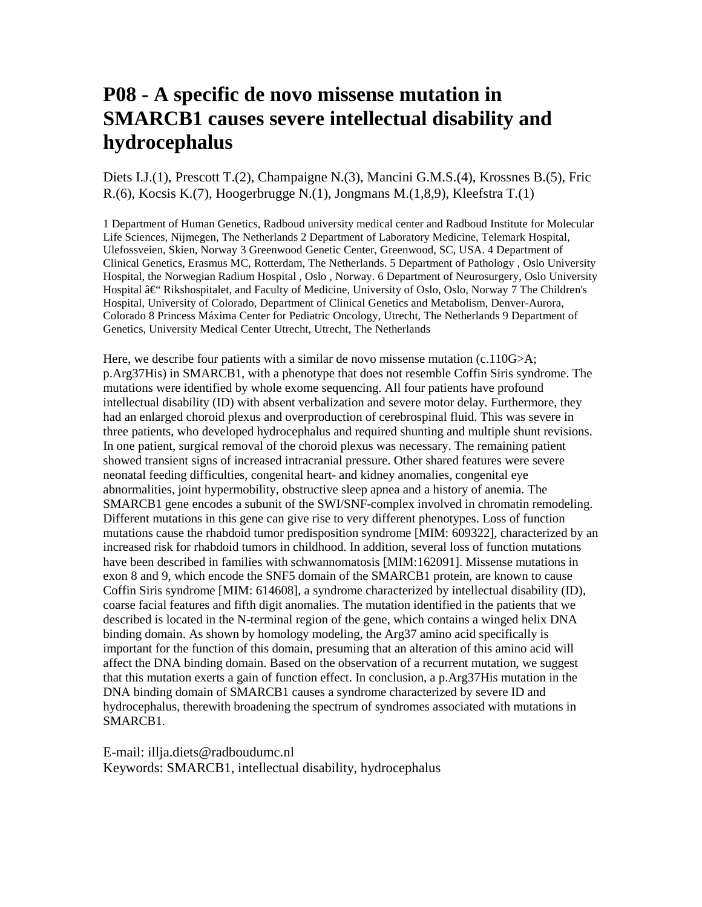# P08 - A specific de novo missense mutation in SMARCB1 causes severe intellectual disability and hydrocephalus

Diets I.J.(1), Prescott T.(2), Champaigne N.(3), Mancini G.M.S.(4), Krossnes B.(5), Fric R.(6), Kocsis K.(7), Hoogerbrugge N.(1), Jongmans M.(1,8,9), Kleefstra T.(1)

1 Department of Human Genetics, Radboud university medical center and Radboud Institute for Molecular Life Sciences, Nijmegen, The Netherlands 2 Department of Laboratory Medicine, Telemark Hospital, Ulefossveien, Skien, Norway 3 Greenwood Genetic Center, Greenwood, SC, USA. 4 Department of Clinical Genetics, Erasmus MC, Rotterdam, The Netherlands. 5 Department of Pathology , Oslo University Hospital, the Norwegian Radium Hospital , Oslo , Norway. 6 Department of Neurosurgery, Oslo University Hospital â€“ Rikshospitalet, and Faculty of Medicine, University of Oslo, Oslo, Norway 7 The Children's Hospital, University of Colorado, Department of Clinical Genetics and Metabolism, Denver-Aurora, Colorado 8 Princess Máxima Center for Pediatric Oncology, Utrecht, The Netherlands 9 Department of Genetics, University Medical Center Utrecht, Utrecht, The Netherlands

Here, we describe four patients with a similar de novo missense mutation (c.110G>A; p.Arg37His) in SMARCB1, with a phenotype that does not resemble Coffin Siris syndrome. The mutations were identified by whole exome sequencing. All four patients have profound intellectual disability (ID) with absent verbalization and severe motor delay. Furthermore, they had an enlarged choroid plexus and overproduction of cerebrospinal fluid. This was severe in three patients, who developed hydrocephalus and required shunting and multiple shunt revisions. In one patient, surgical removal of the choroid plexus was necessary. The remaining patient showed transient signs of increased intracranial pressure. Other shared features were severe neonatal feeding difficulties, congenital heart- and kidney anomalies, congenital eye abnormalities, joint hypermobility, obstructive sleep apnea and a history of anemia. The SMARCB1 gene encodes a subunit of the SWI/SNF-complex involved in chromatin remodeling. Different mutations in this gene can give rise to very different phenotypes. Loss of function mutations cause the rhabdoid tumor predisposition syndrome [MIM: 609322], characterized by an increased risk for rhabdoid tumors in childhood. In addition, several loss of function mutations have been described in families with schwannomatosis [MIM:162091]. Missense mutations in exon 8 and 9, which encode the SNF5 domain of the SMARCB1 protein, are known to cause Coffin Siris syndrome [MIM: 614608], a syndrome characterized by intellectual disability (ID), coarse facial features and fifth digit anomalies. The mutation identified in the patients that we described is located in the N-terminal region of the gene, which contains a winged helix DNA binding domain. As shown by homology modeling, the Arg37 amino acid specifically is important for the function of this domain, presuming that an alteration of this amino acid will affect the DNA binding domain. Based on the observation of a recurrent mutation, we suggest that this mutation exerts a gain of function effect. In conclusion, a p.Arg37His mutation in the DNA binding domain of SMARCB1 causes a syndrome characterized by severe ID and hydrocephalus, therewith broadening the spectrum of syndromes associated with mutations in SMARCB1.

E-mail: illja.diets@radboudumc.nl
Keywords: SMARCB1, intellectual disability, hydrocephalus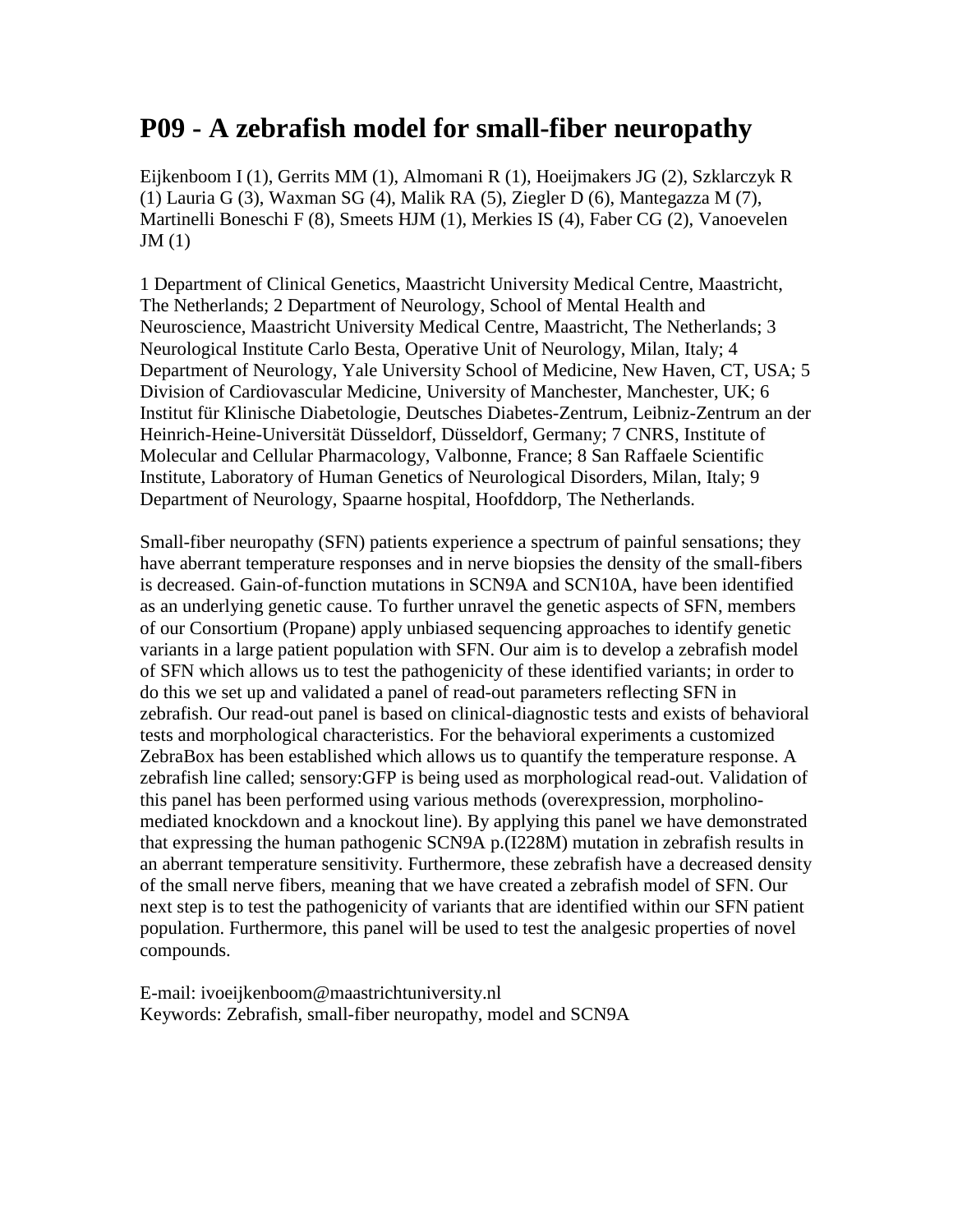# P09 - A zebrafish model for small-fiber neuropathy

Eijkenboom I (1), Gerrits MM (1), Almomani R (1), Hoeijmakers JG (2), Szklarczyk R (1) Lauria G (3), Waxman SG (4), Malik RA (5), Ziegler D (6), Mantegazza M (7), Martinelli Boneschi F (8), Smeets HJM (1), Merkies IS (4), Faber CG (2), Vanoevelen JM (1)

1 Department of Clinical Genetics, Maastricht University Medical Centre, Maastricht, The Netherlands; 2 Department of Neurology, School of Mental Health and Neuroscience, Maastricht University Medical Centre, Maastricht, The Netherlands; 3 Neurological Institute Carlo Besta, Operative Unit of Neurology, Milan, Italy; 4 Department of Neurology, Yale University School of Medicine, New Haven, CT, USA; 5 Division of Cardiovascular Medicine, University of Manchester, Manchester, UK; 6 Institut für Klinische Diabetologie, Deutsches Diabetes-Zentrum, Leibniz-Zentrum an der Heinrich-Heine-Universität Düsseldorf, Düsseldorf, Germany; 7 CNRS, Institute of Molecular and Cellular Pharmacology, Valbonne, France; 8 San Raffaele Scientific Institute, Laboratory of Human Genetics of Neurological Disorders, Milan, Italy; 9 Department of Neurology, Spaarne hospital, Hoofddorp, The Netherlands.

Small-fiber neuropathy (SFN) patients experience a spectrum of painful sensations; they have aberrant temperature responses and in nerve biopsies the density of the small-fibers is decreased. Gain-of-function mutations in SCN9A and SCN10A, have been identified as an underlying genetic cause. To further unravel the genetic aspects of SFN, members of our Consortium (Propane) apply unbiased sequencing approaches to identify genetic variants in a large patient population with SFN. Our aim is to develop a zebrafish model of SFN which allows us to test the pathogenicity of these identified variants; in order to do this we set up and validated a panel of read-out parameters reflecting SFN in zebrafish. Our read-out panel is based on clinical-diagnostic tests and exists of behavioral tests and morphological characteristics. For the behavioral experiments a customized ZebraBox has been established which allows us to quantify the temperature response. A zebrafish line called; sensory:GFP is being used as morphological read-out. Validation of this panel has been performed using various methods (overexpression, morpholino-mediated knockdown and a knockout line). By applying this panel we have demonstrated that expressing the human pathogenic SCN9A p.(I228M) mutation in zebrafish results in an aberrant temperature sensitivity. Furthermore, these zebrafish have a decreased density of the small nerve fibers, meaning that we have created a zebrafish model of SFN. Our next step is to test the pathogenicity of variants that are identified within our SFN patient population. Furthermore, this panel will be used to test the analgesic properties of novel compounds.

E-mail: ivoeijkenboom@maastrichtuniversity.nl
Keywords: Zebrafish, small-fiber neuropathy, model and SCN9A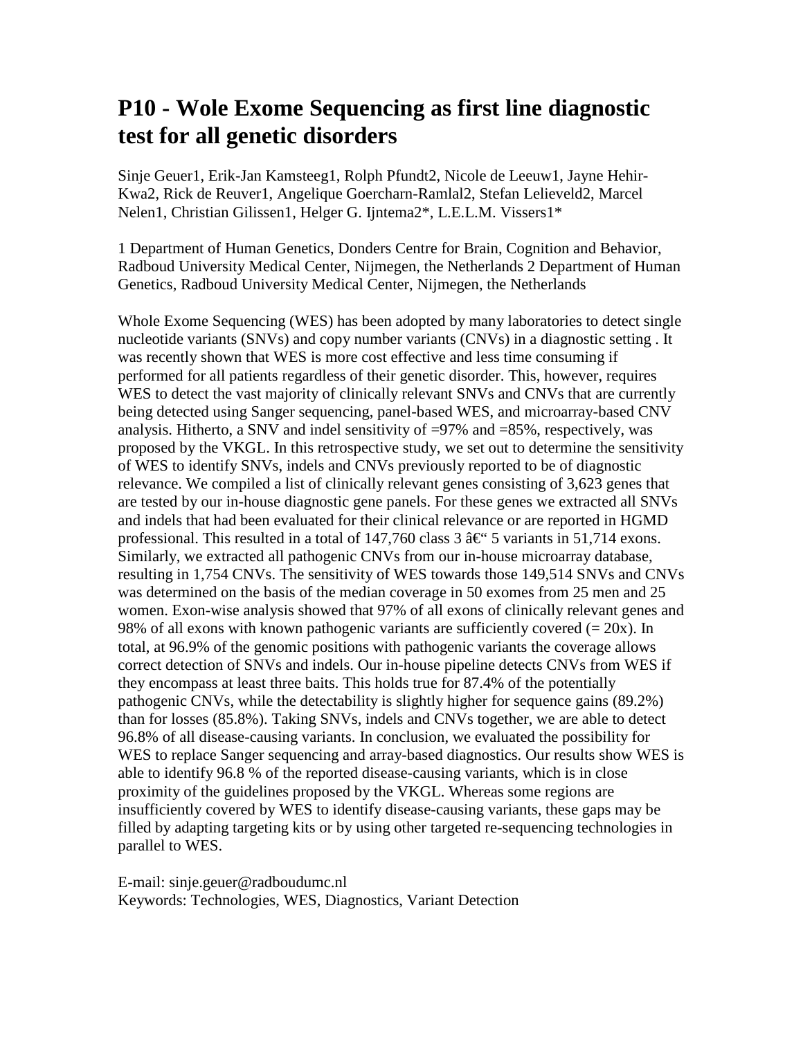# P10 - Wole Exome Sequencing as first line diagnostic test for all genetic disorders

Sinje Geuer1, Erik-Jan Kamsteeg1, Rolph Pfundt2, Nicole de Leeuw1, Jayne Hehir-Kwa2, Rick de Reuver1, Angelique Goercharn-Ramlal2, Stefan Lelieveld2, Marcel Nelen1, Christian Gilissen1, Helger G. Ijntema2*, L.E.L.M. Vissers1*

1 Department of Human Genetics, Donders Centre for Brain, Cognition and Behavior, Radboud University Medical Center, Nijmegen, the Netherlands 2 Department of Human Genetics, Radboud University Medical Center, Nijmegen, the Netherlands

Whole Exome Sequencing (WES) has been adopted by many laboratories to detect single nucleotide variants (SNVs) and copy number variants (CNVs) in a diagnostic setting . It was recently shown that WES is more cost effective and less time consuming if performed for all patients regardless of their genetic disorder. This, however, requires WES to detect the vast majority of clinically relevant SNVs and CNVs that are currently being detected using Sanger sequencing, panel-based WES, and microarray-based CNV analysis. Hitherto, a SNV and indel sensitivity of =97% and =85%, respectively, was proposed by the VKGL. In this retrospective study, we set out to determine the sensitivity of WES to identify SNVs, indels and CNVs previously reported to be of diagnostic relevance. We compiled a list of clinically relevant genes consisting of 3,623 genes that are tested by our in-house diagnostic gene panels. For these genes we extracted all SNVs and indels that had been evaluated for their clinical relevance or are reported in HGMD professional. This resulted in a total of 147,760 class 3 â€“ 5 variants in 51,714 exons. Similarly, we extracted all pathogenic CNVs from our in-house microarray database, resulting in 1,754 CNVs. The sensitivity of WES towards those 149,514 SNVs and CNVs was determined on the basis of the median coverage in 50 exomes from 25 men and 25 women. Exon-wise analysis showed that 97% of all exons of clinically relevant genes and 98% of all exons with known pathogenic variants are sufficiently covered (= 20x). In total, at 96.9% of the genomic positions with pathogenic variants the coverage allows correct detection of SNVs and indels. Our in-house pipeline detects CNVs from WES if they encompass at least three baits. This holds true for 87.4% of the potentially pathogenic CNVs, while the detectability is slightly higher for sequence gains (89.2%) than for losses (85.8%). Taking SNVs, indels and CNVs together, we are able to detect 96.8% of all disease-causing variants. In conclusion, we evaluated the possibility for WES to replace Sanger sequencing and array-based diagnostics. Our results show WES is able to identify 96.8 % of the reported disease-causing variants, which is in close proximity of the guidelines proposed by the VKGL. Whereas some regions are insufficiently covered by WES to identify disease-causing variants, these gaps may be filled by adapting targeting kits or by using other targeted re-sequencing technologies in parallel to WES.

E-mail: sinje.geuer@radboudumc.nl
Keywords: Technologies, WES, Diagnostics, Variant Detection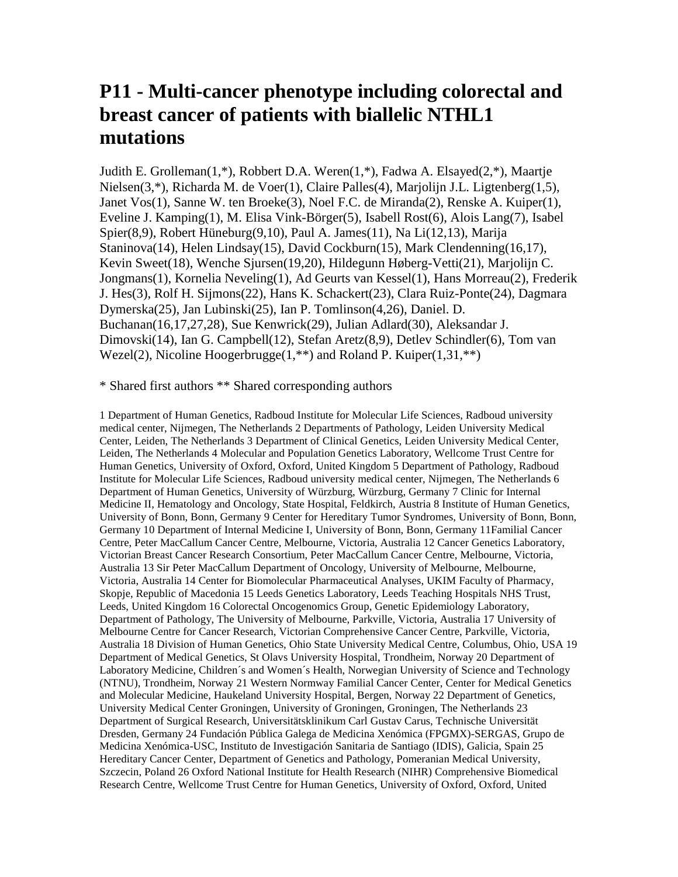# P11 - Multi-cancer phenotype including colorectal and breast cancer of patients with biallelic NTHL1 mutations

Judith E. Grolleman(1,*), Robbert D.A. Weren(1,*), Fadwa A. Elsayed(2,*), Maartje Nielsen(3,*), Richarda M. de Voer(1), Claire Palles(4), Marjolijn J.L. Ligtenberg(1,5), Janet Vos(1), Sanne W. ten Broeke(3), Noel F.C. de Miranda(2), Renske A. Kuiper(1), Eveline J. Kamping(1), M. Elisa Vink-Börger(5), Isabell Rost(6), Alois Lang(7), Isabel Spier(8,9), Robert Hüneburg(9,10), Paul A. James(11), Na Li(12,13), Marija Staninova(14), Helen Lindsay(15), David Cockburn(15), Mark Clendenning(16,17), Kevin Sweet(18), Wenche Sjursen(19,20), Hildegunn Høberg-Vetti(21), Marjolijn C. Jongmans(1), Kornelia Neveling(1), Ad Geurts van Kessel(1), Hans Morreau(2), Frederik J. Hes(3), Rolf H. Sijmons(22), Hans K. Schackert(23), Clara Ruiz-Ponte(24), Dagmara Dymerska(25), Jan Lubinski(25), Ian P. Tomlinson(4,26), Daniel. D. Buchanan(16,17,27,28), Sue Kenwrick(29), Julian Adlard(30), Aleksandar J. Dimovski(14), Ian G. Campbell(12), Stefan Aretz(8,9), Detlev Schindler(6), Tom van Wezel(2), Nicoline Hoogerbrugge(1,**) and Roland P. Kuiper(1,31,**)

* Shared first authors ** Shared corresponding authors

1 Department of Human Genetics, Radboud Institute for Molecular Life Sciences, Radboud university medical center, Nijmegen, The Netherlands 2 Departments of Pathology, Leiden University Medical Center, Leiden, The Netherlands 3 Department of Clinical Genetics, Leiden University Medical Center, Leiden, The Netherlands 4 Molecular and Population Genetics Laboratory, Wellcome Trust Centre for Human Genetics, University of Oxford, Oxford, United Kingdom 5 Department of Pathology, Radboud Institute for Molecular Life Sciences, Radboud university medical center, Nijmegen, The Netherlands 6 Department of Human Genetics, University of Würzburg, Würzburg, Germany 7 Clinic for Internal Medicine II, Hematology and Oncology, State Hospital, Feldkirch, Austria 8 Institute of Human Genetics, University of Bonn, Bonn, Germany 9 Center for Hereditary Tumor Syndromes, University of Bonn, Bonn, Germany 10 Department of Internal Medicine I, University of Bonn, Bonn, Germany 11Familial Cancer Centre, Peter MacCallum Cancer Centre, Melbourne, Victoria, Australia 12 Cancer Genetics Laboratory, Victorian Breast Cancer Research Consortium, Peter MacCallum Cancer Centre, Melbourne, Victoria, Australia 13 Sir Peter MacCallum Department of Oncology, University of Melbourne, Melbourne, Victoria, Australia 14 Center for Biomolecular Pharmaceutical Analyses, UKIM Faculty of Pharmacy, Skopje, Republic of Macedonia 15 Leeds Genetics Laboratory, Leeds Teaching Hospitals NHS Trust, Leeds, United Kingdom 16 Colorectal Oncogenomics Group, Genetic Epidemiology Laboratory, Department of Pathology, The University of Melbourne, Parkville, Victoria, Australia 17 University of Melbourne Centre for Cancer Research, Victorian Comprehensive Cancer Centre, Parkville, Victoria, Australia 18 Division of Human Genetics, Ohio State University Medical Centre, Columbus, Ohio, USA 19 Department of Medical Genetics, St Olavs University Hospital, Trondheim, Norway 20 Department of Laboratory Medicine, Children´s and Women´s Health, Norwegian University of Science and Technology (NTNU), Trondheim, Norway 21 Western Normway Familial Cancer Center, Center for Medical Genetics and Molecular Medicine, Haukeland University Hospital, Bergen, Norway 22 Department of Genetics, University Medical Center Groningen, University of Groningen, Groningen, The Netherlands 23 Department of Surgical Research, Universitätsklinikum Carl Gustav Carus, Technische Universität Dresden, Germany 24 Fundación Pública Galega de Medicina Xenómica (FPGMX)-SERGAS, Grupo de Medicina Xenómica-USC, Instituto de Investigación Sanitaria de Santiago (IDIS), Galicia, Spain 25 Hereditary Cancer Center, Department of Genetics and Pathology, Pomeranian Medical University, Szczecin, Poland 26 Oxford National Institute for Health Research (NIHR) Comprehensive Biomedical Research Centre, Wellcome Trust Centre for Human Genetics, University of Oxford, Oxford, United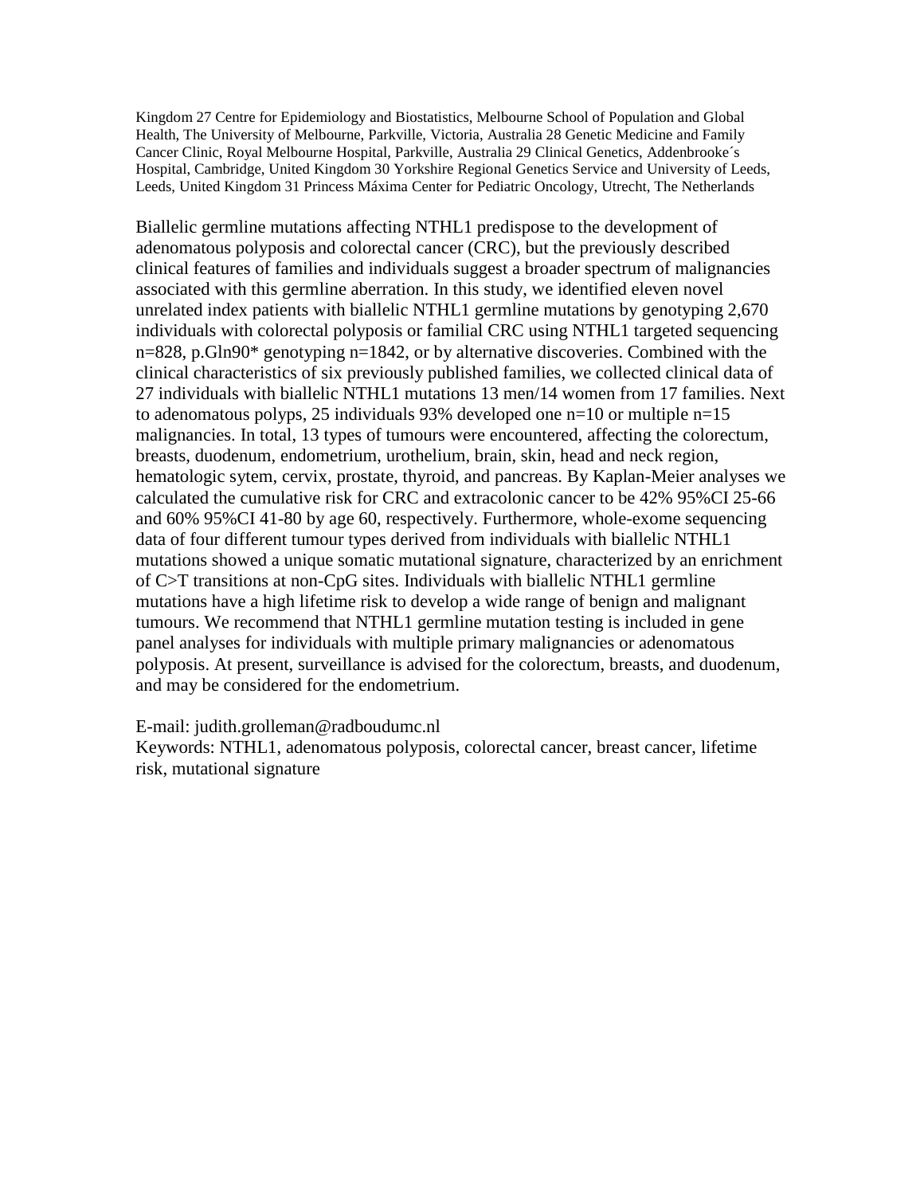Kingdom 27 Centre for Epidemiology and Biostatistics, Melbourne School of Population and Global Health, The University of Melbourne, Parkville, Victoria, Australia 28 Genetic Medicine and Family Cancer Clinic, Royal Melbourne Hospital, Parkville, Australia 29 Clinical Genetics, Addenbrooke´s Hospital, Cambridge, United Kingdom 30 Yorkshire Regional Genetics Service and University of Leeds, Leeds, United Kingdom 31 Princess Máxima Center for Pediatric Oncology, Utrecht, The Netherlands

Biallelic germline mutations affecting NTHL1 predispose to the development of adenomatous polyposis and colorectal cancer (CRC), but the previously described clinical features of families and individuals suggest a broader spectrum of malignancies associated with this germline aberration. In this study, we identified eleven novel unrelated index patients with biallelic NTHL1 germline mutations by genotyping 2,670 individuals with colorectal polyposis or familial CRC using NTHL1 targeted sequencing n=828, p.Gln90* genotyping n=1842, or by alternative discoveries. Combined with the clinical characteristics of six previously published families, we collected clinical data of 27 individuals with biallelic NTHL1 mutations 13 men/14 women from 17 families. Next to adenomatous polyps, 25 individuals 93% developed one n=10 or multiple n=15 malignancies. In total, 13 types of tumours were encountered, affecting the colorectum, breasts, duodenum, endometrium, urothelium, brain, skin, head and neck region, hematologic sytem, cervix, prostate, thyroid, and pancreas. By Kaplan-Meier analyses we calculated the cumulative risk for CRC and extracolonic cancer to be 42% 95%CI 25-66 and 60% 95%CI 41-80 by age 60, respectively. Furthermore, whole-exome sequencing data of four different tumour types derived from individuals with biallelic NTHL1 mutations showed a unique somatic mutational signature, characterized by an enrichment of C>T transitions at non-CpG sites. Individuals with biallelic NTHL1 germline mutations have a high lifetime risk to develop a wide range of benign and malignant tumours. We recommend that NTHL1 germline mutation testing is included in gene panel analyses for individuals with multiple primary malignancies or adenomatous polyposis. At present, surveillance is advised for the colorectum, breasts, and duodenum, and may be considered for the endometrium.

E-mail: judith.grolleman@radboudumc.nl
Keywords: NTHL1, adenomatous polyposis, colorectal cancer, breast cancer, lifetime risk, mutational signature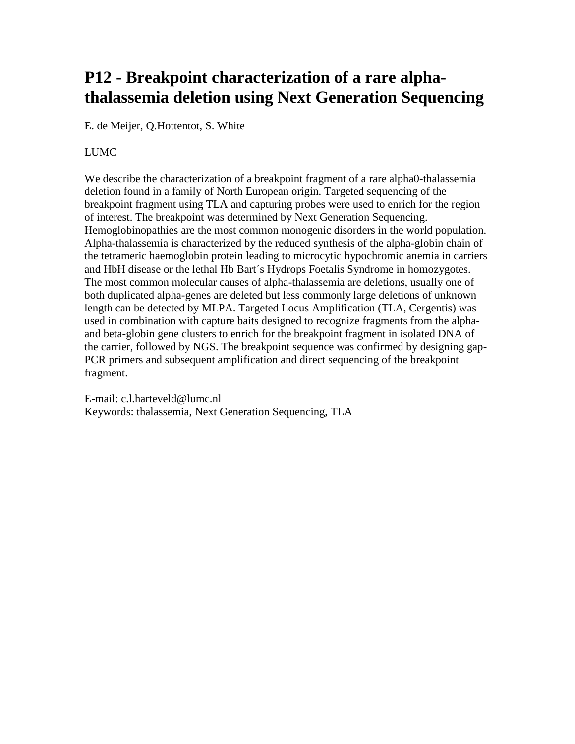# P12 - Breakpoint characterization of a rare alpha-thalassemia deletion using Next Generation Sequencing

E. de Meijer, Q.Hottentot, S. White

LUMC

We describe the characterization of a breakpoint fragment of a rare alpha0-thalassemia deletion found in a family of North European origin. Targeted sequencing of the breakpoint fragment using TLA and capturing probes were used to enrich for the region of interest. The breakpoint was determined by Next Generation Sequencing. Hemoglobinopathies are the most common monogenic disorders in the world population. Alpha-thalassemia is characterized by the reduced synthesis of the alpha-globin chain of the tetrameric haemoglobin protein leading to microcytic hypochromic anemia in carriers and HbH disease or the lethal Hb Bart´s Hydrops Foetalis Syndrome in homozygotes. The most common molecular causes of alpha-thalassemia are deletions, usually one of both duplicated alpha-genes are deleted but less commonly large deletions of unknown length can be detected by MLPA. Targeted Locus Amplification (TLA, Cergentis) was used in combination with capture baits designed to recognize fragments from the alpha- and beta-globin gene clusters to enrich for the breakpoint fragment in isolated DNA of the carrier, followed by NGS. The breakpoint sequence was confirmed by designing gap-PCR primers and subsequent amplification and direct sequencing of the breakpoint fragment.

E-mail: c.l.harteveld@lumc.nl
Keywords: thalassemia, Next Generation Sequencing, TLA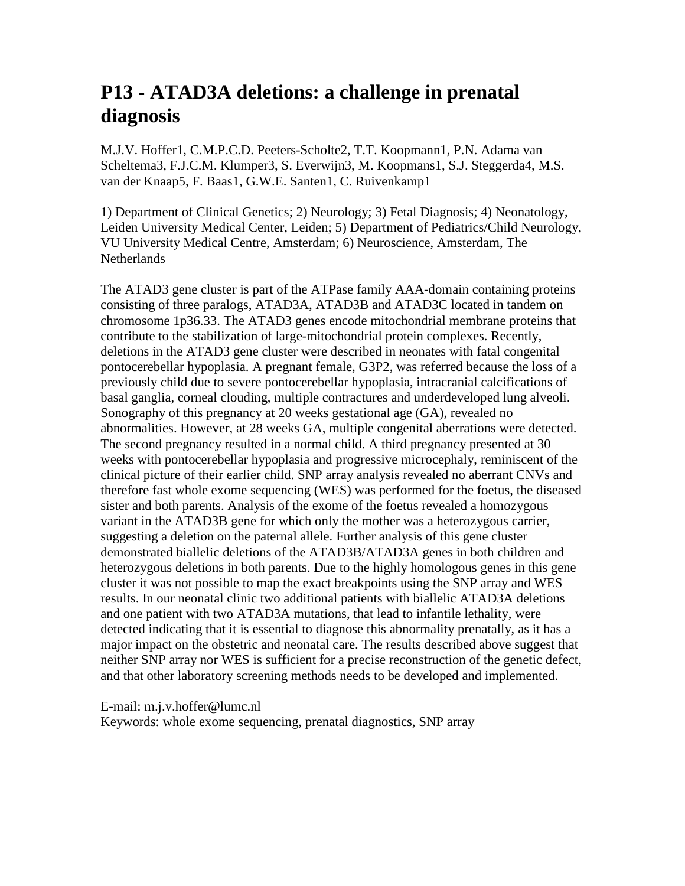# P13 - ATAD3A deletions: a challenge in prenatal diagnosis

M.J.V. Hoffer1, C.M.P.C.D. Peeters-Scholte2, T.T. Koopmann1, P.N. Adama van Scheltema3, F.J.C.M. Klumper3, S. Everwijn3, M. Koopmans1, S.J. Steggerda4, M.S. van der Knaap5, F. Baas1, G.W.E. Santen1, C. Ruivenkamp1

1) Department of Clinical Genetics; 2) Neurology; 3) Fetal Diagnosis; 4) Neonatology, Leiden University Medical Center, Leiden; 5) Department of Pediatrics/Child Neurology, VU University Medical Centre, Amsterdam; 6) Neuroscience, Amsterdam, The Netherlands

The ATAD3 gene cluster is part of the ATPase family AAA-domain containing proteins consisting of three paralogs, ATAD3A, ATAD3B and ATAD3C located in tandem on chromosome 1p36.33. The ATAD3 genes encode mitochondrial membrane proteins that contribute to the stabilization of large-mitochondrial protein complexes. Recently, deletions in the ATAD3 gene cluster were described in neonates with fatal congenital pontocerebellar hypoplasia. A pregnant female, G3P2, was referred because the loss of a previously child due to severe pontocerebellar hypoplasia, intracranial calcifications of basal ganglia, corneal clouding, multiple contractures and underdeveloped lung alveoli. Sonography of this pregnancy at 20 weeks gestational age (GA), revealed no abnormalities. However, at 28 weeks GA, multiple congenital aberrations were detected. The second pregnancy resulted in a normal child. A third pregnancy presented at 30 weeks with pontocerebellar hypoplasia and progressive microcephaly, reminiscent of the clinical picture of their earlier child. SNP array analysis revealed no aberrant CNVs and therefore fast whole exome sequencing (WES) was performed for the foetus, the diseased sister and both parents. Analysis of the exome of the foetus revealed a homozygous variant in the ATAD3B gene for which only the mother was a heterozygous carrier, suggesting a deletion on the paternal allele. Further analysis of this gene cluster demonstrated biallelic deletions of the ATAD3B/ATAD3A genes in both children and heterozygous deletions in both parents. Due to the highly homologous genes in this gene cluster it was not possible to map the exact breakpoints using the SNP array and WES results. In our neonatal clinic two additional patients with biallelic ATAD3A deletions and one patient with two ATAD3A mutations, that lead to infantile lethality, were detected indicating that it is essential to diagnose this abnormality prenatally, as it has a major impact on the obstetric and neonatal care. The results described above suggest that neither SNP array nor WES is sufficient for a precise reconstruction of the genetic defect, and that other laboratory screening methods needs to be developed and implemented.

E-mail: m.j.v.hoffer@lumc.nl
Keywords: whole exome sequencing, prenatal diagnostics, SNP array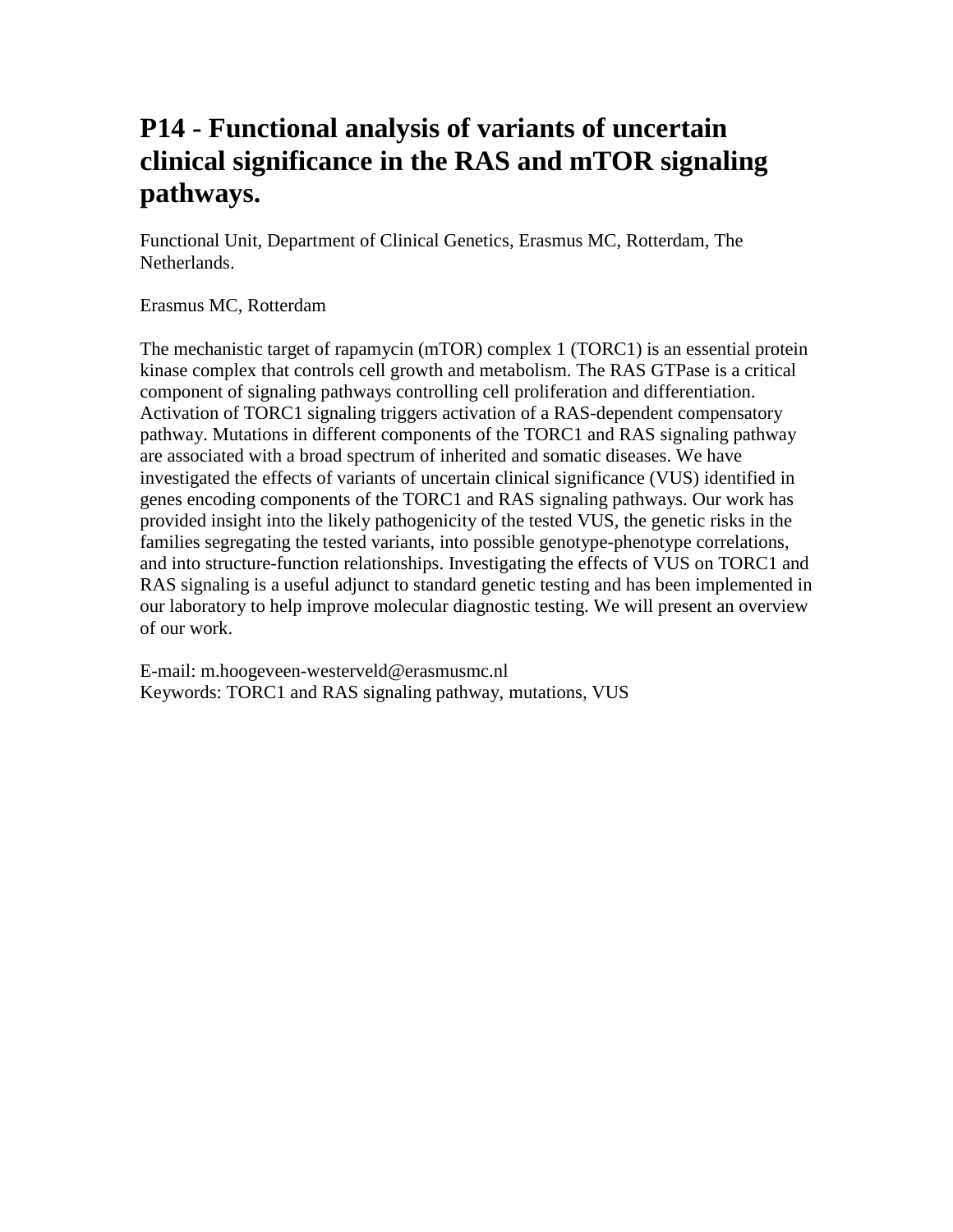# P14 - Functional analysis of variants of uncertain clinical significance in the RAS and mTOR signaling pathways.

Functional Unit, Department of Clinical Genetics, Erasmus MC, Rotterdam, The Netherlands.

Erasmus MC, Rotterdam

The mechanistic target of rapamycin (mTOR) complex 1 (TORC1) is an essential protein kinase complex that controls cell growth and metabolism. The RAS GTPase is a critical component of signaling pathways controlling cell proliferation and differentiation. Activation of TORC1 signaling triggers activation of a RAS-dependent compensatory pathway. Mutations in different components of the TORC1 and RAS signaling pathway are associated with a broad spectrum of inherited and somatic diseases. We have investigated the effects of variants of uncertain clinical significance (VUS) identified in genes encoding components of the TORC1 and RAS signaling pathways. Our work has provided insight into the likely pathogenicity of the tested VUS, the genetic risks in the families segregating the tested variants, into possible genotype-phenotype correlations, and into structure-function relationships. Investigating the effects of VUS on TORC1 and RAS signaling is a useful adjunct to standard genetic testing and has been implemented in our laboratory to help improve molecular diagnostic testing. We will present an overview of our work.

E-mail: m.hoogeveen-westerveld@erasmusmc.nl
Keywords: TORC1 and RAS signaling pathway, mutations, VUS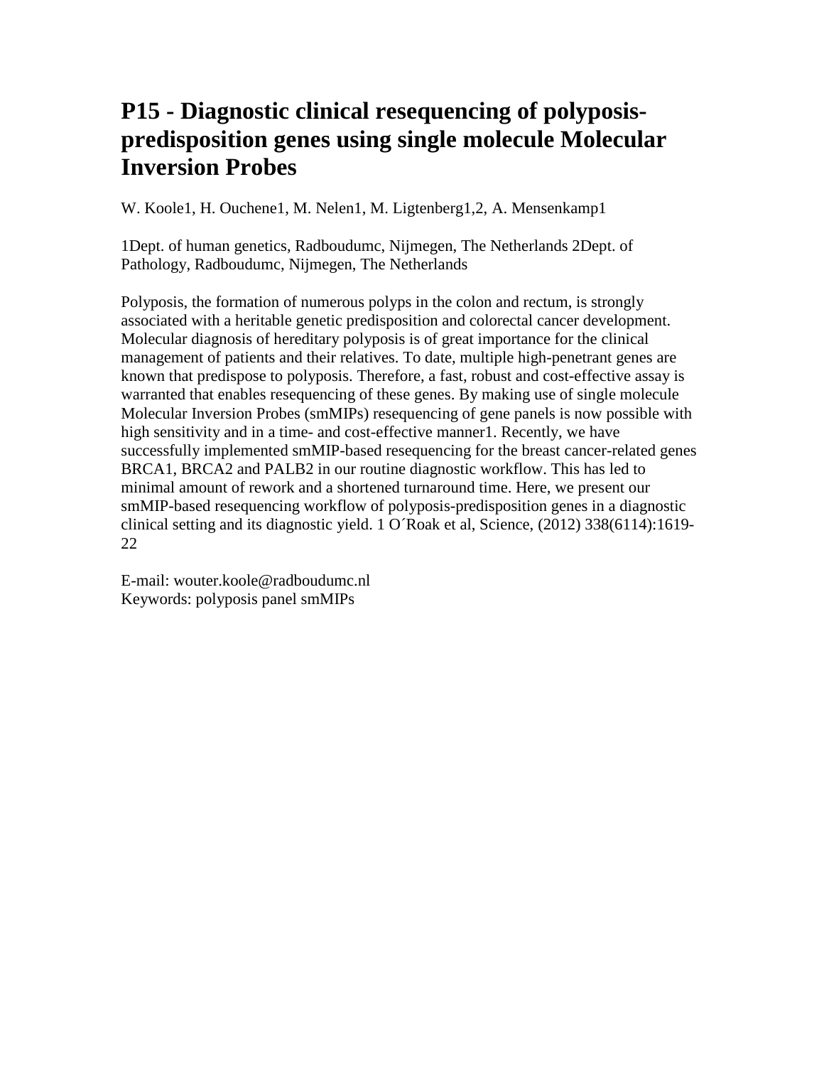# P15 - Diagnostic clinical resequencing of polyposis-predisposition genes using single molecule Molecular Inversion Probes

W. Koole[1], H. Ouchene[1], M. Nelen[1], M. Ligtenberg[1,2], A. Mensenkamp[1]

[1]Dept. of human genetics, Radboudumc, Nijmegen, The Netherlands [2]Dept. of Pathology, Radboudumc, Nijmegen, The Netherlands

Polyposis, the formation of numerous polyps in the colon and rectum, is strongly associated with a heritable genetic predisposition and colorectal cancer development. Molecular diagnosis of hereditary polyposis is of great importance for the clinical management of patients and their relatives. To date, multiple high-penetrant genes are known that predispose to polyposis. Therefore, a fast, robust and cost-effective assay is warranted that enables resequencing of these genes. By making use of single molecule Molecular Inversion Probes (smMIPs) resequencing of gene panels is now possible with high sensitivity and in a time- and cost-effective manner[1]. Recently, we have successfully implemented smMIP-based resequencing for the breast cancer-related genes BRCA1, BRCA2 and PALB2 in our routine diagnostic workflow. This has led to minimal amount of rework and a shortened turnaround time. Here, we present our smMIP-based resequencing workflow of polyposis-predisposition genes in a diagnostic clinical setting and its diagnostic yield. 1 O´Roak et al, Science, (2012) 338(6114):1619-22

E-mail: wouter.koole@radboudumc.nl
Keywords: polyposis panel smMIPs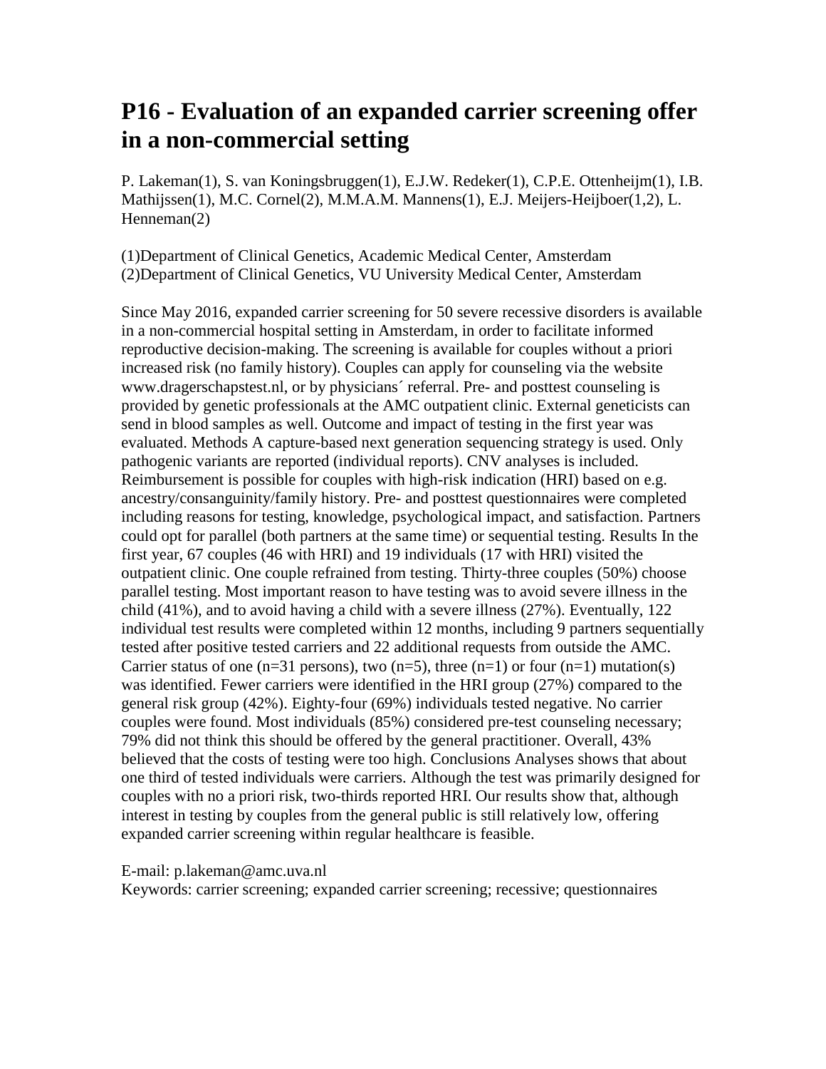# P16 - Evaluation of an expanded carrier screening offer in a non-commercial setting

P. Lakeman(1), S. van Koningsbruggen(1), E.J.W. Redeker(1), C.P.E. Ottenheijm(1), I.B. Mathijssen(1), M.C. Cornel(2), M.M.A.M. Mannens(1), E.J. Meijers-Heijboer(1,2), L. Henneman(2)

(1)Department of Clinical Genetics, Academic Medical Center, Amsterdam
(2)Department of Clinical Genetics, VU University Medical Center, Amsterdam

Since May 2016, expanded carrier screening for 50 severe recessive disorders is available in a non-commercial hospital setting in Amsterdam, in order to facilitate informed reproductive decision-making. The screening is available for couples without a priori increased risk (no family history). Couples can apply for counseling via the website www.dragerschapstest.nl, or by physicians´ referral. Pre- and posttest counseling is provided by genetic professionals at the AMC outpatient clinic. External geneticists can send in blood samples as well. Outcome and impact of testing in the first year was evaluated. Methods A capture-based next generation sequencing strategy is used. Only pathogenic variants are reported (individual reports). CNV analyses is included. Reimbursement is possible for couples with high-risk indication (HRI) based on e.g. ancestry/consanguinity/family history. Pre- and posttest questionnaires were completed including reasons for testing, knowledge, psychological impact, and satisfaction. Partners could opt for parallel (both partners at the same time) or sequential testing. Results In the first year, 67 couples (46 with HRI) and 19 individuals (17 with HRI) visited the outpatient clinic. One couple refrained from testing. Thirty-three couples (50%) choose parallel testing. Most important reason to have testing was to avoid severe illness in the child (41%), and to avoid having a child with a severe illness (27%). Eventually, 122 individual test results were completed within 12 months, including 9 partners sequentially tested after positive tested carriers and 22 additional requests from outside the AMC. Carrier status of one (n=31 persons), two (n=5), three (n=1) or four (n=1) mutation(s) was identified. Fewer carriers were identified in the HRI group (27%) compared to the general risk group (42%). Eighty-four (69%) individuals tested negative. No carrier couples were found. Most individuals (85%) considered pre-test counseling necessary; 79% did not think this should be offered by the general practitioner. Overall, 43% believed that the costs of testing were too high. Conclusions Analyses shows that about one third of tested individuals were carriers. Although the test was primarily designed for couples with no a priori risk, two-thirds reported HRI. Our results show that, although interest in testing by couples from the general public is still relatively low, offering expanded carrier screening within regular healthcare is feasible.

E-mail: p.lakeman@amc.uva.nl
Keywords: carrier screening; expanded carrier screening; recessive; questionnaires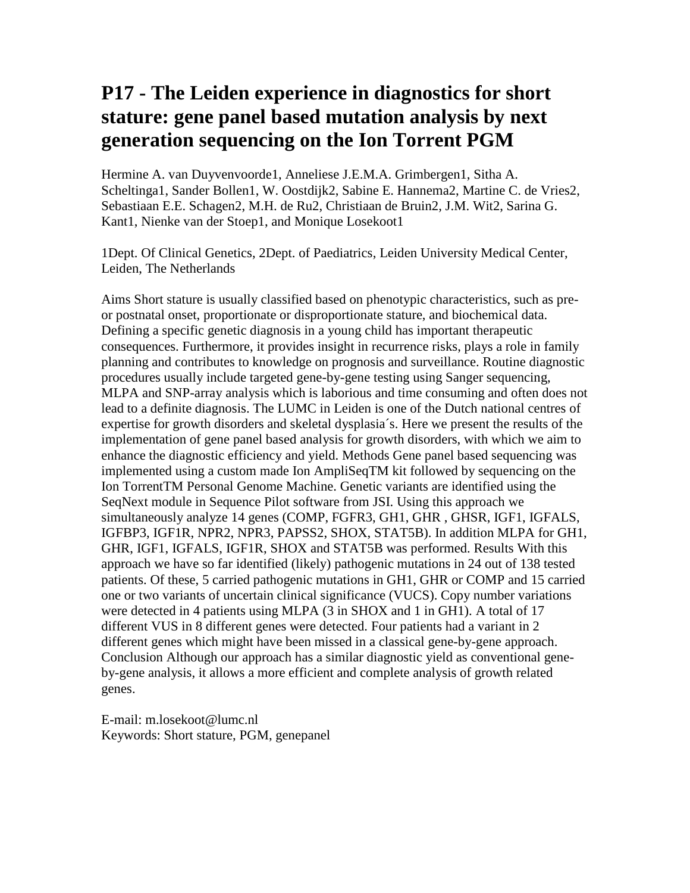# P17 - The Leiden experience in diagnostics for short stature: gene panel based mutation analysis by next generation sequencing on the Ion Torrent PGM

Hermine A. van Duyvenvoorde[1], Anneliese J.E.M.A. Grimbergen[1], Sitha A. Scheltinga[1], Sander Bollen[1], W. Oostdijk[2], Sabine E. Hannema[2], Martine C. de Vries[2], Sebastiaan E.E. Schagen[2], M.H. de Ru[2], Christiaan de Bruin[2], J.M. Wit[2], Sarina G. Kant[1], Nienke van der Stoep[1], and Monique Losekoot[1]

[1]Dept. Of Clinical Genetics, [2]Dept. of Paediatrics, Leiden University Medical Center, Leiden, The Netherlands

Aims Short stature is usually classified based on phenotypic characteristics, such as pre- or postnatal onset, proportionate or disproportionate stature, and biochemical data. Defining a specific genetic diagnosis in a young child has important therapeutic consequences. Furthermore, it provides insight in recurrence risks, plays a role in family planning and contributes to knowledge on prognosis and surveillance. Routine diagnostic procedures usually include targeted gene-by-gene testing using Sanger sequencing, MLPA and SNP-array analysis which is laborious and time consuming and often does not lead to a definite diagnosis. The LUMC in Leiden is one of the Dutch national centres of expertise for growth disorders and skeletal dysplasia´s. Here we present the results of the implementation of gene panel based analysis for growth disorders, with which we aim to enhance the diagnostic efficiency and yield. Methods Gene panel based sequencing was implemented using a custom made Ion AmpliSeqTM kit followed by sequencing on the Ion TorrentTM Personal Genome Machine. Genetic variants are identified using the SeqNext module in Sequence Pilot software from JSI. Using this approach we simultaneously analyze 14 genes (COMP, FGFR3, GH1, GHR , GHSR, IGF1, IGFALS, IGFBP3, IGF1R, NPR2, NPR3, PAPSS2, SHOX, STAT5B). In addition MLPA for GH1, GHR, IGF1, IGFALS, IGF1R, SHOX and STAT5B was performed. Results With this approach we have so far identified (likely) pathogenic mutations in 24 out of 138 tested patients. Of these, 5 carried pathogenic mutations in GH1, GHR or COMP and 15 carried one or two variants of uncertain clinical significance (VUCS). Copy number variations were detected in 4 patients using MLPA (3 in SHOX and 1 in GH1). A total of 17 different VUS in 8 different genes were detected. Four patients had a variant in 2 different genes which might have been missed in a classical gene-by-gene approach. Conclusion Although our approach has a similar diagnostic yield as conventional gene-by-gene analysis, it allows a more efficient and complete analysis of growth related genes.

E-mail: m.losekoot@lumc.nl
Keywords: Short stature, PGM, genepanel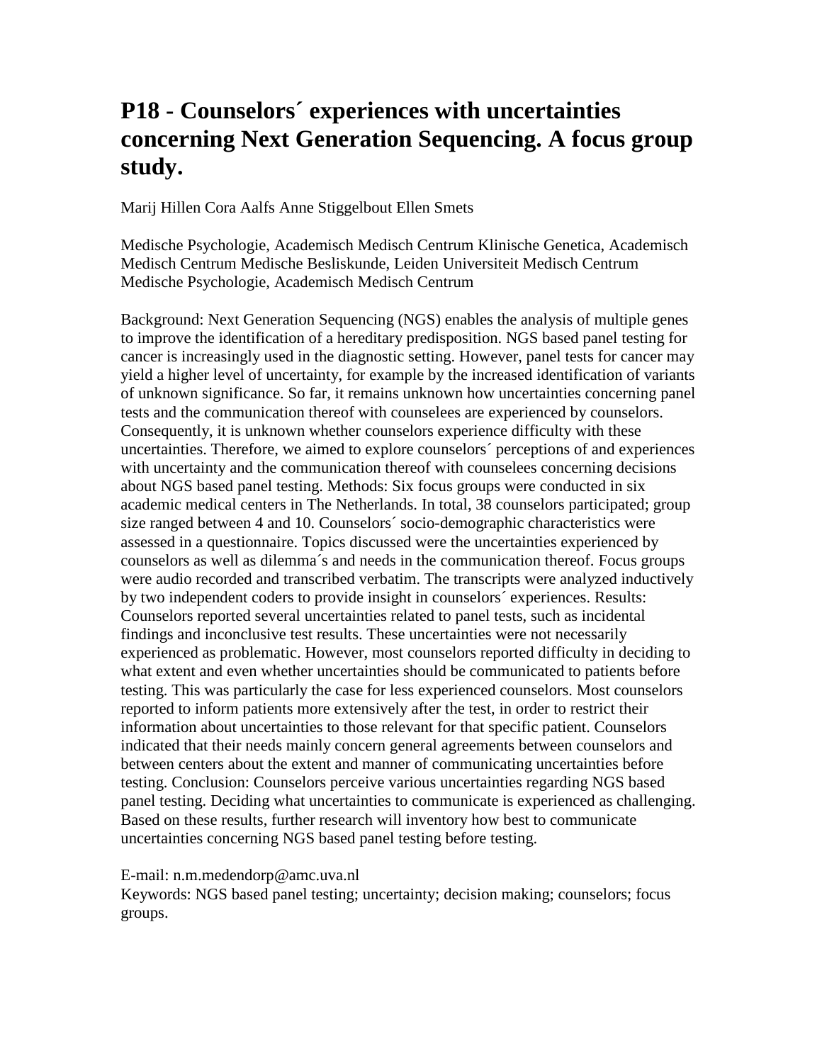# P18 - Counselors´ experiences with uncertainties concerning Next Generation Sequencing. A focus group study.

Marij Hillen Cora Aalfs Anne Stiggelbout Ellen Smets

Medische Psychologie, Academisch Medisch Centrum Klinische Genetica, Academisch Medisch Centrum Medische Besliskunde, Leiden Universiteit Medisch Centrum Medische Psychologie, Academisch Medisch Centrum

Background: Next Generation Sequencing (NGS) enables the analysis of multiple genes to improve the identification of a hereditary predisposition. NGS based panel testing for cancer is increasingly used in the diagnostic setting. However, panel tests for cancer may yield a higher level of uncertainty, for example by the increased identification of variants of unknown significance. So far, it remains unknown how uncertainties concerning panel tests and the communication thereof with counselees are experienced by counselors. Consequently, it is unknown whether counselors experience difficulty with these uncertainties. Therefore, we aimed to explore counselors´ perceptions of and experiences with uncertainty and the communication thereof with counselees concerning decisions about NGS based panel testing. Methods: Six focus groups were conducted in six academic medical centers in The Netherlands. In total, 38 counselors participated; group size ranged between 4 and 10. Counselors´ socio-demographic characteristics were assessed in a questionnaire. Topics discussed were the uncertainties experienced by counselors as well as dilemma´s and needs in the communication thereof. Focus groups were audio recorded and transcribed verbatim. The transcripts were analyzed inductively by two independent coders to provide insight in counselors´ experiences. Results: Counselors reported several uncertainties related to panel tests, such as incidental findings and inconclusive test results. These uncertainties were not necessarily experienced as problematic. However, most counselors reported difficulty in deciding to what extent and even whether uncertainties should be communicated to patients before testing. This was particularly the case for less experienced counselors. Most counselors reported to inform patients more extensively after the test, in order to restrict their information about uncertainties to those relevant for that specific patient. Counselors indicated that their needs mainly concern general agreements between counselors and between centers about the extent and manner of communicating uncertainties before testing. Conclusion: Counselors perceive various uncertainties regarding NGS based panel testing. Deciding what uncertainties to communicate is experienced as challenging. Based on these results, further research will inventory how best to communicate uncertainties concerning NGS based panel testing before testing.

E-mail: n.m.medendorp@amc.uva.nl  
Keywords: NGS based panel testing; uncertainty; decision making; counselors; focus groups.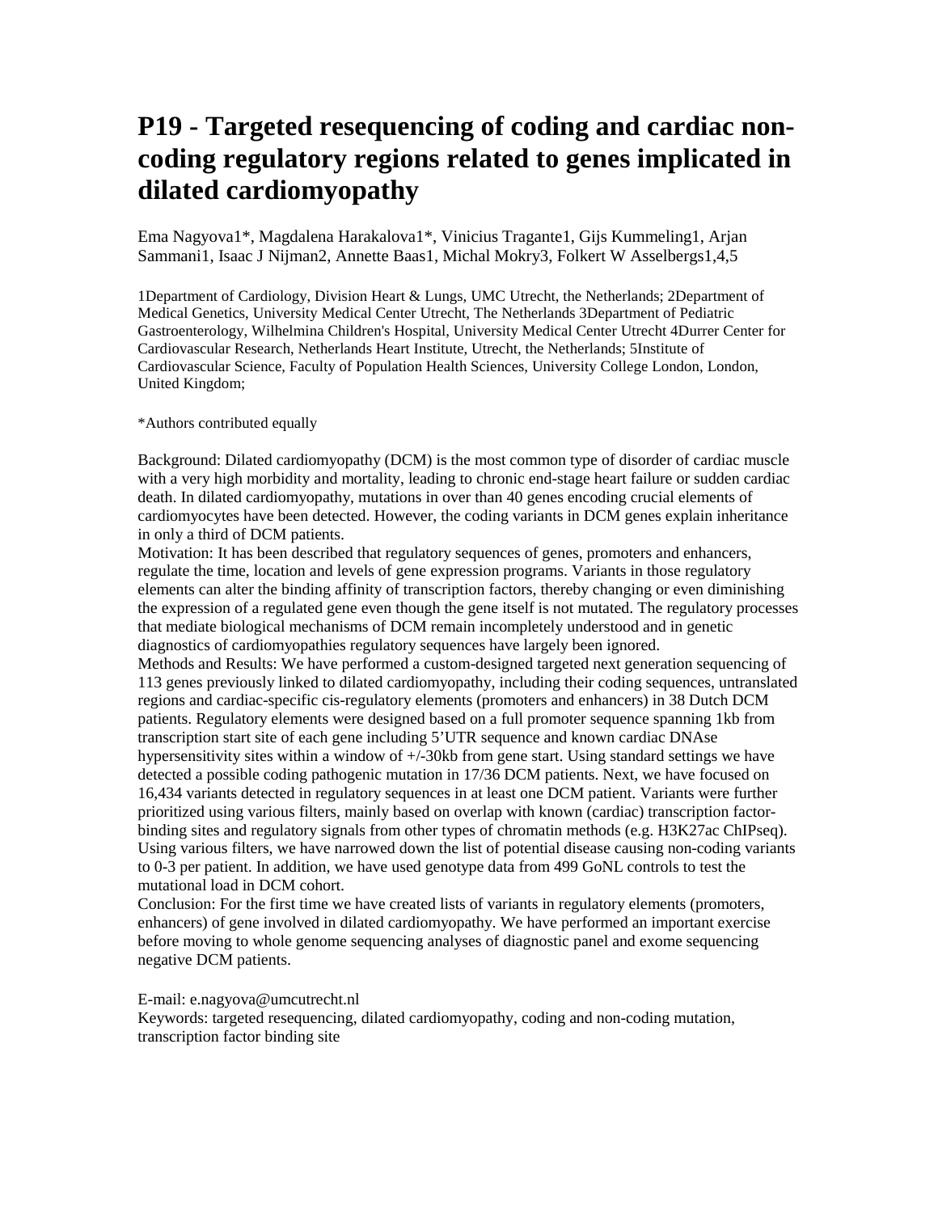# P19 - Targeted resequencing of coding and cardiac non-coding regulatory regions related to genes implicated in dilated cardiomyopathy

Ema Nagyova[1]*, Magdalena Harakalova[1]*, Vinicius Tragante[1], Gijs Kummeling[1], Arjan Sammani[1], Isaac J Nijman[2], Annette Baas[1], Michal Mokry[3], Folkert W Asselbergs[1,4,5]

[1]Department of Cardiology, Division Heart & Lungs, UMC Utrecht, the Netherlands; [2]Department of Medical Genetics, University Medical Center Utrecht, The Netherlands [3]Department of Pediatric Gastroenterology, Wilhelmina Children's Hospital, University Medical Center Utrecht [4]Durrer Center for Cardiovascular Research, Netherlands Heart Institute, Utrecht, the Netherlands; [5]Institute of Cardiovascular Science, Faculty of Population Health Sciences, University College London, London, United Kingdom;

*Authors contributed equally

Background: Dilated cardiomyopathy (DCM) is the most common type of disorder of cardiac muscle with a very high morbidity and mortality, leading to chronic end-stage heart failure or sudden cardiac death. In dilated cardiomyopathy, mutations in over than 40 genes encoding crucial elements of cardiomyocytes have been detected. However, the coding variants in DCM genes explain inheritance in only a third of DCM patients.

Motivation: It has been described that regulatory sequences of genes, promoters and enhancers, regulate the time, location and levels of gene expression programs. Variants in those regulatory elements can alter the binding affinity of transcription factors, thereby changing or even diminishing the expression of a regulated gene even though the gene itself is not mutated. The regulatory processes that mediate biological mechanisms of DCM remain incompletely understood and in genetic diagnostics of cardiomyopathies regulatory sequences have largely been ignored.

Methods and Results: We have performed a custom-designed targeted next generation sequencing of 113 genes previously linked to dilated cardiomyopathy, including their coding sequences, untranslated regions and cardiac-specific cis-regulatory elements (promoters and enhancers) in 38 Dutch DCM patients. Regulatory elements were designed based on a full promoter sequence spanning 1kb from transcription start site of each gene including 5'UTR sequence and known cardiac DNAse hypersensitivity sites within a window of +/-30kb from gene start. Using standard settings we have detected a possible coding pathogenic mutation in 17/36 DCM patients. Next, we have focused on 16,434 variants detected in regulatory sequences in at least one DCM patient. Variants were further prioritized using various filters, mainly based on overlap with known (cardiac) transcription factor-binding sites and regulatory signals from other types of chromatin methods (e.g. H3K27ac ChIPseq). Using various filters, we have narrowed down the list of potential disease causing non-coding variants to 0-3 per patient. In addition, we have used genotype data from 499 GoNL controls to test the mutational load in DCM cohort.

Conclusion: For the first time we have created lists of variants in regulatory elements (promoters, enhancers) of gene involved in dilated cardiomyopathy. We have performed an important exercise before moving to whole genome sequencing analyses of diagnostic panel and exome sequencing negative DCM patients.

E-mail: e.nagyova@umcutrecht.nl

Keywords: targeted resequencing, dilated cardiomyopathy, coding and non-coding mutation, transcription factor binding site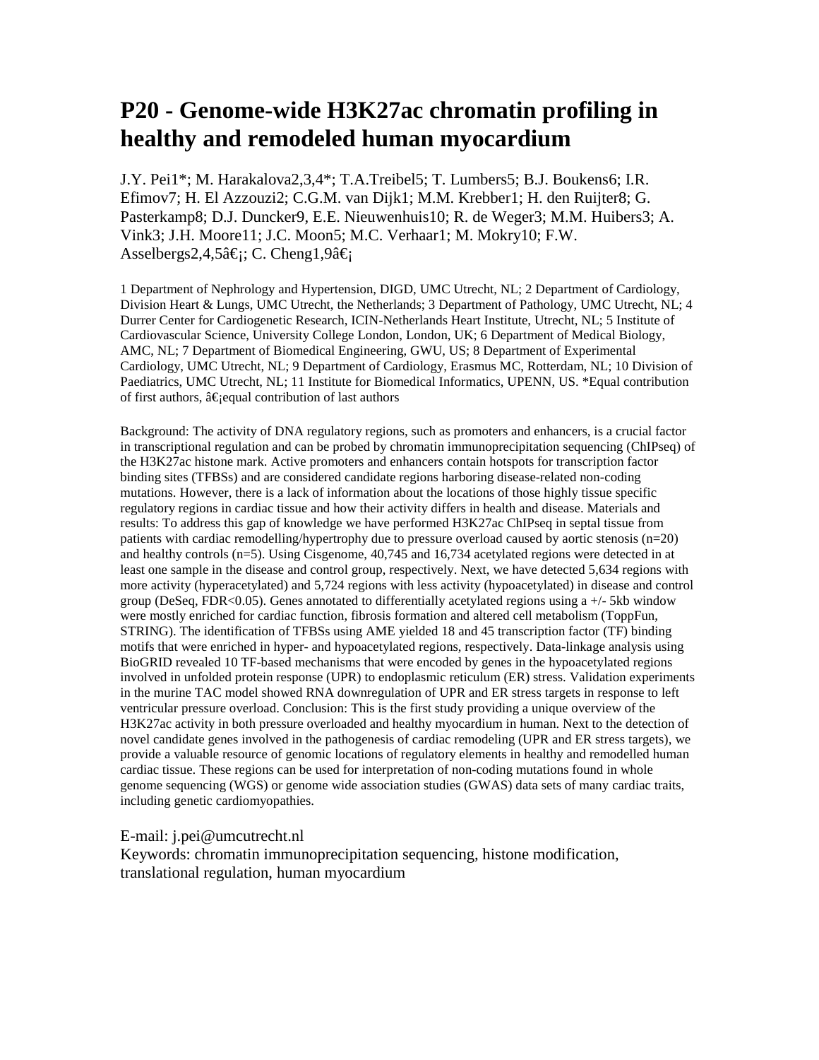# P20 - Genome-wide H3K27ac chromatin profiling in healthy and remodeled human myocardium

J.Y. Pei1*; M. Harakalova2,3,4*; T.A.Treibel5; T. Lumbers5; B.J. Boukens6; I.R. Efimov7; H. El Azzouzi2; C.G.M. van Dijk1; M.M. Krebber1; H. den Ruijter8; G. Pasterkamp8; D.J. Duncker9, E.E. Nieuwenhuis10; R. de Weger3; M.M. Huibers3; A. Vink3; J.H. Moore11; J.C. Moon5; M.C. Verhaar1; M. Mokry10; F.W. Asselbergs2,4,5â€¡; C. Cheng1,9â€¡

1 Department of Nephrology and Hypertension, DIGD, UMC Utrecht, NL; 2 Department of Cardiology, Division Heart & Lungs, UMC Utrecht, the Netherlands; 3 Department of Pathology, UMC Utrecht, NL; 4 Durrer Center for Cardiogenetic Research, ICIN-Netherlands Heart Institute, Utrecht, NL; 5 Institute of Cardiovascular Science, University College London, London, UK; 6 Department of Medical Biology, AMC, NL; 7 Department of Biomedical Engineering, GWU, US; 8 Department of Experimental Cardiology, UMC Utrecht, NL; 9 Department of Cardiology, Erasmus MC, Rotterdam, NL; 10 Division of Paediatrics, UMC Utrecht, NL; 11 Institute for Biomedical Informatics, UPENN, US. *Equal contribution of first authors, â€¡equal contribution of last authors

Background: The activity of DNA regulatory regions, such as promoters and enhancers, is a crucial factor in transcriptional regulation and can be probed by chromatin immunoprecipitation sequencing (ChIPseq) of the H3K27ac histone mark. Active promoters and enhancers contain hotspots for transcription factor binding sites (TFBSs) and are considered candidate regions harboring disease-related non-coding mutations. However, there is a lack of information about the locations of those highly tissue specific regulatory regions in cardiac tissue and how their activity differs in health and disease. Materials and results: To address this gap of knowledge we have performed H3K27ac ChIPseq in septal tissue from patients with cardiac remodelling/hypertrophy due to pressure overload caused by aortic stenosis (n=20) and healthy controls (n=5). Using Cisgenome, 40,745 and 16,734 acetylated regions were detected in at least one sample in the disease and control group, respectively. Next, we have detected 5,634 regions with more activity (hyperacetylated) and 5,724 regions with less activity (hypoacetylated) in disease and control group (DeSeq, FDR<0.05). Genes annotated to differentially acetylated regions using a +/- 5kb window were mostly enriched for cardiac function, fibrosis formation and altered cell metabolism (ToppFun, STRING). The identification of TFBSs using AME yielded 18 and 45 transcription factor (TF) binding motifs that were enriched in hyper- and hypoacetylated regions, respectively. Data-linkage analysis using BioGRID revealed 10 TF-based mechanisms that were encoded by genes in the hypoacetylated regions involved in unfolded protein response (UPR) to endoplasmic reticulum (ER) stress. Validation experiments in the murine TAC model showed RNA downregulation of UPR and ER stress targets in response to left ventricular pressure overload. Conclusion: This is the first study providing a unique overview of the H3K27ac activity in both pressure overloaded and healthy myocardium in human. Next to the detection of novel candidate genes involved in the pathogenesis of cardiac remodeling (UPR and ER stress targets), we provide a valuable resource of genomic locations of regulatory elements in healthy and remodelled human cardiac tissue. These regions can be used for interpretation of non-coding mutations found in whole genome sequencing (WGS) or genome wide association studies (GWAS) data sets of many cardiac traits, including genetic cardiomyopathies.

E-mail: j.pei@umcutrecht.nl
Keywords: chromatin immunoprecipitation sequencing, histone modification, translational regulation, human myocardium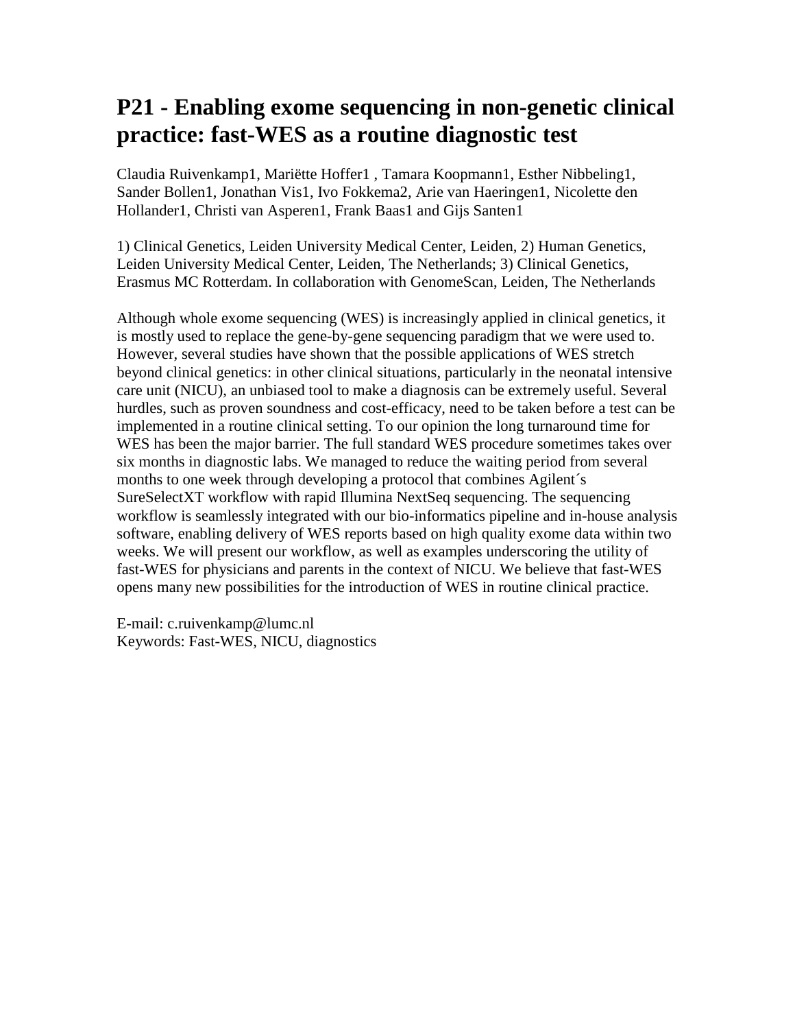# P21 - Enabling exome sequencing in non-genetic clinical practice: fast-WES as a routine diagnostic test

Claudia Ruivenkamp[1], Mariëtte Hoffer[1] , Tamara Koopmann[1], Esther Nibbeling[1], Sander Bollen[1], Jonathan Vis[1], Ivo Fokkema[2], Arie van Haeringen[1], Nicolette den Hollander[1], Christi van Asperen[1], Frank Baas[1] and Gijs Santen[1]

1) Clinical Genetics, Leiden University Medical Center, Leiden, 2) Human Genetics, Leiden University Medical Center, Leiden, The Netherlands; 3) Clinical Genetics, Erasmus MC Rotterdam. In collaboration with GenomeScan, Leiden, The Netherlands

Although whole exome sequencing (WES) is increasingly applied in clinical genetics, it is mostly used to replace the gene-by-gene sequencing paradigm that we were used to. However, several studies have shown that the possible applications of WES stretch beyond clinical genetics: in other clinical situations, particularly in the neonatal intensive care unit (NICU), an unbiased tool to make a diagnosis can be extremely useful. Several hurdles, such as proven soundness and cost-efficacy, need to be taken before a test can be implemented in a routine clinical setting. To our opinion the long turnaround time for WES has been the major barrier. The full standard WES procedure sometimes takes over six months in diagnostic labs. We managed to reduce the waiting period from several months to one week through developing a protocol that combines Agilent´s SureSelectXT workflow with rapid Illumina NextSeq sequencing. The sequencing workflow is seamlessly integrated with our bio-informatics pipeline and in-house analysis software, enabling delivery of WES reports based on high quality exome data within two weeks. We will present our workflow, as well as examples underscoring the utility of fast-WES for physicians and parents in the context of NICU. We believe that fast-WES opens many new possibilities for the introduction of WES in routine clinical practice.

E-mail: c.ruivenkamp@lumc.nl
Keywords: Fast-WES, NICU, diagnostics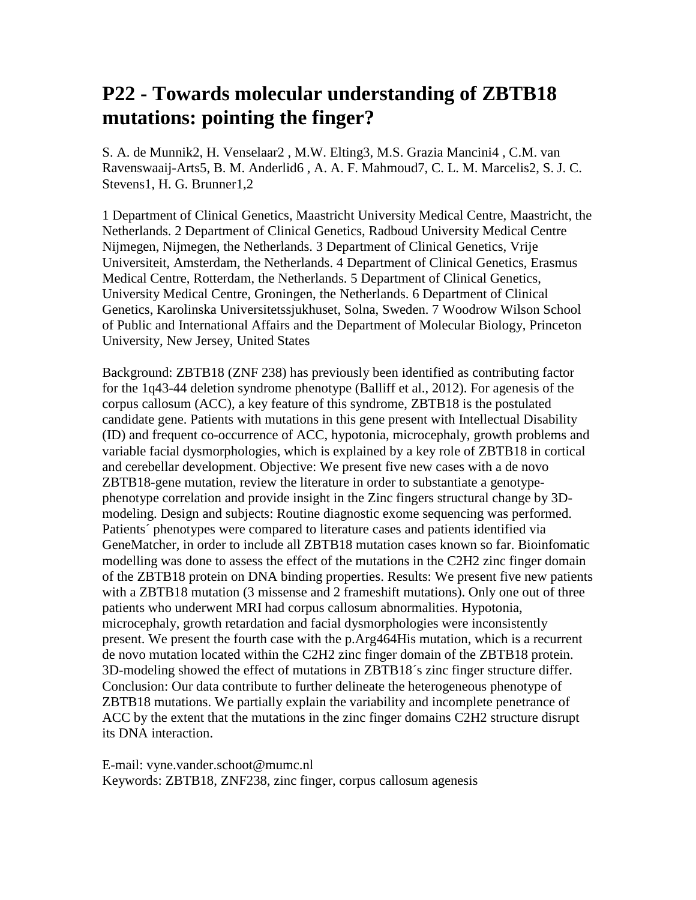# P22 - Towards molecular understanding of ZBTB18 mutations: pointing the finger?

S. A. de Munnik[2], H. Venselaar[2] , M.W. Elting[3], M.S. Grazia Mancini[4] , C.M. van Ravenswaaij-Arts[5], B. M. Anderlid[6] , A. A. F. Mahmoud[7], C. L. M. Marcelis[2], S. J. C. Stevens[1], H. G. Brunner[1,2]

1 Department of Clinical Genetics, Maastricht University Medical Centre, Maastricht, the Netherlands. 2 Department of Clinical Genetics, Radboud University Medical Centre Nijmegen, Nijmegen, the Netherlands. 3 Department of Clinical Genetics, Vrije Universiteit, Amsterdam, the Netherlands. 4 Department of Clinical Genetics, Erasmus Medical Centre, Rotterdam, the Netherlands. 5 Department of Clinical Genetics, University Medical Centre, Groningen, the Netherlands. 6 Department of Clinical Genetics, Karolinska Universitetssjukhuset, Solna, Sweden. 7 Woodrow Wilson School of Public and International Affairs and the Department of Molecular Biology, Princeton University, New Jersey, United States

Background: ZBTB18 (ZNF 238) has previously been identified as contributing factor for the 1q43-44 deletion syndrome phenotype (Balliff et al., 2012). For agenesis of the corpus callosum (ACC), a key feature of this syndrome, ZBTB18 is the postulated candidate gene. Patients with mutations in this gene present with Intellectual Disability (ID) and frequent co-occurrence of ACC, hypotonia, microcephaly, growth problems and variable facial dysmorphologies, which is explained by a key role of ZBTB18 in cortical and cerebellar development. Objective: We present five new cases with a de novo ZBTB18-gene mutation, review the literature in order to substantiate a genotype-phenotype correlation and provide insight in the Zinc fingers structural change by 3D-modeling. Design and subjects: Routine diagnostic exome sequencing was performed. Patients´ phenotypes were compared to literature cases and patients identified via GeneMatcher, in order to include all ZBTB18 mutation cases known so far. Bioinfomatic modelling was done to assess the effect of the mutations in the C2H2 zinc finger domain of the ZBTB18 protein on DNA binding properties. Results: We present five new patients with a ZBTB18 mutation (3 missense and 2 frameshift mutations). Only one out of three patients who underwent MRI had corpus callosum abnormalities. Hypotonia, microcephaly, growth retardation and facial dysmorphologies were inconsistently present. We present the fourth case with the p.Arg464His mutation, which is a recurrent de novo mutation located within the C2H2 zinc finger domain of the ZBTB18 protein. 3D-modeling showed the effect of mutations in ZBTB18´s zinc finger structure differ. Conclusion: Our data contribute to further delineate the heterogeneous phenotype of ZBTB18 mutations. We partially explain the variability and incomplete penetrance of ACC by the extent that the mutations in the zinc finger domains C2H2 structure disrupt its DNA interaction.

E-mail: vyne.vander.schoot@mumc.nl
Keywords: ZBTB18, ZNF238, zinc finger, corpus callosum agenesis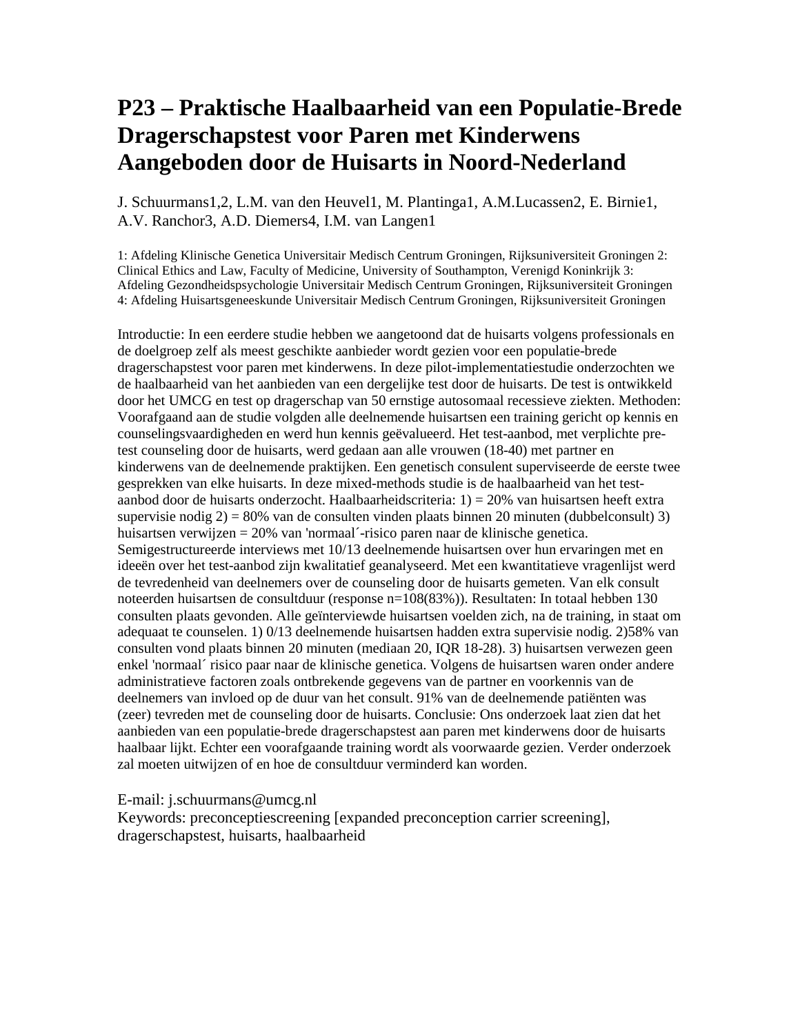# P23 – Praktische Haalbaarheid van een Populatie-Brede Dragerschapstest voor Paren met Kinderwens Aangeboden door de Huisarts in Noord-Nederland

J. Schuurmans[1,2], L.M. van den Heuvel[1], M. Plantinga[1], A.M.Lucassen[2], E. Birnie[1], A.V. Ranchor[3], A.D. Diemers[4], I.M. van Langen[1]

1: Afdeling Klinische Genetica Universitair Medisch Centrum Groningen, Rijksuniversiteit Groningen 2: Clinical Ethics and Law, Faculty of Medicine, University of Southampton, Verenigd Koninkrijk 3: Afdeling Gezondheidspsychologie Universitair Medisch Centrum Groningen, Rijksuniversiteit Groningen 4: Afdeling Huisartsgeneeskunde Universitair Medisch Centrum Groningen, Rijksuniversiteit Groningen

Introductie: In een eerdere studie hebben we aangetoond dat de huisarts volgens professionals en de doelgroep zelf als meest geschikte aanbieder wordt gezien voor een populatie-brede dragerschapstest voor paren met kinderwens. In deze pilot-implementatiestudie onderzochten we de haalbaarheid van het aanbieden van een dergelijke test door de huisarts. De test is ontwikkeld door het UMCG en test op dragerschap van 50 ernstige autosomaal recessieve ziekten. Methoden: Voorafgaand aan de studie volgden alle deelnemende huisartsen een training gericht op kennis en counselingsvaardigheden en werd hun kennis geëvalueerd. Het test-aanbod, met verplichte pre-test counseling door de huisarts, werd gedaan aan alle vrouwen (18-40) met partner en kinderwens van de deelnemende praktijken. Een genetisch consulent superviseerde de eerste twee gesprekken van elke huisarts. In deze mixed-methods studie is de haalbaarheid van het test-aanbod door de huisarts onderzocht. Haalbaarheidscriteria: 1) = 20% van huisartsen heeft extra supervisie nodig 2) = 80% van de consulten vinden plaats binnen 20 minuten (dubbelconsult) 3) huisartsen verwijzen = 20% van 'normaal´-risico paren naar de klinische genetica. Semigestructureerde interviews met 10/13 deelnemende huisartsen over hun ervaringen met en ideeën over het test-aanbod zijn kwalitatief geanalyseerd. Met een kwantitatieve vragenlijst werd de tevredenheid van deelnemers over de counseling door de huisarts gemeten. Van elk consult noteerden huisartsen de consultduur (response n=108(83%)). Resultaten: In totaal hebben 130 consulten plaats gevonden. Alle geïnterviewde huisartsen voelden zich, na de training, in staat om adequaat te counselen. 1) 0/13 deelnemende huisartsen hadden extra supervisie nodig. 2)58% van consulten vond plaats binnen 20 minuten (mediaan 20, IQR 18-28). 3) huisartsen verwezen geen enkel 'normaal´ risico paar naar de klinische genetica. Volgens de huisartsen waren onder andere administratieve factoren zoals ontbrekende gegevens van de partner en voorkennis van de deelnemers van invloed op de duur van het consult. 91% van de deelnemende patiënten was (zeer) tevreden met de counseling door de huisarts. Conclusie: Ons onderzoek laat zien dat het aanbieden van een populatie-brede dragerschapstest aan paren met kinderwens door de huisarts haalbaar lijkt. Echter een voorafgaande training wordt als voorwaarde gezien. Verder onderzoek zal moeten uitwijzen of en hoe de consultduur verminderd kan worden.

E-mail: j.schuurmans@umcg.nl
Keywords: preconceptiescreening [expanded preconception carrier screening], dragerschapstest, huisarts, haalbaarheid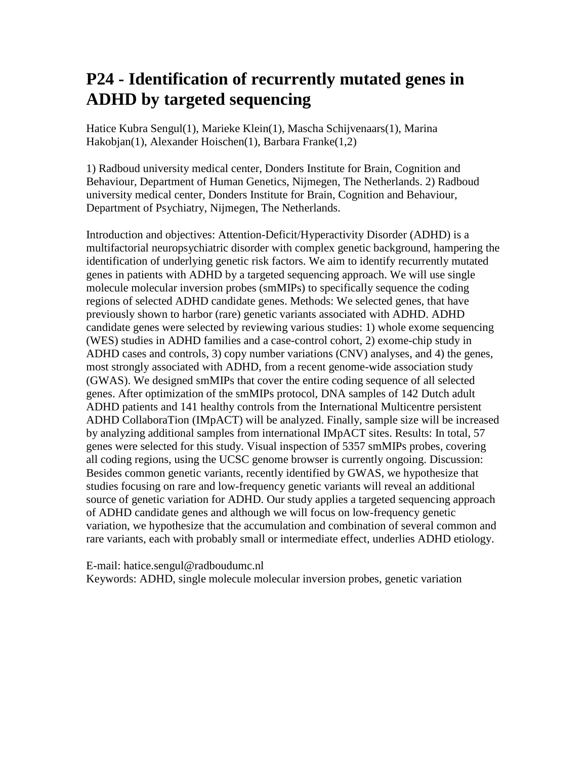# P24 - Identification of recurrently mutated genes in ADHD by targeted sequencing

Hatice Kubra Sengul(1), Marieke Klein(1), Mascha Schijvenaars(1), Marina Hakobjan(1), Alexander Hoischen(1), Barbara Franke(1,2)

1) Radboud university medical center, Donders Institute for Brain, Cognition and Behaviour, Department of Human Genetics, Nijmegen, The Netherlands. 2) Radboud university medical center, Donders Institute for Brain, Cognition and Behaviour, Department of Psychiatry, Nijmegen, The Netherlands.

Introduction and objectives: Attention-Deficit/Hyperactivity Disorder (ADHD) is a multifactorial neuropsychiatric disorder with complex genetic background, hampering the identification of underlying genetic risk factors. We aim to identify recurrently mutated genes in patients with ADHD by a targeted sequencing approach. We will use single molecule molecular inversion probes (smMIPs) to specifically sequence the coding regions of selected ADHD candidate genes. Methods: We selected genes, that have previously shown to harbor (rare) genetic variants associated with ADHD. ADHD candidate genes were selected by reviewing various studies: 1) whole exome sequencing (WES) studies in ADHD families and a case-control cohort, 2) exome-chip study in ADHD cases and controls, 3) copy number variations (CNV) analyses, and 4) the genes, most strongly associated with ADHD, from a recent genome-wide association study (GWAS). We designed smMIPs that cover the entire coding sequence of all selected genes. After optimization of the smMIPs protocol, DNA samples of 142 Dutch adult ADHD patients and 141 healthy controls from the International Multicentre persistent ADHD CollaboraTion (IMpACT) will be analyzed. Finally, sample size will be increased by analyzing additional samples from international IMpACT sites. Results: In total, 57 genes were selected for this study. Visual inspection of 5357 smMIPs probes, covering all coding regions, using the UCSC genome browser is currently ongoing. Discussion: Besides common genetic variants, recently identified by GWAS, we hypothesize that studies focusing on rare and low-frequency genetic variants will reveal an additional source of genetic variation for ADHD. Our study applies a targeted sequencing approach of ADHD candidate genes and although we will focus on low-frequency genetic variation, we hypothesize that the accumulation and combination of several common and rare variants, each with probably small or intermediate effect, underlies ADHD etiology.

E-mail: hatice.sengul@radboudumc.nl
Keywords: ADHD, single molecule molecular inversion probes, genetic variation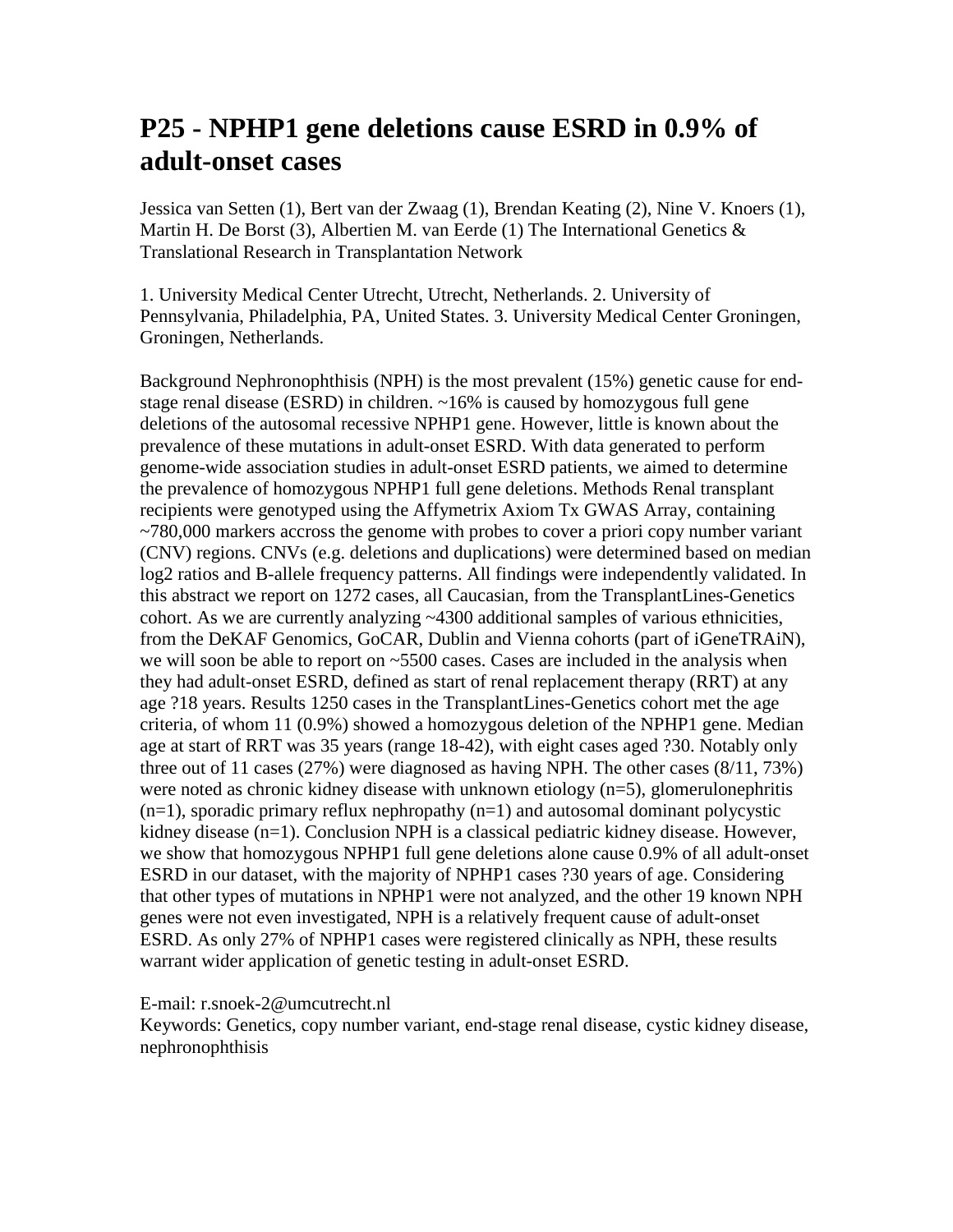# P25 - NPHP1 gene deletions cause ESRD in 0.9% of adult-onset cases

Jessica van Setten (1), Bert van der Zwaag (1), Brendan Keating (2), Nine V. Knoers (1), Martin H. De Borst (3), Albertien M. van Eerde (1) The International Genetics & Translational Research in Transplantation Network

1. University Medical Center Utrecht, Utrecht, Netherlands. 2. University of Pennsylvania, Philadelphia, PA, United States. 3. University Medical Center Groningen, Groningen, Netherlands.

Background Nephronophthisis (NPH) is the most prevalent (15%) genetic cause for end-stage renal disease (ESRD) in children. ~16% is caused by homozygous full gene deletions of the autosomal recessive NPHP1 gene. However, little is known about the prevalence of these mutations in adult-onset ESRD. With data generated to perform genome-wide association studies in adult-onset ESRD patients, we aimed to determine the prevalence of homozygous NPHP1 full gene deletions. Methods Renal transplant recipients were genotyped using the Affymetrix Axiom Tx GWAS Array, containing ~780,000 markers accross the genome with probes to cover a priori copy number variant (CNV) regions. CNVs (e.g. deletions and duplications) were determined based on median log2 ratios and B-allele frequency patterns. All findings were independently validated. In this abstract we report on 1272 cases, all Caucasian, from the TransplantLines-Genetics cohort. As we are currently analyzing ~4300 additional samples of various ethnicities, from the DeKAF Genomics, GoCAR, Dublin and Vienna cohorts (part of iGeneTRAiN), we will soon be able to report on ~5500 cases. Cases are included in the analysis when they had adult-onset ESRD, defined as start of renal replacement therapy (RRT) at any age ?18 years. Results 1250 cases in the TransplantLines-Genetics cohort met the age criteria, of whom 11 (0.9%) showed a homozygous deletion of the NPHP1 gene. Median age at start of RRT was 35 years (range 18-42), with eight cases aged ?30. Notably only three out of 11 cases (27%) were diagnosed as having NPH. The other cases (8/11, 73%) were noted as chronic kidney disease with unknown etiology (n=5), glomerulonephritis (n=1), sporadic primary reflux nephropathy (n=1) and autosomal dominant polycystic kidney disease (n=1). Conclusion NPH is a classical pediatric kidney disease. However, we show that homozygous NPHP1 full gene deletions alone cause 0.9% of all adult-onset ESRD in our dataset, with the majority of NPHP1 cases ?30 years of age. Considering that other types of mutations in NPHP1 were not analyzed, and the other 19 known NPH genes were not even investigated, NPH is a relatively frequent cause of adult-onset ESRD. As only 27% of NPHP1 cases were registered clinically as NPH, these results warrant wider application of genetic testing in adult-onset ESRD.

E-mail: r.snoek-2@umcutrecht.nl
Keywords: Genetics, copy number variant, end-stage renal disease, cystic kidney disease, nephronophthisis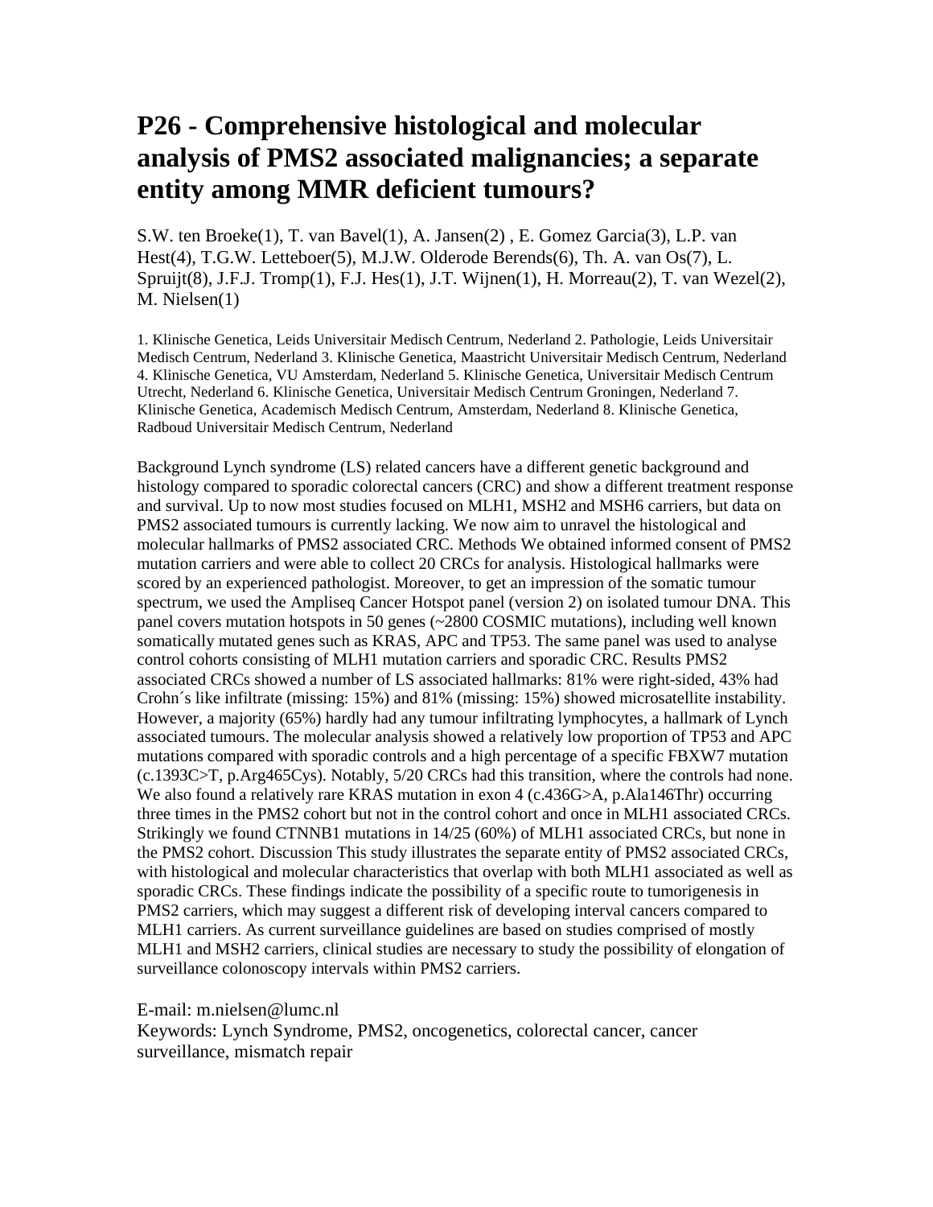# P26 - Comprehensive histological and molecular analysis of PMS2 associated malignancies; a separate entity among MMR deficient tumours?

S.W. ten Broeke(1), T. van Bavel(1), A. Jansen(2) , E. Gomez Garcia(3), L.P. van Hest(4), T.G.W. Letteboer(5), M.J.W. Olderode Berends(6), Th. A. van Os(7), L. Spruijt(8), J.F.J. Tromp(1), F.J. Hes(1), J.T. Wijnen(1), H. Morreau(2), T. van Wezel(2), M. Nielsen(1)

1. Klinische Genetica, Leids Universitair Medisch Centrum, Nederland 2. Pathologie, Leids Universitair Medisch Centrum, Nederland 3. Klinische Genetica, Maastricht Universitair Medisch Centrum, Nederland 4. Klinische Genetica, VU Amsterdam, Nederland 5. Klinische Genetica, Universitair Medisch Centrum Utrecht, Nederland 6. Klinische Genetica, Universitair Medisch Centrum Groningen, Nederland 7. Klinische Genetica, Academisch Medisch Centrum, Amsterdam, Nederland 8. Klinische Genetica, Radboud Universitair Medisch Centrum, Nederland

Background Lynch syndrome (LS) related cancers have a different genetic background and histology compared to sporadic colorectal cancers (CRC) and show a different treatment response and survival. Up to now most studies focused on MLH1, MSH2 and MSH6 carriers, but data on PMS2 associated tumours is currently lacking. We now aim to unravel the histological and molecular hallmarks of PMS2 associated CRC. Methods We obtained informed consent of PMS2 mutation carriers and were able to collect 20 CRCs for analysis. Histological hallmarks were scored by an experienced pathologist. Moreover, to get an impression of the somatic tumour spectrum, we used the Ampliseq Cancer Hotspot panel (version 2) on isolated tumour DNA. This panel covers mutation hotspots in 50 genes (~2800 COSMIC mutations), including well known somatically mutated genes such as KRAS, APC and TP53. The same panel was used to analyse control cohorts consisting of MLH1 mutation carriers and sporadic CRC. Results PMS2 associated CRCs showed a number of LS associated hallmarks: 81% were right-sided, 43% had Crohn´s like infiltrate (missing: 15%) and 81% (missing: 15%) showed microsatellite instability. However, a majority (65%) hardly had any tumour infiltrating lymphocytes, a hallmark of Lynch associated tumours. The molecular analysis showed a relatively low proportion of TP53 and APC mutations compared with sporadic controls and a high percentage of a specific FBXW7 mutation (c.1393C>T, p.Arg465Cys). Notably, 5/20 CRCs had this transition, where the controls had none. We also found a relatively rare KRAS mutation in exon 4 (c.436G>A, p.Ala146Thr) occurring three times in the PMS2 cohort but not in the control cohort and once in MLH1 associated CRCs. Strikingly we found CTNNB1 mutations in 14/25 (60%) of MLH1 associated CRCs, but none in the PMS2 cohort. Discussion This study illustrates the separate entity of PMS2 associated CRCs, with histological and molecular characteristics that overlap with both MLH1 associated as well as sporadic CRCs. These findings indicate the possibility of a specific route to tumorigenesis in PMS2 carriers, which may suggest a different risk of developing interval cancers compared to MLH1 carriers. As current surveillance guidelines are based on studies comprised of mostly MLH1 and MSH2 carriers, clinical studies are necessary to study the possibility of elongation of surveillance colonoscopy intervals within PMS2 carriers.

E-mail: m.nielsen@lumc.nl
Keywords: Lynch Syndrome, PMS2, oncogenetics, colorectal cancer, cancer surveillance, mismatch repair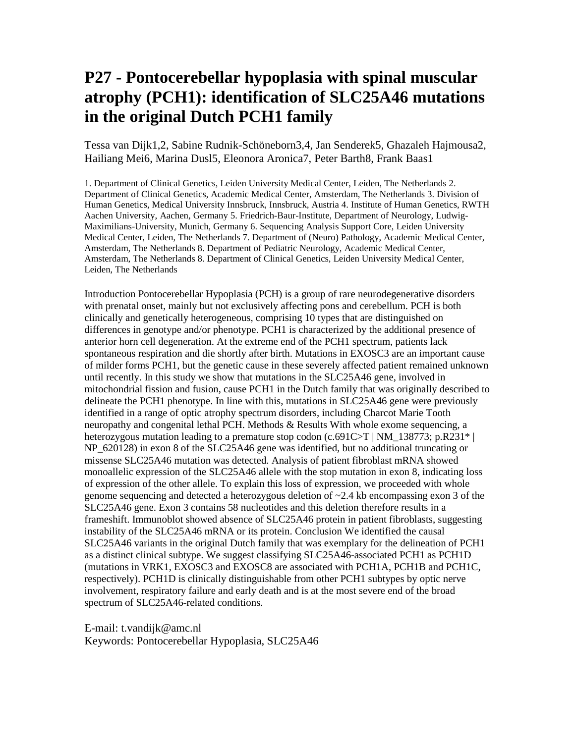# P27 - Pontocerebellar hypoplasia with spinal muscular atrophy (PCH1): identification of SLC25A46 mutations in the original Dutch PCH1 family

Tessa van Dijk[1,2], Sabine Rudnik-Schöneborn[3,4], Jan Senderek[5], Ghazaleh Hajmousa[2], Hailiang Mei[6], Marina Dusl[5], Eleonora Aronica[7], Peter Barth[8], Frank Baas[1]

1. Department of Clinical Genetics, Leiden University Medical Center, Leiden, The Netherlands 2. Department of Clinical Genetics, Academic Medical Center, Amsterdam, The Netherlands 3. Division of Human Genetics, Medical University Innsbruck, Innsbruck, Austria 4. Institute of Human Genetics, RWTH Aachen University, Aachen, Germany 5. Friedrich-Baur-Institute, Department of Neurology, Ludwig-Maximilians-University, Munich, Germany 6. Sequencing Analysis Support Core, Leiden University Medical Center, Leiden, The Netherlands 7. Department of (Neuro) Pathology, Academic Medical Center, Amsterdam, The Netherlands 8. Department of Pediatric Neurology, Academic Medical Center, Amsterdam, The Netherlands 8. Department of Clinical Genetics, Leiden University Medical Center, Leiden, The Netherlands

Introduction Pontocerebellar Hypoplasia (PCH) is a group of rare neurodegenerative disorders with prenatal onset, mainly but not exclusively affecting pons and cerebellum. PCH is both clinically and genetically heterogeneous, comprising 10 types that are distinguished on differences in genotype and/or phenotype. PCH1 is characterized by the additional presence of anterior horn cell degeneration. At the extreme end of the PCH1 spectrum, patients lack spontaneous respiration and die shortly after birth. Mutations in EXOSC3 are an important cause of milder forms PCH1, but the genetic cause in these severely affected patient remained unknown until recently. In this study we show that mutations in the SLC25A46 gene, involved in mitochondrial fission and fusion, cause PCH1 in the Dutch family that was originally described to delineate the PCH1 phenotype. In line with this, mutations in SLC25A46 gene were previously identified in a range of optic atrophy spectrum disorders, including Charcot Marie Tooth neuropathy and congenital lethal PCH. Methods & Results With whole exome sequencing, a heterozygous mutation leading to a premature stop codon (c.691C>T | NM_138773; p.R231* | NP_620128) in exon 8 of the SLC25A46 gene was identified, but no additional truncating or missense SLC25A46 mutation was detected. Analysis of patient fibroblast mRNA showed monoallelic expression of the SLC25A46 allele with the stop mutation in exon 8, indicating loss of expression of the other allele. To explain this loss of expression, we proceeded with whole genome sequencing and detected a heterozygous deletion of ~2.4 kb encompassing exon 3 of the SLC25A46 gene. Exon 3 contains 58 nucleotides and this deletion therefore results in a frameshift. Immunoblot showed absence of SLC25A46 protein in patient fibroblasts, suggesting instability of the SLC25A46 mRNA or its protein. Conclusion We identified the causal SLC25A46 variants in the original Dutch family that was exemplary for the delineation of PCH1 as a distinct clinical subtype. We suggest classifying SLC25A46-associated PCH1 as PCH1D (mutations in VRK1, EXOSC3 and EXOSC8 are associated with PCH1A, PCH1B and PCH1C, respectively). PCH1D is clinically distinguishable from other PCH1 subtypes by optic nerve involvement, respiratory failure and early death and is at the most severe end of the broad spectrum of SLC25A46-related conditions.

E-mail: t.vandijk@amc.nl
Keywords: Pontocerebellar Hypoplasia, SLC25A46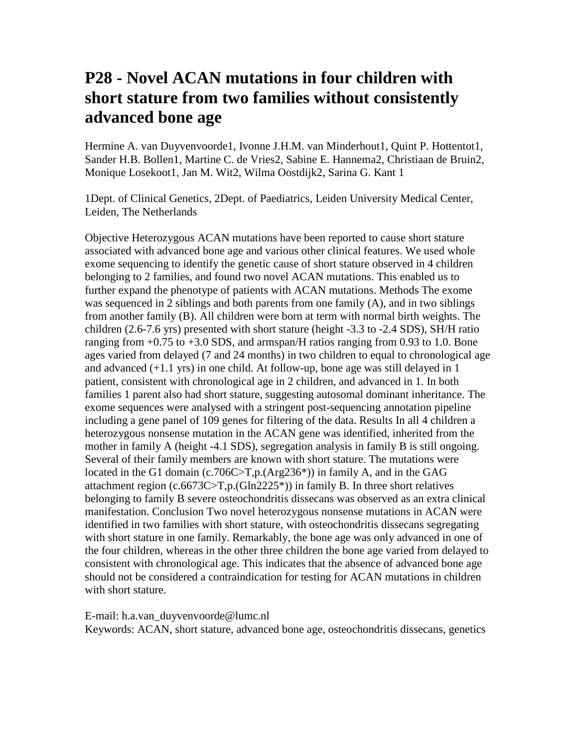# P28 - Novel ACAN mutations in four children with short stature from two families without consistently advanced bone age

Hermine A. van Duyvenvoorde[1], Ivonne J.H.M. van Minderhout[1], Quint P. Hottentot[1], Sander H.B. Bollen[1], Martine C. de Vries[2], Sabine E. Hannema[2], Christiaan de Bruin[2], Monique Losekoot[1], Jan M. Wit[2], Wilma Oostdijk[2], Sarina G. Kant [1]

[1]Dept. of Clinical Genetics, [2]Dept. of Paediatrics, Leiden University Medical Center, Leiden, The Netherlands

Objective Heterozygous ACAN mutations have been reported to cause short stature associated with advanced bone age and various other clinical features. We used whole exome sequencing to identify the genetic cause of short stature observed in 4 children belonging to 2 families, and found two novel ACAN mutations. This enabled us to further expand the phenotype of patients with ACAN mutations. Methods The exome was sequenced in 2 siblings and both parents from one family (A), and in two siblings from another family (B). All children were born at term with normal birth weights. The children (2.6-7.6 yrs) presented with short stature (height -3.3 to -2.4 SDS), SH/H ratio ranging from +0.75 to +3.0 SDS, and armspan/H ratios ranging from 0.93 to 1.0. Bone ages varied from delayed (7 and 24 months) in two children to equal to chronological age and advanced (+1.1 yrs) in one child. At follow-up, bone age was still delayed in 1 patient, consistent with chronological age in 2 children, and advanced in 1. In both families 1 parent also had short stature, suggesting autosomal dominant inheritance. The exome sequences were analysed with a stringent post-sequencing annotation pipeline including a gene panel of 109 genes for filtering of the data. Results In all 4 children a heterozygous nonsense mutation in the ACAN gene was identified, inherited from the mother in family A (height -4.1 SDS), segregation analysis in family B is still ongoing. Several of their family members are known with short stature. The mutations were located in the G1 domain (c.706C>T,p.(Arg236*)) in family A, and in the GAG attachment region (c.6673C>T,p.(Gln2225*)) in family B. In three short relatives belonging to family B severe osteochondritis dissecans was observed as an extra clinical manifestation. Conclusion Two novel heterozygous nonsense mutations in ACAN were identified in two families with short stature, with osteochondritis dissecans segregating with short stature in one family. Remarkably, the bone age was only advanced in one of the four children, whereas in the other three children the bone age varied from delayed to consistent with chronological age. This indicates that the absence of advanced bone age should not be considered a contraindication for testing for ACAN mutations in children with short stature.

E-mail: h.a.van_duyvenvoorde@lumc.nl
Keywords: ACAN, short stature, advanced bone age, osteochondritis dissecans, genetics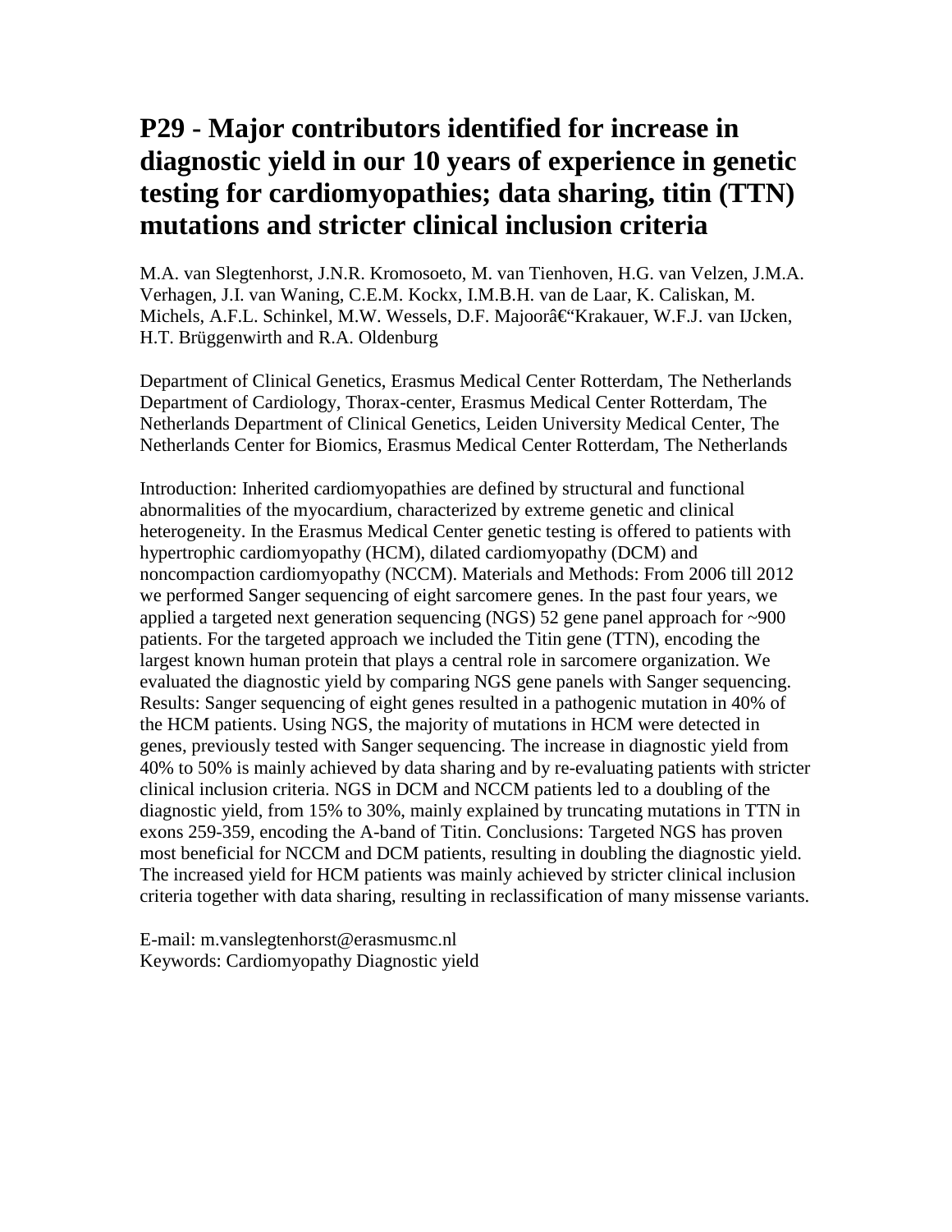# P29 - Major contributors identified for increase in diagnostic yield in our 10 years of experience in genetic testing for cardiomyopathies; data sharing, titin (TTN) mutations and stricter clinical inclusion criteria

M.A. van Slegtenhorst, J.N.R. Kromosoeto, M. van Tienhoven, H.G. van Velzen, J.M.A. Verhagen, J.I. van Waning, C.E.M. Kockx, I.M.B.H. van de Laar, K. Caliskan, M. Michels, A.F.L. Schinkel, M.W. Wessels, D.F. Majoorâ€“Krakauer, W.F.J. van IJcken, H.T. Brüggenwirth and R.A. Oldenburg

Department of Clinical Genetics, Erasmus Medical Center Rotterdam, The Netherlands Department of Cardiology, Thorax-center, Erasmus Medical Center Rotterdam, The Netherlands Department of Clinical Genetics, Leiden University Medical Center, The Netherlands Center for Biomics, Erasmus Medical Center Rotterdam, The Netherlands

Introduction: Inherited cardiomyopathies are defined by structural and functional abnormalities of the myocardium, characterized by extreme genetic and clinical heterogeneity. In the Erasmus Medical Center genetic testing is offered to patients with hypertrophic cardiomyopathy (HCM), dilated cardiomyopathy (DCM) and noncompaction cardiomyopathy (NCCM). Materials and Methods: From 2006 till 2012 we performed Sanger sequencing of eight sarcomere genes. In the past four years, we applied a targeted next generation sequencing (NGS) 52 gene panel approach for ~900 patients. For the targeted approach we included the Titin gene (TTN), encoding the largest known human protein that plays a central role in sarcomere organization. We evaluated the diagnostic yield by comparing NGS gene panels with Sanger sequencing. Results: Sanger sequencing of eight genes resulted in a pathogenic mutation in 40% of the HCM patients. Using NGS, the majority of mutations in HCM were detected in genes, previously tested with Sanger sequencing. The increase in diagnostic yield from 40% to 50% is mainly achieved by data sharing and by re-evaluating patients with stricter clinical inclusion criteria. NGS in DCM and NCCM patients led to a doubling of the diagnostic yield, from 15% to 30%, mainly explained by truncating mutations in TTN in exons 259-359, encoding the A-band of Titin. Conclusions: Targeted NGS has proven most beneficial for NCCM and DCM patients, resulting in doubling the diagnostic yield. The increased yield for HCM patients was mainly achieved by stricter clinical inclusion criteria together with data sharing, resulting in reclassification of many missense variants.

E-mail: m.vanslegtenhorst@erasmusmc.nl
Keywords: Cardiomyopathy Diagnostic yield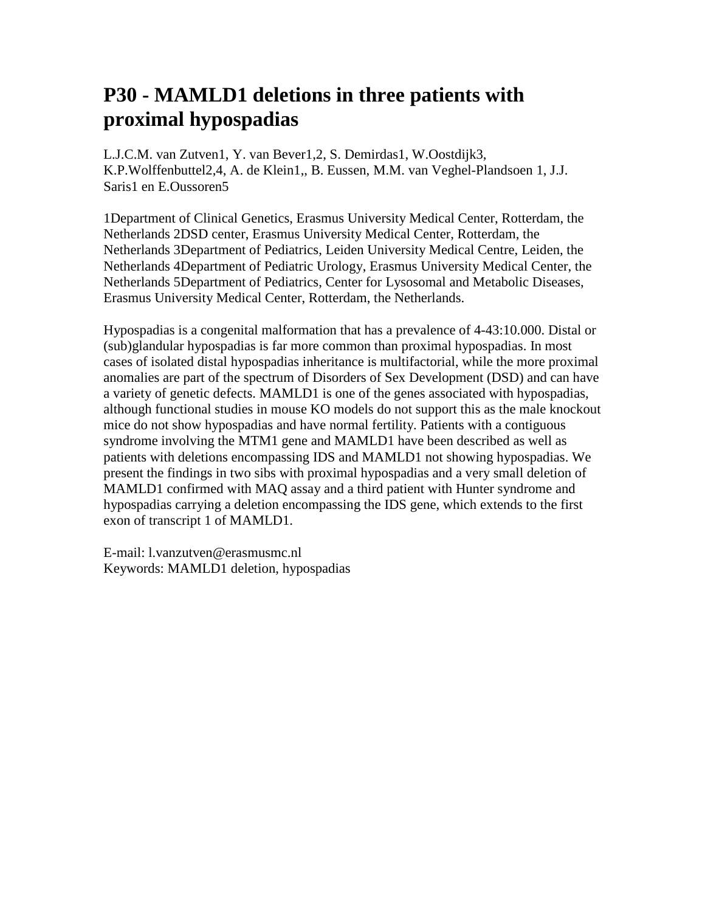# P30 - MAMLD1 deletions in three patients with proximal hypospadias

L.J.C.M. van Zutven1, Y. van Bever1,2, S. Demirdas1, W.Oostdijk3, K.P.Wolffenbuttel2,4, A. de Klein1,, B. Eussen, M.M. van Veghel-Plandsoen 1, J.J. Saris1 en E.Oussoren5

1Department of Clinical Genetics, Erasmus University Medical Center, Rotterdam, the Netherlands 2DSD center, Erasmus University Medical Center, Rotterdam, the Netherlands 3Department of Pediatrics, Leiden University Medical Centre, Leiden, the Netherlands 4Department of Pediatric Urology, Erasmus University Medical Center, the Netherlands 5Department of Pediatrics, Center for Lysosomal and Metabolic Diseases, Erasmus University Medical Center, Rotterdam, the Netherlands.

Hypospadias is a congenital malformation that has a prevalence of 4-43:10.000. Distal or (sub)glandular hypospadias is far more common than proximal hypospadias. In most cases of isolated distal hypospadias inheritance is multifactorial, while the more proximal anomalies are part of the spectrum of Disorders of Sex Development (DSD) and can have a variety of genetic defects. MAMLD1 is one of the genes associated with hypospadias, although functional studies in mouse KO models do not support this as the male knockout mice do not show hypospadias and have normal fertility. Patients with a contiguous syndrome involving the MTM1 gene and MAMLD1 have been described as well as patients with deletions encompassing IDS and MAMLD1 not showing hypospadias. We present the findings in two sibs with proximal hypospadias and a very small deletion of MAMLD1 confirmed with MAQ assay and a third patient with Hunter syndrome and hypospadias carrying a deletion encompassing the IDS gene, which extends to the first exon of transcript 1 of MAMLD1.

E-mail: l.vanzutven@erasmusmc.nl
Keywords: MAMLD1 deletion, hypospadias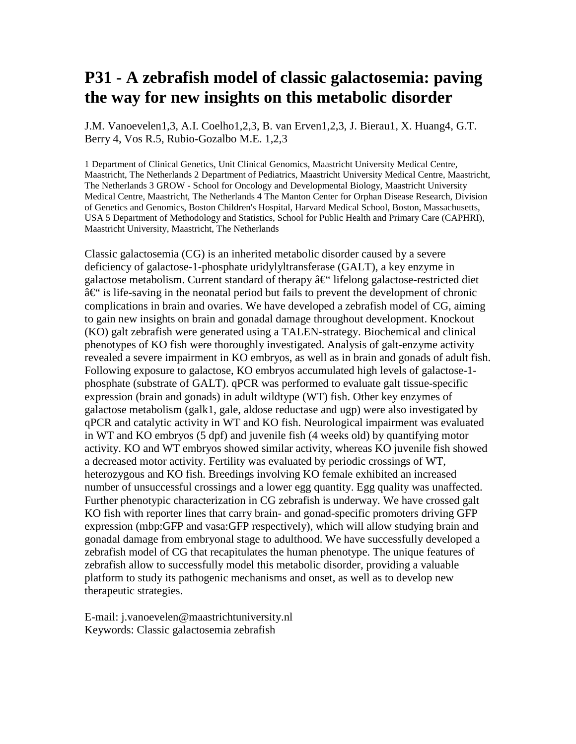# P31 - A zebrafish model of classic galactosemia: paving the way for new insights on this metabolic disorder

J.M. Vanoevelen1,3, A.I. Coelho1,2,3, B. van Erven1,2,3, J. Bierau1, X. Huang4, G.T. Berry 4, Vos R.5, Rubio-Gozalbo M.E. 1,2,3

1 Department of Clinical Genetics, Unit Clinical Genomics, Maastricht University Medical Centre, Maastricht, The Netherlands 2 Department of Pediatrics, Maastricht University Medical Centre, Maastricht, The Netherlands 3 GROW - School for Oncology and Developmental Biology, Maastricht University Medical Centre, Maastricht, The Netherlands 4 The Manton Center for Orphan Disease Research, Division of Genetics and Genomics, Boston Children's Hospital, Harvard Medical School, Boston, Massachusetts, USA 5 Department of Methodology and Statistics, School for Public Health and Primary Care (CAPHRI), Maastricht University, Maastricht, The Netherlands

Classic galactosemia (CG) is an inherited metabolic disorder caused by a severe deficiency of galactose-1-phosphate uridylyltransferase (GALT), a key enzyme in galactose metabolism. Current standard of therapy â€“ lifelong galactose-restricted diet â€“ is life-saving in the neonatal period but fails to prevent the development of chronic complications in brain and ovaries. We have developed a zebrafish model of CG, aiming to gain new insights on brain and gonadal damage throughout development. Knockout (KO) galt zebrafish were generated using a TALEN-strategy. Biochemical and clinical phenotypes of KO fish were thoroughly investigated. Analysis of galt-enzyme activity revealed a severe impairment in KO embryos, as well as in brain and gonads of adult fish. Following exposure to galactose, KO embryos accumulated high levels of galactose-1-phosphate (substrate of GALT). qPCR was performed to evaluate galt tissue-specific expression (brain and gonads) in adult wildtype (WT) fish. Other key enzymes of galactose metabolism (galk1, gale, aldose reductase and ugp) were also investigated by qPCR and catalytic activity in WT and KO fish. Neurological impairment was evaluated in WT and KO embryos (5 dpf) and juvenile fish (4 weeks old) by quantifying motor activity. KO and WT embryos showed similar activity, whereas KO juvenile fish showed a decreased motor activity. Fertility was evaluated by periodic crossings of WT, heterozygous and KO fish. Breedings involving KO female exhibited an increased number of unsuccessful crossings and a lower egg quantity. Egg quality was unaffected. Further phenotypic characterization in CG zebrafish is underway. We have crossed galt KO fish with reporter lines that carry brain- and gonad-specific promoters driving GFP expression (mbp:GFP and vasa:GFP respectively), which will allow studying brain and gonadal damage from embryonal stage to adulthood. We have successfully developed a zebrafish model of CG that recapitulates the human phenotype. The unique features of zebrafish allow to successfully model this metabolic disorder, providing a valuable platform to study its pathogenic mechanisms and onset, as well as to develop new therapeutic strategies.

E-mail: j.vanoevelen@maastrichtuniversity.nl
Keywords: Classic galactosemia zebrafish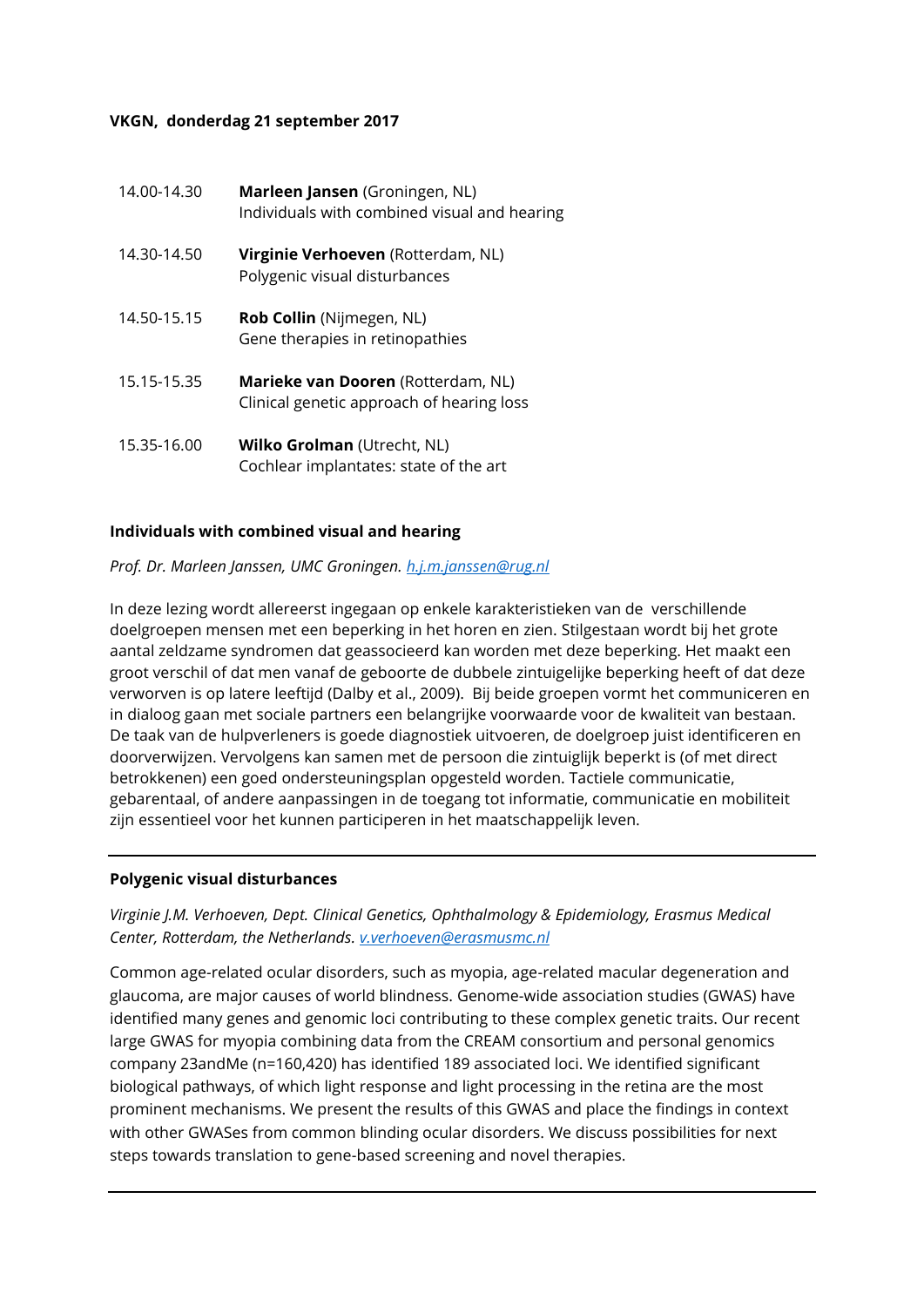**VKGN, donderdag 21 september 2017**

| | |
|---|---|
| 14.00-14.30 | **Marleen Jansen** (Groningen, NL)<br>Individuals with combined visual and hearing |
| 14.30-14.50 | **Virginie Verhoeven** (Rotterdam, NL)<br>Polygenic visual disturbances |
| 14.50-15.15 | **Rob Collin** (Nijmegen, NL)<br>Gene therapies in retinopathies |
| 15.15-15.35 | **Marieke van Dooren** (Rotterdam, NL)<br>Clinical genetic approach of hearing loss |
| 15.35-16.00 | **Wilko Grolman** (Utrecht, NL)<br>Cochlear implantates: state of the art |

**Individuals with combined visual and hearing**

*Prof. Dr. Marleen Janssen, UMC Groningen. h.j.m.janssen@rug.nl*

In deze lezing wordt allereerst ingegaan op enkele karakteristieken van de verschillende doelgroepen mensen met een beperking in het horen en zien. Stilgestaan wordt bij het grote aantal zeldzame syndromen dat geassocieerd kan worden met deze beperking. Het maakt een groot verschil of dat men vanaf de geboorte de dubbele zintuigelijke beperking heeft of dat deze verworven is op latere leeftijd (Dalby et al., 2009). Bij beide groepen vormt het communiceren en in dialoog gaan met sociale partners een belangrijke voorwaarde voor de kwaliteit van bestaan. De taak van de hulpverleners is goede diagnostiek uitvoeren, de doelgroep juist identificeren en doorverwijzen. Vervolgens kan samen met de persoon die zintuiglijk beperkt is (of met direct betrokkenen) een goed ondersteuningsplan opgesteld worden. Tactiele communicatie, gebarentaal, of andere aanpassingen in de toegang tot informatie, communicatie en mobiliteit zijn essentieel voor het kunnen participeren in het maatschappelijk leven.

---

**Polygenic visual disturbances**

*Virginie J.M. Verhoeven, Dept. Clinical Genetics, Ophthalmology & Epidemiology, Erasmus Medical Center, Rotterdam, the Netherlands. v.verhoeven@erasmusmc.nl*

Common age-related ocular disorders, such as myopia, age-related macular degeneration and glaucoma, are major causes of world blindness. Genome-wide association studies (GWAS) have identified many genes and genomic loci contributing to these complex genetic traits. Our recent large GWAS for myopia combining data from the CREAM consortium and personal genomics company 23andMe (n=160,420) has identified 189 associated loci. We identified significant biological pathways, of which light response and light processing in the retina are the most prominent mechanisms. We present the results of this GWAS and place the findings in context with other GWASes from common blinding ocular disorders. We discuss possibilities for next steps towards translation to gene-based screening and novel therapies.

---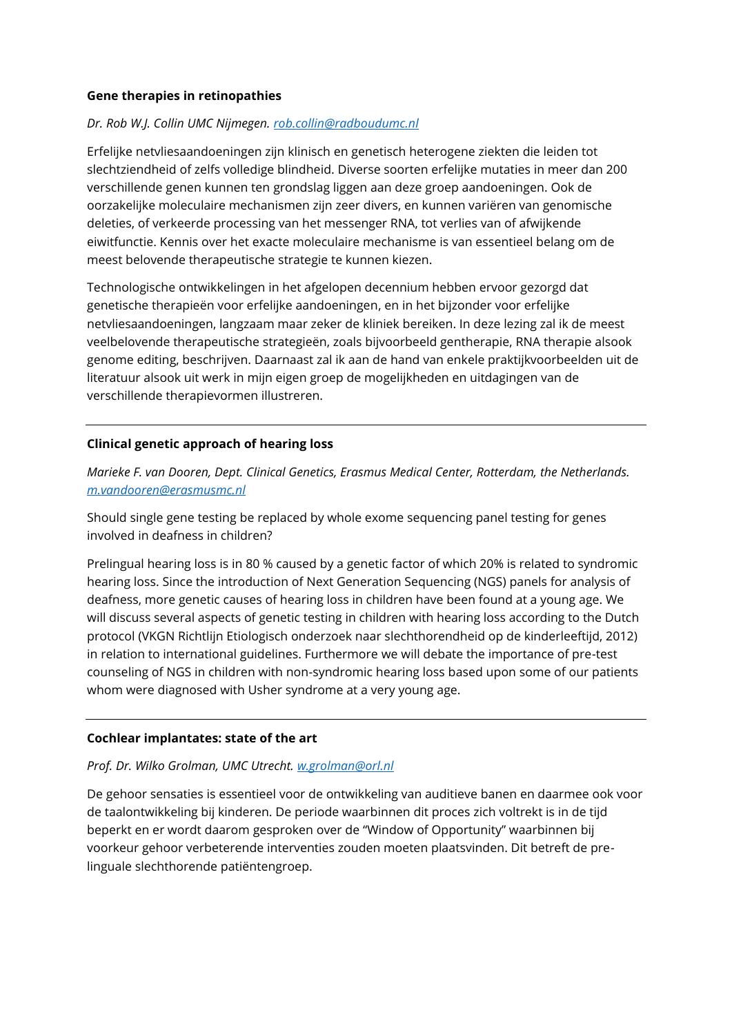**Gene therapies in retinopathies**

*Dr. Rob W.J. Collin UMC Nijmegen. rob.collin@radboudumc.nl*

Erfelijke netvliesaandoeningen zijn klinisch en genetisch heterogene ziekten die leiden tot slechtziendheid of zelfs volledige blindheid. Diverse soorten erfelijke mutaties in meer dan 200 verschillende genen kunnen ten grondslag liggen aan deze groep aandoeningen. Ook de oorzakelijke moleculaire mechanismen zijn zeer divers, en kunnen variëren van genomische deleties, of verkeerde processing van het messenger RNA, tot verlies van of afwijkende eiwitfunctie. Kennis over het exacte moleculaire mechanisme is van essentieel belang om de meest belovende therapeutische strategie te kunnen kiezen.

Technologische ontwikkelingen in het afgelopen decennium hebben ervoor gezorgd dat genetische therapieën voor erfelijke aandoeningen, en in het bijzonder voor erfelijke netvliesaandoeningen, langzaam maar zeker de kliniek bereiken. In deze lezing zal ik de meest veelbelovende therapeutische strategieën, zoals bijvoorbeeld gentherapie, RNA therapie alsook genome editing, beschrijven. Daarnaast zal ik aan de hand van enkele praktijkvoorbeelden uit de literatuur alsook uit werk in mijn eigen groep de mogelijkheden en uitdagingen van de verschillende therapievormen illustreren.

---

**Clinical genetic approach of hearing loss**

*Marieke F. van Dooren, Dept. Clinical Genetics, Erasmus Medical Center, Rotterdam, the Netherlands. m.vandooren@erasmusmc.nl*

Should single gene testing be replaced by whole exome sequencing panel testing for genes involved in deafness in children?

Prelingual hearing loss is in 80 % caused by a genetic factor of which 20% is related to syndromic hearing loss. Since the introduction of Next Generation Sequencing (NGS) panels for analysis of deafness, more genetic causes of hearing loss in children have been found at a young age. We will discuss several aspects of genetic testing in children with hearing loss according to the Dutch protocol (VKGN Richtlijn Etiologisch onderzoek naar slechthorendheid op de kinderleeftijd, 2012) in relation to international guidelines. Furthermore we will debate the importance of pre-test counseling of NGS in children with non-syndromic hearing loss based upon some of our patients whom were diagnosed with Usher syndrome at a very young age.

---

**Cochlear implantates: state of the art**

*Prof. Dr. Wilko Grolman, UMC Utrecht. w.grolman@orl.nl*

De gehoor sensaties is essentieel voor de ontwikkeling van auditieve banen en daarmee ook voor de taalontwikkeling bij kinderen. De periode waarbinnen dit proces zich voltrekt is in de tijd beperkt en er wordt daarom gesproken over de "Window of Opportunity" waarbinnen bij voorkeur gehoor verbeterende interventies zouden moeten plaatsvinden. Dit betreft de pre-linguale slechthorende patiëntengroep.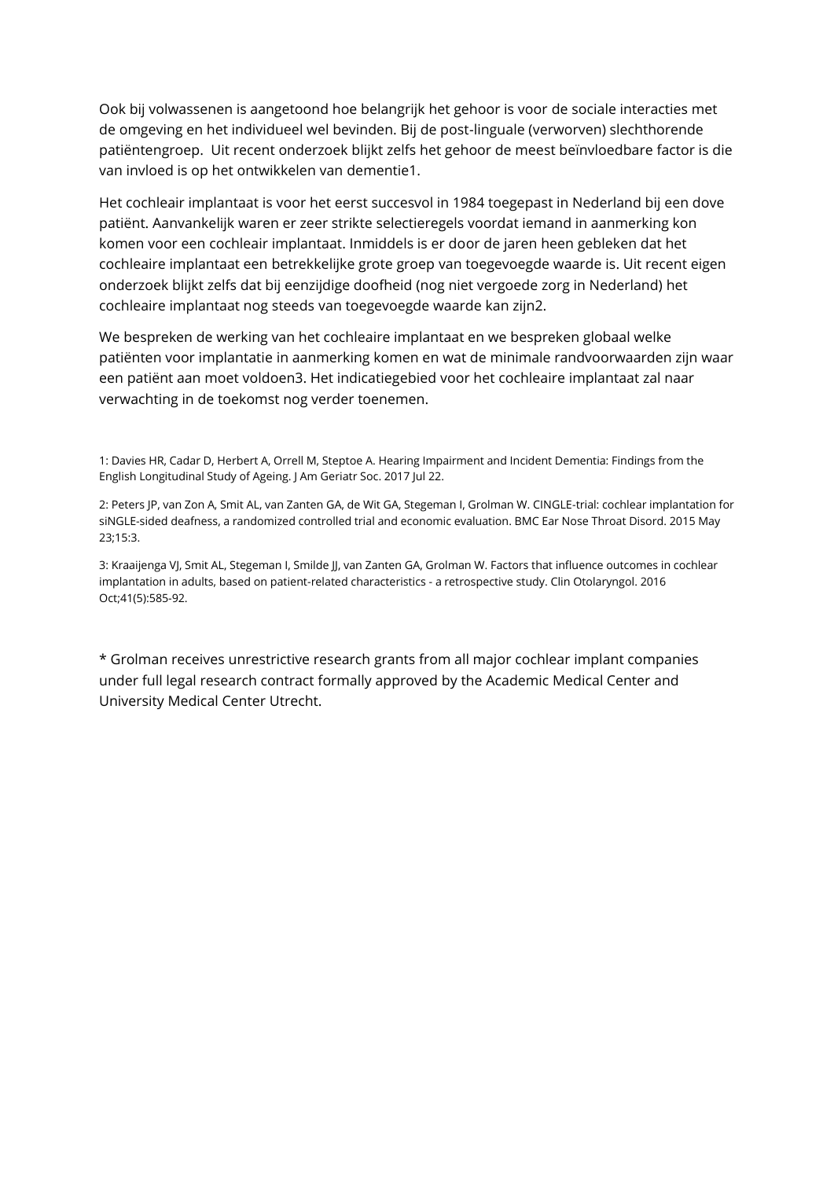Ook bij volwassenen is aangetoond hoe belangrijk het gehoor is voor de sociale interacties met de omgeving en het individueel wel bevinden. Bij de post-linguale (verworven) slechthorende patiëntengroep. Uit recent onderzoek blijkt zelfs het gehoor de meest beïnvloedbare factor is die van invloed is op het ontwikkelen van dementie[1].

Het cochleair implantaat is voor het eerst succesvol in 1984 toegepast in Nederland bij een dove patiënt. Aanvankelijk waren er zeer strikte selectieregels voordat iemand in aanmerking kon komen voor een cochleair implantaat. Inmiddels is er door de jaren heen gebleken dat het cochleaire implantaat een betrekkelijke grote groep van toegevoegde waarde is. Uit recent eigen onderzoek blijkt zelfs dat bij eenzijdige doofheid (nog niet vergoede zorg in Nederland) het cochleaire implantaat nog steeds van toegevoegde waarde kan zijn[2].

We bespreken de werking van het cochleaire implantaat en we bespreken globaal welke patiënten voor implantatie in aanmerking komen en wat de minimale randvoorwaarden zijn waar een patiënt aan moet voldoen[3]. Het indicatiegebied voor het cochleaire implantaat zal naar verwachting in de toekomst nog verder toenemen.

1: Davies HR, Cadar D, Herbert A, Orrell M, Steptoe A. Hearing Impairment and Incident Dementia: Findings from the English Longitudinal Study of Ageing. J Am Geriatr Soc. 2017 Jul 22.

2: Peters JP, van Zon A, Smit AL, van Zanten GA, de Wit GA, Stegeman I, Grolman W. CINGLE-trial: cochlear implantation for siNGLE-sided deafness, a randomized controlled trial and economic evaluation. BMC Ear Nose Throat Disord. 2015 May 23;15:3.

3: Kraaijenga VJ, Smit AL, Stegeman I, Smilde JJ, van Zanten GA, Grolman W. Factors that influence outcomes in cochlear implantation in adults, based on patient-related characteristics - a retrospective study. Clin Otolaryngol. 2016 Oct;41(5):585-92.

* Grolman receives unrestrictive research grants from all major cochlear implant companies under full legal research contract formally approved by the Academic Medical Center and University Medical Center Utrecht.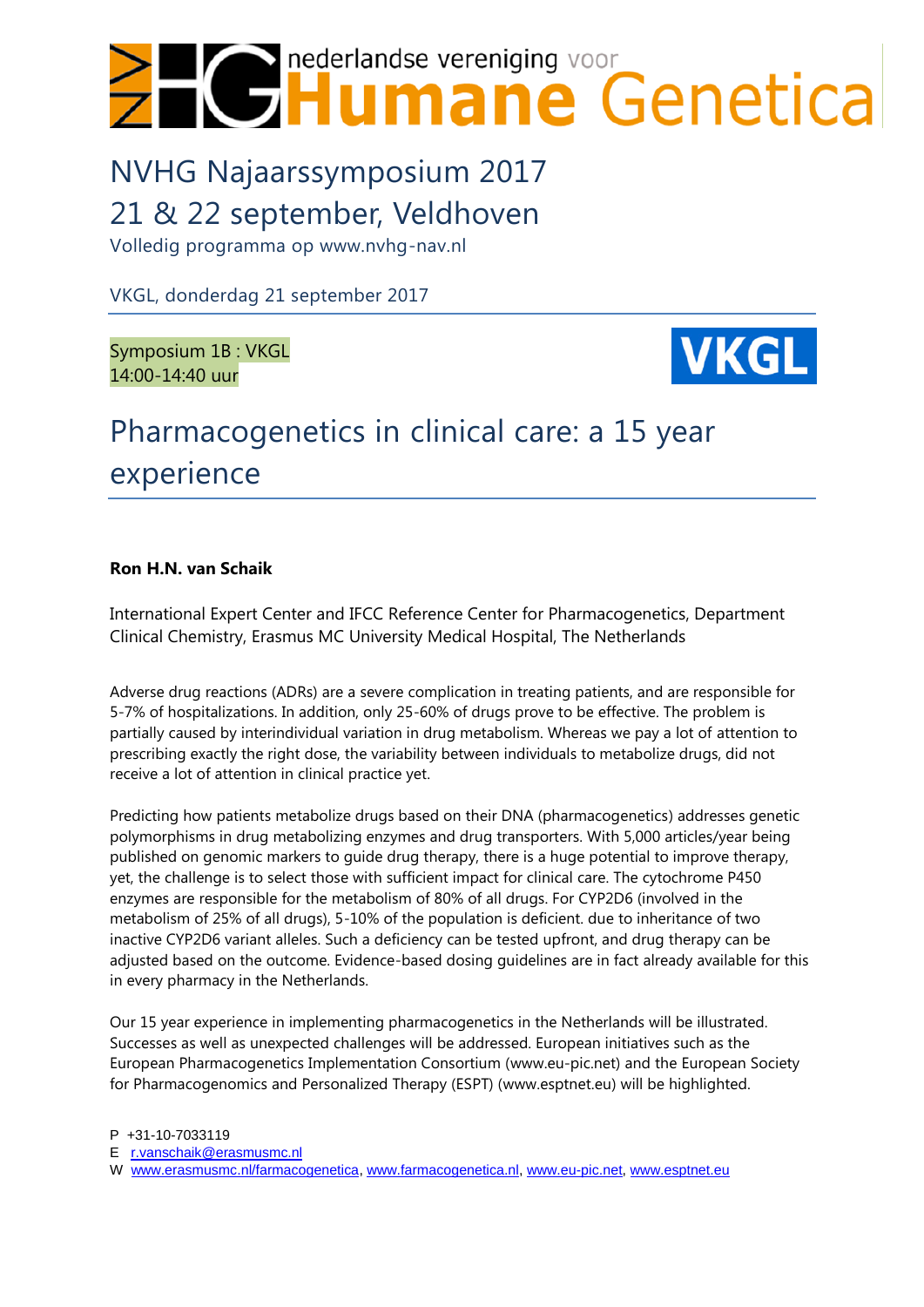# nederlandse vereniging voor Humane Genetica

## NVHG Najaarssymposium 2017
## 21 & 22 september, Veldhoven

Volledig programma op www.nvhg-nav.nl

VKGL, donderdag 21 september 2017

Symposium 1B : VKGL
14:00-14:40 uur

VKGL

# Pharmacogenetics in clinical care: a 15 year experience

**Ron H.N. van Schaik**

International Expert Center and IFCC Reference Center for Pharmacogenetics, Department Clinical Chemistry, Erasmus MC University Medical Hospital, The Netherlands

Adverse drug reactions (ADRs) are a severe complication in treating patients, and are responsible for 5-7% of hospitalizations. In addition, only 25-60% of drugs prove to be effective. The problem is partially caused by interindividual variation in drug metabolism. Whereas we pay a lot of attention to prescribing exactly the right dose, the variability between individuals to metabolize drugs, did not receive a lot of attention in clinical practice yet.

Predicting how patients metabolize drugs based on their DNA (pharmacogenetics) addresses genetic polymorphisms in drug metabolizing enzymes and drug transporters. With 5,000 articles/year being published on genomic markers to guide drug therapy, there is a huge potential to improve therapy, yet, the challenge is to select those with sufficient impact for clinical care. The cytochrome P450 enzymes are responsible for the metabolism of 80% of all drugs. For CYP2D6 (involved in the metabolism of 25% of all drugs), 5-10% of the population is deficient. due to inheritance of two inactive CYP2D6 variant alleles. Such a deficiency can be tested upfront, and drug therapy can be adjusted based on the outcome. Evidence-based dosing guidelines are in fact already available for this in every pharmacy in the Netherlands.

Our 15 year experience in implementing pharmacogenetics in the Netherlands will be illustrated. Successes as well as unexpected challenges will be addressed. European initiatives such as the European Pharmacogenetics Implementation Consortium (www.eu-pic.net) and the European Society for Pharmacogenomics and Personalized Therapy (ESPT) (www.esptnet.eu) will be highlighted.

P +31-10-7033119
E r.vanschaik@erasmusmc.nl
W www.erasmusmc.nl/farmacogenetica, www.farmacogenetica.nl, www.eu-pic.net, www.esptnet.eu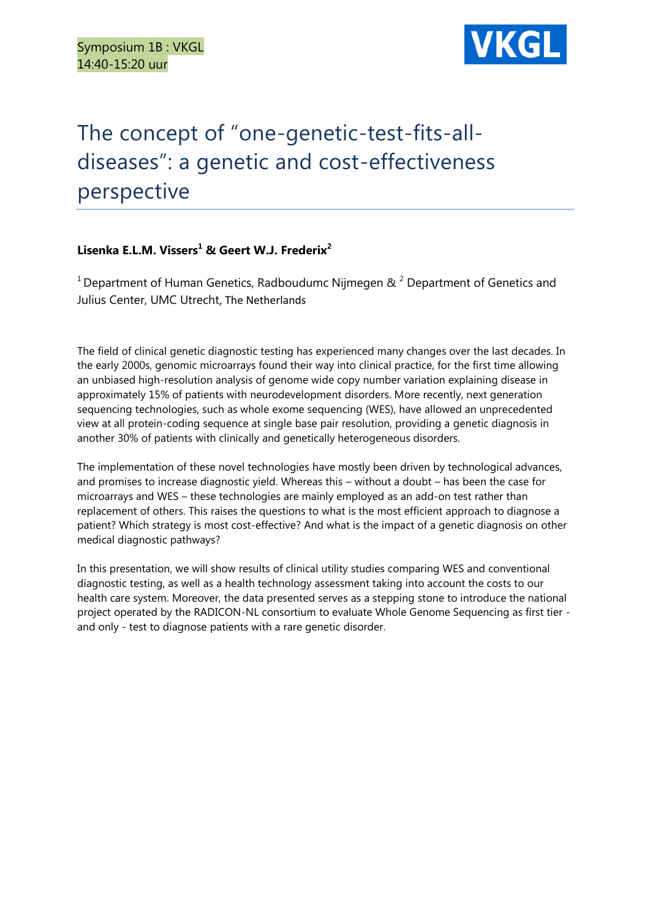Symposium 1B : VKGL
14:40-15:20 uur

VKGL

# The concept of "one-genetic-test-fits-all-diseases": a genetic and cost-effectiveness perspective

**Lisenka E.L.M. Vissers[1] & Geert W.J. Frederix[2]**

[1] Department of Human Genetics, Radboudumc Nijmegen & [2] Department of Genetics and Julius Center, UMC Utrecht, The Netherlands

The field of clinical genetic diagnostic testing has experienced many changes over the last decades. In the early 2000s, genomic microarrays found their way into clinical practice, for the first time allowing an unbiased high-resolution analysis of genome wide copy number variation explaining disease in approximately 15% of patients with neurodevelopment disorders. More recently, next generation sequencing technologies, such as whole exome sequencing (WES), have allowed an unprecedented view at all protein-coding sequence at single base pair resolution, providing a genetic diagnosis in another 30% of patients with clinically and genetically heterogeneous disorders.

The implementation of these novel technologies have mostly been driven by technological advances, and promises to increase diagnostic yield. Whereas this – without a doubt – has been the case for microarrays and WES – these technologies are mainly employed as an add-on test rather than replacement of others. This raises the questions to what is the most efficient approach to diagnose a patient? Which strategy is most cost-effective? And what is the impact of a genetic diagnosis on other medical diagnostic pathways?

In this presentation, we will show results of clinical utility studies comparing WES and conventional diagnostic testing, as well as a health technology assessment taking into account the costs to our health care system. Moreover, the data presented serves as a stepping stone to introduce the national project operated by the RADICON-NL consortium to evaluate Whole Genome Sequencing as first tier - and only - test to diagnose patients with a rare genetic disorder.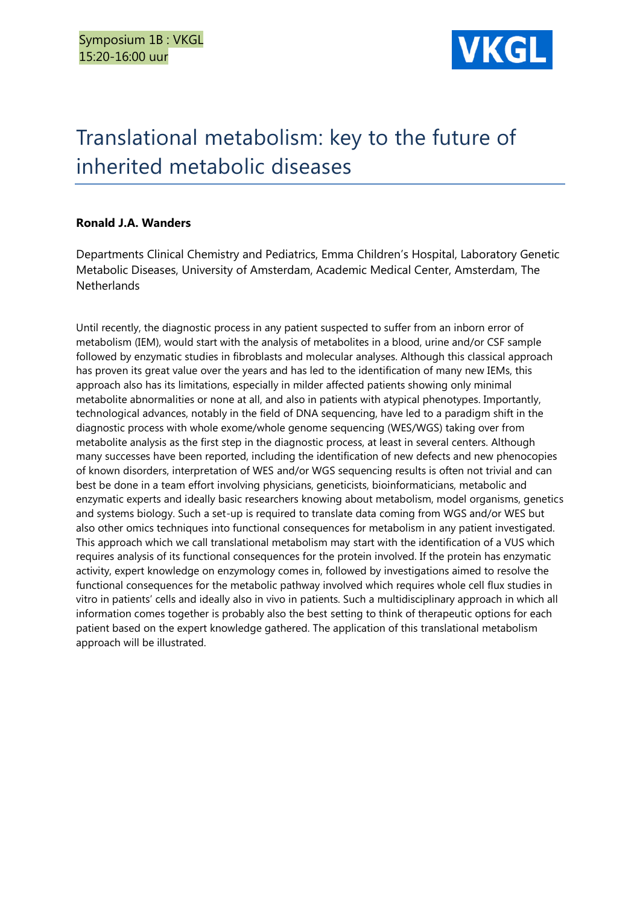Symposium 1B : VKGL
15:20-16:00 uur

VKGL

# Translational metabolism: key to the future of inherited metabolic diseases

**Ronald J.A. Wanders**

Departments Clinical Chemistry and Pediatrics, Emma Children's Hospital, Laboratory Genetic Metabolic Diseases, University of Amsterdam, Academic Medical Center, Amsterdam, The Netherlands

Until recently, the diagnostic process in any patient suspected to suffer from an inborn error of metabolism (IEM), would start with the analysis of metabolites in a blood, urine and/or CSF sample followed by enzymatic studies in fibroblasts and molecular analyses. Although this classical approach has proven its great value over the years and has led to the identification of many new IEMs, this approach also has its limitations, especially in milder affected patients showing only minimal metabolite abnormalities or none at all, and also in patients with atypical phenotypes. Importantly, technological advances, notably in the field of DNA sequencing, have led to a paradigm shift in the diagnostic process with whole exome/whole genome sequencing (WES/WGS) taking over from metabolite analysis as the first step in the diagnostic process, at least in several centers. Although many successes have been reported, including the identification of new defects and new phenocopies of known disorders, interpretation of WES and/or WGS sequencing results is often not trivial and can best be done in a team effort involving physicians, geneticists, bioinformaticians, metabolic and enzymatic experts and ideally basic researchers knowing about metabolism, model organisms, genetics and systems biology. Such a set-up is required to translate data coming from WGS and/or WES but also other omics techniques into functional consequences for metabolism in any patient investigated. This approach which we call translational metabolism may start with the identification of a VUS which requires analysis of its functional consequences for the protein involved. If the protein has enzymatic activity, expert knowledge on enzymology comes in, followed by investigations aimed to resolve the functional consequences for the metabolic pathway involved which requires whole cell flux studies in vitro in patients' cells and ideally also in vivo in patients. Such a multidisciplinary approach in which all information comes together is probably also the best setting to think of therapeutic options for each patient based on the expert knowledge gathered. The application of this translational metabolism approach will be illustrated.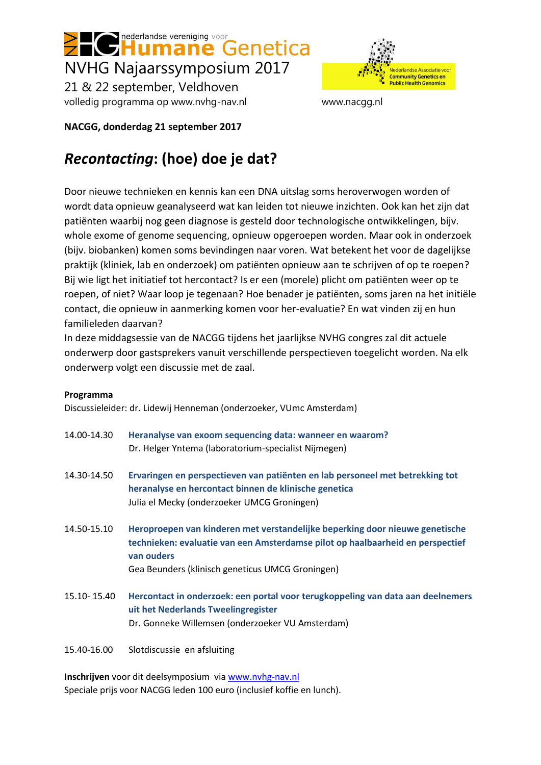nederlandse vereniging voor **Humane Genetica**

NVHG Najaarssymposium 2017

21 & 22 september, Veldhoven

volledig programma op www.nvhg-nav.nl

Nederlandse Associatie voor Community Genetics en Public Health Genomics

www.nacgg.nl

**NACGG, donderdag 21 september 2017**

# *Recontacting*: (hoe) doe je dat?

Door nieuwe technieken en kennis kan een DNA uitslag soms heroverwogen worden of wordt data opnieuw geanalyseerd wat kan leiden tot nieuwe inzichten. Ook kan het zijn dat patiënten waarbij nog geen diagnose is gesteld door technologische ontwikkelingen, bijv. whole exome of genome sequencing, opnieuw opgeroepen worden. Maar ook in onderzoek (bijv. biobanken) komen soms bevindingen naar voren. Wat betekent het voor de dagelijkse praktijk (kliniek, lab en onderzoek) om patiënten opnieuw aan te schrijven of op te roepen? Bij wie ligt het initiatief tot hercontact? Is er een (morele) plicht om patiënten weer op te roepen, of niet? Waar loop je tegenaan? Hoe benader je patiënten, soms jaren na het initiële contact, die opnieuw in aanmerking komen voor her-evaluatie? En wat vinden zij en hun familieleden daarvan?

In deze middagsessie van de NACGG tijdens het jaarlijkse NVHG congres zal dit actuele onderwerp door gastsprekers vanuit verschillende perspectieven toegelicht worden. Na elk onderwerp volgt een discussie met de zaal.

**Programma**

Discussieleider: dr. Lidewij Henneman (onderzoeker, VUmc Amsterdam)

14.00-14.30 **Heranalyse van exoom sequencing data: wanneer en waarom?**
Dr. Helger Yntema (laboratorium-specialist Nijmegen)

14.30-14.50 **Ervaringen en perspectieven van patiënten en lab personeel met betrekking tot heranalyse en hercontact binnen de klinische genetica**
Julia el Mecky (onderzoeker UMCG Groningen)

14.50-15.10 **Heroproepen van kinderen met verstandelijke beperking door nieuwe genetische technieken: evaluatie van een Amsterdamse pilot op haalbaarheid en perspectief van ouders**
Gea Beunders (klinisch geneticus UMCG Groningen)

15.10- 15.40 **Hercontact in onderzoek: een portal voor terugkoppeling van data aan deelnemers uit het Nederlands Tweelingregister**
Dr. Gonneke Willemsen (onderzoeker VU Amsterdam)

15.40-16.00 Slotdiscussie en afsluiting

**Inschrijven** voor dit deelsymposium via www.nvhg-nav.nl
Speciale prijs voor NACGG leden 100 euro (inclusief koffie en lunch).